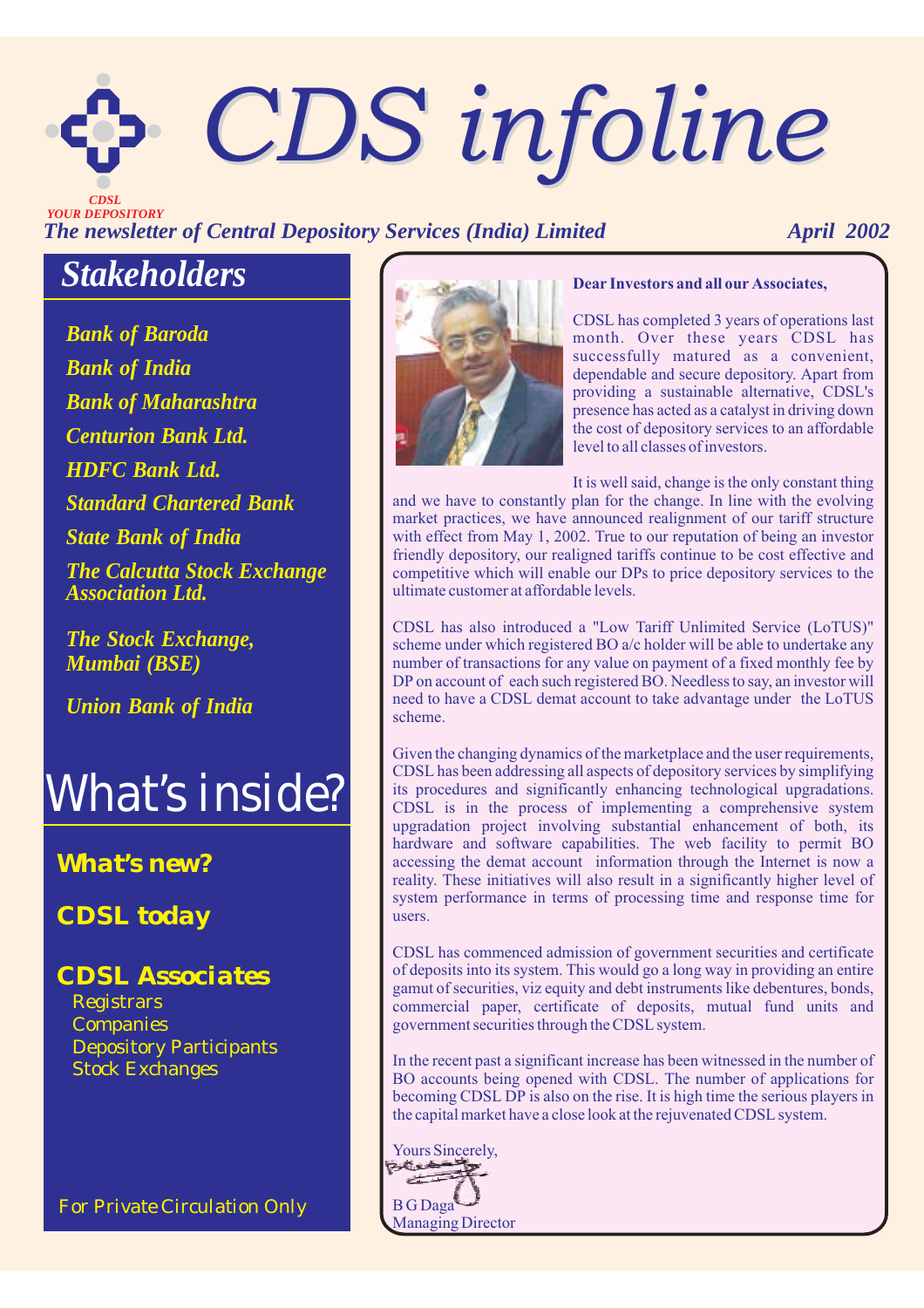# CDS infoline

CDSL
YOUR DEPOSITORY

*The newsletter of Central Depository Services (India) Limited* *April 2002*

## Stakeholders

- *Bank of Baroda*
- *Bank of India*
- *Bank of Maharashtra*
- *Centurion Bank Ltd.*
- *HDFC Bank Ltd.*
- *Standard Chartered Bank*
- *State Bank of India*
- *The Calcutta Stock Exchange Association Ltd.*
- *The Stock Exchange, Mumbai (BSE)*
- *Union Bank of India*

## What's inside?

**What's new?**

**CDSL today**

**CDSL Associates**
- Registrars
- Companies
- Depository Participants
- Stock Exchanges

For Private Circulation Only

**Dear Investors and all our Associates,**

CDSL has completed 3 years of operations last month. Over these years CDSL has successfully matured as a convenient, dependable and secure depository. Apart from providing a sustainable alternative, CDSL's presence has acted as a catalyst in driving down the cost of depository services to an affordable level to all classes of investors.

It is well said, change is the only constant thing and we have to constantly plan for the change. In line with the evolving market practices, we have announced realignment of our tariff structure with effect from May 1, 2002. True to our reputation of being an investor friendly depository, our realigned tariffs continue to be cost effective and competitive which will enable our DPs to price depository services to the ultimate customer at affordable levels.

CDSL has also introduced a "Low Tariff Unlimited Service (LoTUS)" scheme under which registered BO a/c holder will be able to undertake any number of transactions for any value on payment of a fixed monthly fee by DP on account of each such registered BO. Needless to say, an investor will need to have a CDSL demat account to take advantage under the LoTUS scheme.

Given the changing dynamics of the marketplace and the user requirements, CDSL has been addressing all aspects of depository services by simplifying its procedures and significantly enhancing technological upgradations. CDSL is in the process of implementing a comprehensive system upgradation project involving substantial enhancement of both, its hardware and software capabilities. The web facility to permit BO accessing the demat account information through the Internet is now a reality. These initiatives will also result in a significantly higher level of system performance in terms of processing time and response time for users.

CDSL has commenced admission of government securities and certificate of deposits into its system. This would go a long way in providing an entire gamut of securities, viz equity and debt instruments like debentures, bonds, commercial paper, certificate of deposits, mutual fund units and government securities through the CDSL system.

In the recent past a significant increase has been witnessed in the number of BO accounts being opened with CDSL. The number of applications for becoming CDSL DP is also on the rise. It is high time the serious players in the capital market have a close look at the rejuvenated CDSL system.

Yours Sincerely,

B G Daga
Managing Director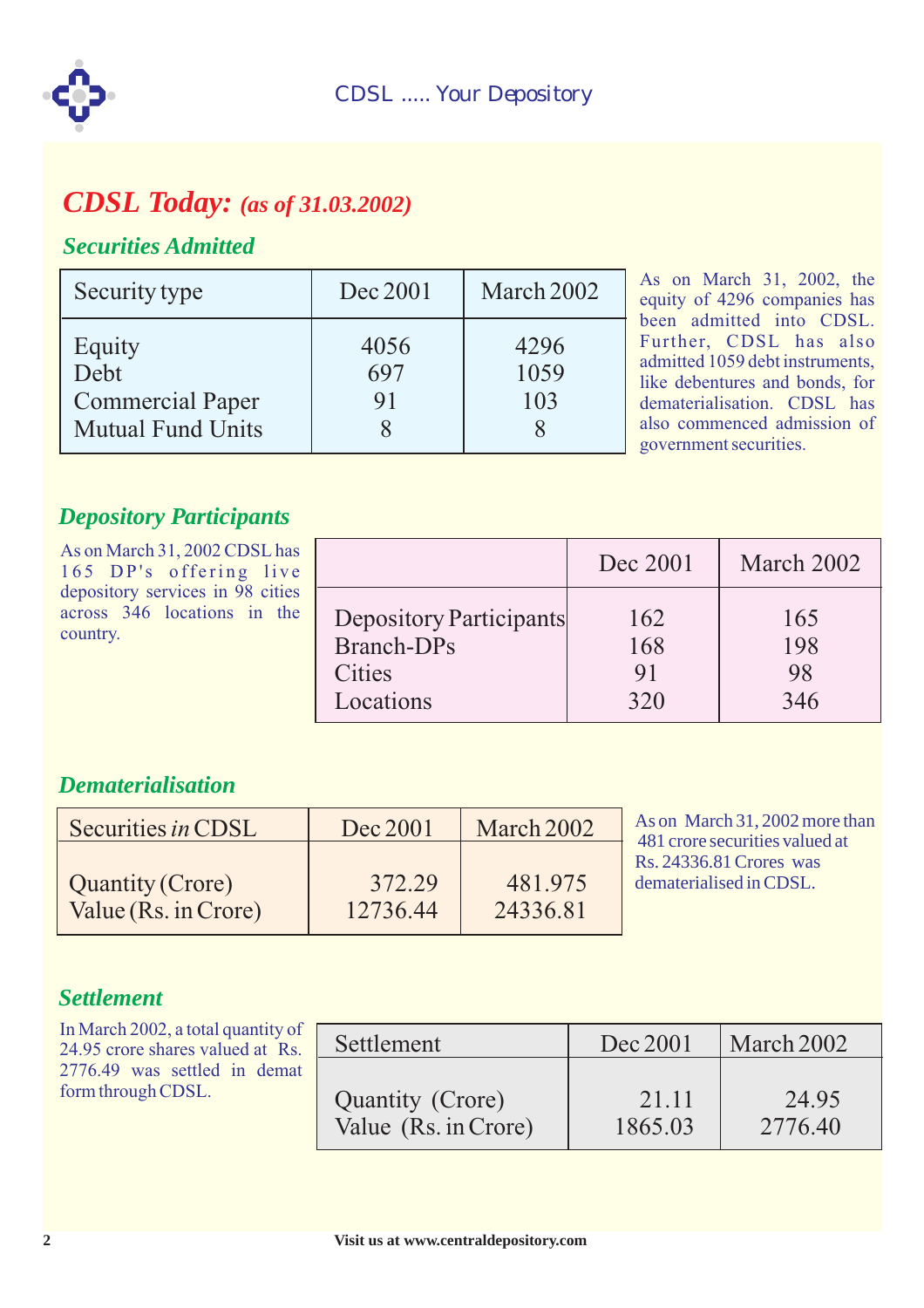# *CDSL Today: (as of 31.03.2002)*

## *Securities Admitted*

| Security type | Dec 2001 | March 2002 |
|---|---|---|
| Equity | 4056 | 4296 |
| Debt | 697 | 1059 |
| Commercial Paper | 91 | 103 |
| Mutual Fund Units | 8 | 8 |

As on March 31, 2002, the equity of 4296 companies has been admitted into CDSL. Further, CDSL has also admitted 1059 debt instruments, like debentures and bonds, for dematerialisation. CDSL has also commenced admission of government securities.

## *Depository Participants*

As on March 31, 2002 CDSL has 165 DP's offering live depository services in 98 cities across 346 locations in the country.

| | Dec 2001 | March 2002 |
|---|---|---|
| Depository Participants | 162 | 165 |
| Branch-DPs | 168 | 198 |
| Cities | 91 | 98 |
| Locations | 320 | 346 |

## *Dematerialisation*

| Securities *in* CDSL | Dec 2001 | March 2002 |
|---|---|---|
| Quantity (Crore) | 372.29 | 481.975 |
| Value (Rs. in Crore) | 12736.44 | 24336.81 |

As on March 31, 2002 more than 481 crore securities valued at Rs. 24336.81 Crores was dematerialised in CDSL.

## *Settlement*

In March 2002, a total quantity of 24.95 crore shares valued at Rs. 2776.49 was settled in demat form through CDSL.

| Settlement | Dec 2001 | March 2002 |
|---|---|---|
| Quantity (Crore) | 21.11 | 24.95 |
| Value (Rs. in Crore) | 1865.03 | 2776.40 |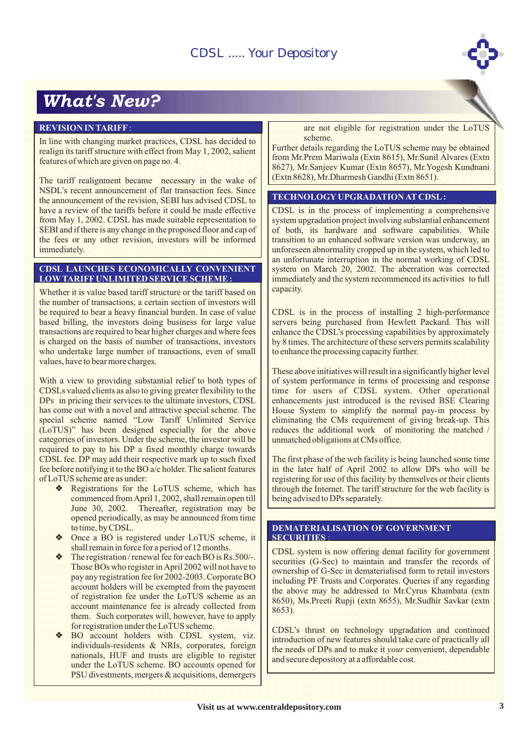# What's New?

## REVISION IN TARIFF :

In line with changing market practices, CDSL has decided to realign its tariff structure with effect from May 1, 2002, salient features of which are given on page no. 4.

The tariff realignment became necessary in the wake of NSDL's recent announcement of flat transaction fees. Since the announcement of the revision, SEBI has advised CDSL to have a review of the tariffs before it could be made effective from May 1, 2002. CDSL has made suitable representation to SEBI and if there is any change in the proposed floor and cap of the fees or any other revision, investors will be informed immediately.

## CDSL LAUNCHES ECONOMICALLY CONVENIENT LOW TARIFF UNLIMITED SERVICE SCHEME :

Whether it is value based tariff structure or the tariff based on the number of transactions, a certain section of investors will be required to bear a heavy financial burden. In case of value based billing, the investors doing business for large value transactions are required to bear higher charges and where fees is charged on the basis of number of transactions, investors who undertake large number of transactions, even of small values, have to bear more charges.

With a view to providing substantial relief to both types of CDSLs valued clients as also to giving greater flexibility to the DPs in pricing their services to the ultimate investors, CDSL has come out with a novel and attractive special scheme. The special scheme named "Low Tariff Unlimited Service (LoTUS)" has been designed especially for the above categories of investors. Under the scheme, the investor will be required to pay to his DP a fixed monthly charge towards CDSL fee. DP may add their respective mark up to such fixed fee before notifying it to the BO a/c holder. The salient features of LoTUS scheme are as under:

- Registrations for the LoTUS scheme, which has commenced from April 1, 2002, shall remain open till June 30, 2002. Thereafter, registration may be opened periodically, as may be announced from time to time, by CDSL.
- Once a BO is registered under LoTUS scheme, it shall remain in force for a period of 12 months.
- The registration / renewal fee for each BO is Rs.500/-. Those BOs who register in April 2002 will not have to pay any registration fee for 2002-2003. Corporate BO account holders will be exempted from the payment of registration fee under the LoTUS scheme as an account maintenance fee is already collected from them. Such corporates will, however, have to apply for registration under the LoTUS scheme.
- BO account holders with CDSL system, viz. individuals-residents & NRIs, corporates, foreign nationals, HUF and trusts are eligible to register under the LoTUS scheme. BO accounts opened for PSU divestments, mergers & acquisitions, demergers are not eligible for registration under the LoTUS scheme.

Further details regarding the LoTUS scheme may be obtained from Mr.Prem Mariwala (Extn 8615), Mr.Sunil Alvares (Extn 8627), Mr.Sanjeev Kumar (Extn 8657), Mr.Yogesh Kundnani (Extn 8628), Mr.Dharmesh Gandhi (Extn 8651).

## TECHNOLOGY UPGRADATION AT CDSL :

CDSL is in the process of implementing a comprehensive system upgradation project involving substantial enhancement of both, its hardware and software capabilities. While transition to an enhanced software version was underway, an unforeseen abnormality cropped up in the system, which led to an unfortunate interruption in the normal working of CDSL system on March 20, 2002. The aberration was corrected immediately and the system recommenced its activities to full capacity.

CDSL is in the process of installing 2 high-performance servers being purchased from Hewlett Packard. This will enhance the CDSL's processing capabilities by approximately by 8 times. The architecture of these servers permits scalability to enhance the processing capacity further.

These above initiatives will result in a significantly higher level of system performance in terms of processing and response time for users of CDSL system. Other operational enhancements just introduced is the revised BSE Clearing House System to simplify the normal pay-in process by eliminating the CMs requirement of giving break-up. This reduces the additional work of monitoring the matched / unmatched obligations at CMs office.

The first phase of the web facility is being launched some time in the later half of April 2002 to allow DPs who will be registering for use of this facility by themselves or their clients through the Internet. The tariff structure for the web facility is being advised to DPs separately.

## DEMATERIALISATION OF GOVERNMENT SECURITIES :

CDSL system is now offering demat facility for government securities (G-Sec) to maintain and transfer the records of ownership of G-Sec in dematerialised form to retail investors including PF Trusts and Corporates. Queries if any regarding the above may be addressed to Mr.Cyrus Khambata (extn 8650), Ms.Preeti Rupji (extn 8655), Mr.Sudhir Savkar (extn 8653).

CDSL's thrust on technology upgradation and continued introduction of new features should take care of practically all the needs of DPs and to make it *your* convenient, dependable and secure depository at a affordable cost.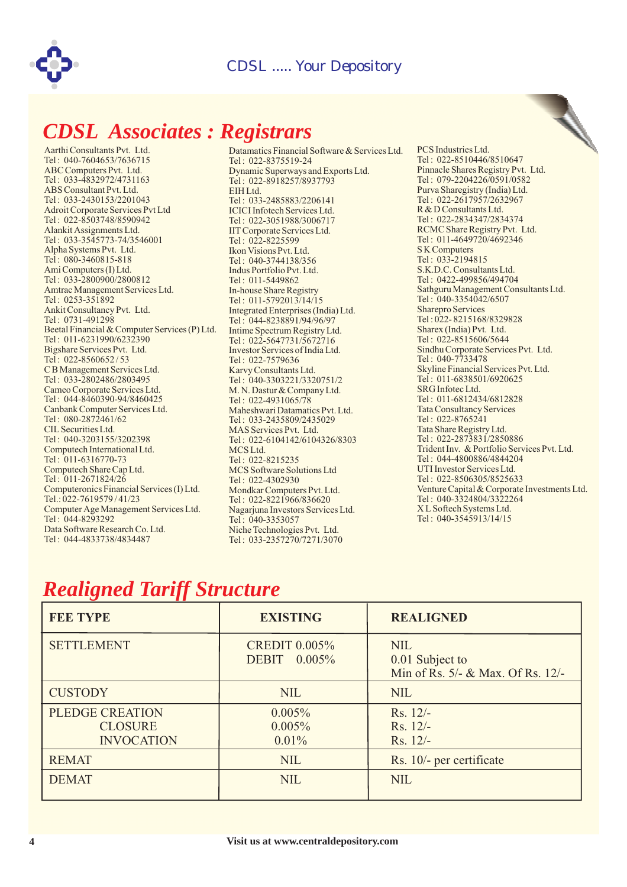## CDSL Associates : Registrars

Aarthi Consultants Pvt. Ltd.
Tel : 040-7604653/7636715
ABC Computers Pvt. Ltd.
Tel : 033-4832972/4731163
ABS Consultant Pvt. Ltd.
Tel : 033-2430153/2201043
Adroit Corporate Services Pvt Ltd
Tel : 022-8503748/8590942
Alankit Assignments Ltd.
Tel : 033-3545773-74/3546001
Alpha Systems Pvt. Ltd.
Tel : 080-3460815-818
Ami Computers (I) Ltd.
Tel : 033-2800900/2800812
Amtrac Management Services Ltd.
Tel : 0253-351892
Ankit Consultancy Pvt. Ltd.
Tel : 0731-491298
Beetal Financial & Computer Services (P) Ltd.
Tel : 011-6231990/6232390
Bigshare Services Pvt. Ltd.
Tel : 022-8560652 / 53
C B Management Services Ltd.
Tel : 033-2802486/2803495
Cameo Corporate Services Ltd.
Tel : 044-8460390-94/8460425
Canbank Computer Services Ltd.
Tel : 080-2872461/62
CIL Securities Ltd.
Tel : 040-3203155/3202398
Computech International Ltd.
Tel : 011-6316770-73
Computech Share Cap Ltd.
Tel : 011-2671824/26
Computeronics Financial Services (I) Ltd.
Tel.: 022-7619579 / 41/23
Computer Age Management Services Ltd.
Tel : 044-8293292
Data Software Research Co. Ltd.
Tel : 044-4833738/4834487

Datamatics Financial Software & Services Ltd.
Tel : 022-8375519-24
Dynamic Superways and Exports Ltd.
Tel : 022-8918257/8937793
EIH Ltd.
Tel : 033-2485883/2206141
ICICI Infotech Services Ltd.
Tel : 022-3051988/3006717
IIT Corporate Services Ltd.
Tel : 022-8225599
Ikon Visions Pvt. Ltd.
Tel : 040-3744138/356
Indus Portfolio Pvt. Ltd.
Tel : 011-5449862
In-house Share Registry
Tel : 011-5792013/14/15
Integrated Enterprises (India) Ltd.
Tel : 044-8238891/94/96/97
Intime Spectrum Registry Ltd.
Tel : 022-5647731/5672716
Investor Services of India Ltd.
Tel : 022-7579636
Karvy Consultants Ltd.
Tel : 040-3303221/3320751/2
M. N. Dastur & Company Ltd.
Tel : 022-4931065/78
Maheshwari Datamatics Pvt. Ltd.
Tel : 033-2435809/2435029
MAS Services Pvt. Ltd.
Tel : 022-6104142/6104326/8303
MCS Ltd.
Tel : 022-8215235
MCS Software Solutions Ltd
Tel : 022-4302930
Mondkar Computers Pvt. Ltd.
Tel : 022-8221966/836620
Nagarjuna Investors Services Ltd.
Tel : 040-3353057
Niche Technologies Pvt. Ltd.
Tel : 033-2357270/7271/3070

PCS Industries Ltd.
Tel : 022-8510446/8510647
Pinnacle Shares Registry Pvt. Ltd.
Tel : 079-2204226/0591/0582
Purva Sharegistry (India) Ltd.
Tel : 022-2617957/2632967
R & D Consultants Ltd.
Tel : 022-2834347/2834374
RCMC Share Registry Pvt. Ltd.
Tel : 011-4649720/4692346
S K Computers
Tel : 033-2194815
S.K.D.C. Consultants Ltd.
Tel : 0422-499856/494704
Sathguru Management Consultants Ltd.
Tel : 040-3354042/6507
Sharepro Services
Tel : 022- 8215168/8329828
Sharex (India) Pvt. Ltd.
Tel : 022-8515606/5644
Sindhu Corporate Services Pvt. Ltd.
Tel : 040-7733478
Skyline Financial Services Pvt. Ltd.
Tel : 011-6838501/6920625
SRG Infotec Ltd.
Tel : 011-6812434/6812828
Tata Consultancy Services
Tel : 022-8765241
Tata Share Registry Ltd.
Tel : 022-2873831/2850886
Trident Inv. & Portfolio Services Pvt. Ltd.
Tel : 044-4800886/4844204
UTI Investor Services Ltd.
Tel : 022-8506305/8525633
Venture Capital & Corporate Investments Ltd.
Tel : 040-3324804/3322264
X L Softech Systems Ltd.
Tel : 040-3545913/14/15

## Realigned Tariff Structure

| FEE TYPE | EXISTING | REALIGNED |
|---|---|---|
| SETTLEMENT | CREDIT 0.005%<br>DEBIT 0.005% | NIL<br>0.01 Subject to<br>Min of Rs. 5/- & Max. Of Rs. 12/- |
| CUSTODY | NIL | NIL |
| PLEDGE CREATION<br>CLOSURE<br>INVOCATION | 0.005%<br>0.005%<br>0.01% | Rs. 12/-<br>Rs. 12/-<br>Rs. 12/- |
| REMAT | NIL | Rs. 10/- per certificate |
| DEMAT | NIL | NIL |

Visit us at www.centraldepository.com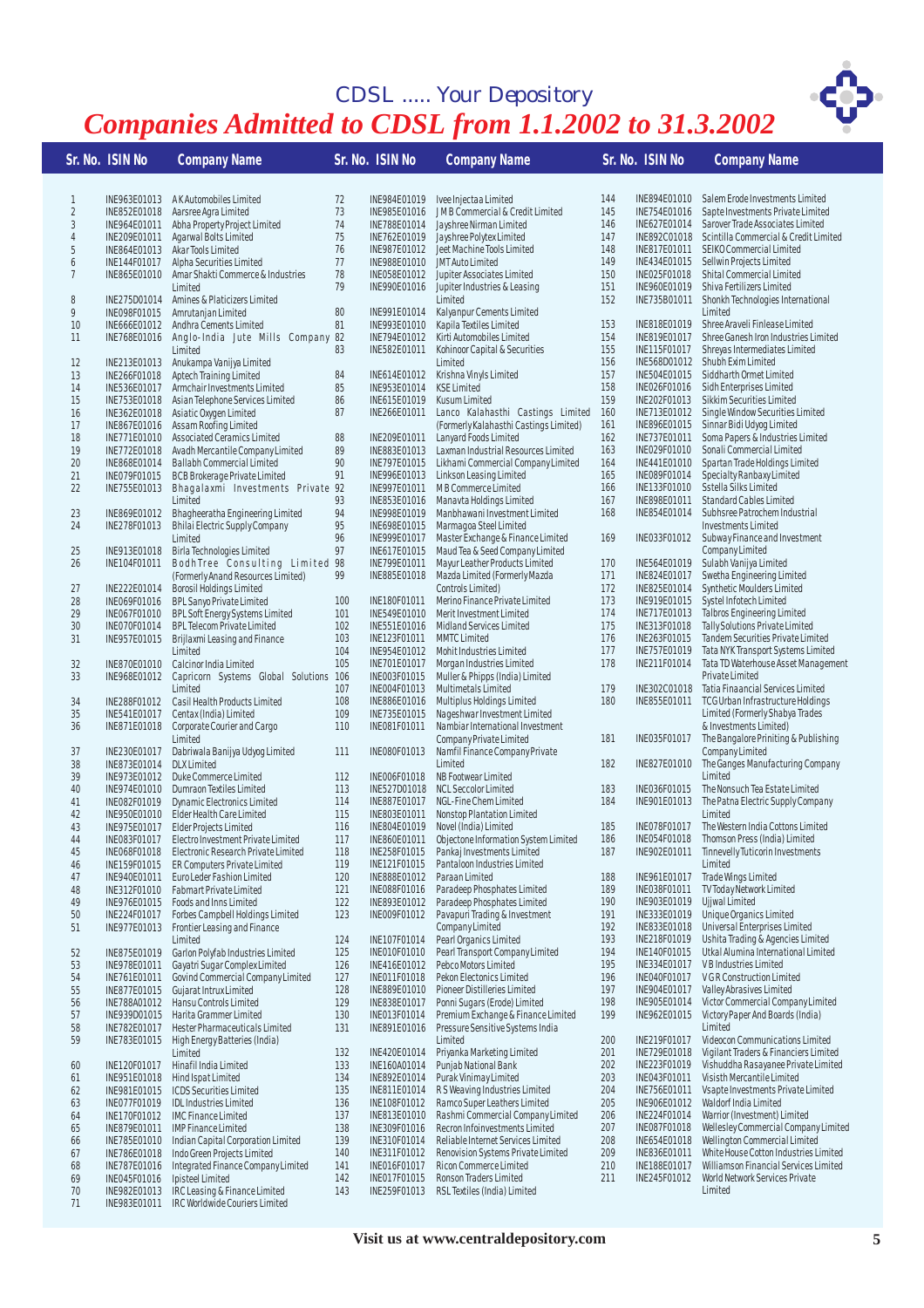## CDSL ..... Your Depository

# *Companies Admitted to CDSL from 1.1.2002 to 31.3.2002*

| Sr. No. | ISIN No | Company Name |
|---|---|---|
| 1 | INE963E01013 | A K Automobiles Limited |
| 2 | INE852E01018 | Aarsree Agra Limited |
| 3 | INE964E01011 | Abha Property Project Limited |
| 4 | INE209E01011 | Agarwal Bolts Limited |
| 5 | INE864E01013 | Akar Tools Limited |
| 6 | INE144F01017 | Alpha Securities Limited |
| 7 | INE865E01010 | Amar Shakti Commerce & Industries Limited |
| 8 | INE275D01014 | Amines & Platicizers Limited |
| 9 | INE098F01015 | Amrutanjan Limited |
| 10 | INE666E01012 | Andhra Cements Limited |
| 11 | INE768E01016 | Anglo-India Jute Mills Company Limited |
| 12 | INE213E01013 | Anukampa Vanijya Limited |
| 13 | INE266F01018 | Aptech Training Limited |
| 14 | INE536E01017 | Armchair Investments Limited |
| 15 | INE753E01018 | Asian Telephone Services Limited |
| 16 | INE362E01018 | Asiatic Oxygen Limited |
| 17 | INE867E01016 | Assam Roofing Limited |
| 18 | INE771E01010 | Associated Ceramics Limited |
| 19 | INE772E01018 | Avadh Mercantile Company Limited |
| 20 | INE868E01014 | Ballabh Commercial Limited |
| 21 | INE079F01015 | BCB Brokerage Private Limited |
| 22 | INE755E01013 | Bhagalaxmi Investments Private Limited |
| 23 | INE869E01012 | Bhagheeratha Engineering Limited |
| 24 | INE278F01013 | Bhilai Electric Supply Company Limited |
| 25 | INE913E01018 | Birla Technologies Limited |
| 26 | INE104F01011 | BodhTree Consulting Limited (Formerly Anand Resources Limited) |
| 27 | INE222E01014 | Borosil Holdings Limited |
| 28 | INE069F01016 | BPL Sanyo Private Limited |
| 29 | INE067F01010 | BPL Soft Energy Systems Limited |
| 30 | INE070F01014 | BPL Telecom Private Limited |
| 31 | INE957E01015 | Brijlaxmi Leasing and Finance Limited |
| 32 | INE870E01010 | Calcinor India Limited |
| 33 | INE968E01012 | Capricorn Systems Global Solutions Limited |
| 34 | INE288F01012 | Casil Health Products Limited |
| 35 | INE541E01017 | Centax (India) Limited |
| 36 | INE871E01018 | Corporate Courier and Cargo Limited |
| 37 | INE230E01017 | Dabriwala Banijya Udyog Limited |
| 38 | INE873E01014 | DLX Limited |
| 39 | INE973E01012 | Duke Commerce Limited |
| 40 | INE974E01010 | Dumraon Textiles Limited |
| 41 | INE082F01019 | Dynamic Electronics Limited |
| 42 | INE950E01010 | Elder Health Care Limited |
| 43 | INE975E01017 | Elder Projects Limited |
| 44 | INE083F01017 | Electro Investment Private Limited |
| 45 | INE068F01018 | Electronic Research Private Limited |
| 46 | INE159F01015 | ER Computers Private Limited |
| 47 | INE940E01011 | Euro Leder Fashion Limited |
| 48 | INE312F01010 | Fabmart Private Limited |
| 49 | INE976E01015 | Foods and Inns Limited |
| 50 | INE224F01017 | Forbes Campbell Holdings Limited |
| 51 | INE977E01013 | Frontier Leasing and Finance Limited |
| 52 | INE875E01019 | Garlon Polyfab Industries Limited |
| 53 | INE978E01011 | Gayatri Sugar Complex Limited |
| 54 | INE761E01011 | Govind Commercial Company Limited |
| 55 | INE877E01015 | Gujarat Intrux Limited |
| 56 | INE788A01012 | Hansu Controls Limited |
| 57 | INE939D01015 | Harita Grammer Limited |
| 58 | INE782E01017 | Hester Pharmaceuticals Limited |
| 59 | INE783E01015 | High Energy Batteries (India) Limited |
| 60 | INE120F01017 | Hinafil India Limited |
| 61 | INE951E01018 | Hind Ispat Limited |
| 62 | INE981E01015 | ICDS Securities Limited |
| 63 | INE077F01019 | IDL Industries Limited |
| 64 | INE170F01012 | IMC Finance Limited |
| 65 | INE879E01011 | IMP Finance Limited |
| 66 | INE785E01010 | Indian Capital Corporation Limited |
| 67 | INE786E01018 | Indo Green Projects Limited |
| 68 | INE787E01016 | Integrated Finance Company Limited |
| 69 | INE045F01016 | Ipisteel Limited |
| 70 | INE982E01013 | IRC Leasing & Finance Limited |
| 71 | INE983E01011 | IRC Worldwide Couriers Limited |
| 72 | INE984E01019 | Ivee Injectaa Limited |
| 73 | INE985E01016 | J M B Commercial & Credit Limited |
| 74 | INE788E01014 | Jayshree Nirman Limited |
| 75 | INE762E01019 | Jayshree Polytex Limited |
| 76 | INE987E01012 | Jeet Machine Tools Limited |
| 77 | INE988E01010 | JMT Auto Limited |
| 78 | INE058E01012 | Jupiter Associates Limited |
| 79 | INE990E01016 | Jupiter Industries & Leasing Limited |
| 80 | INE991E01014 | Kalyanpur Cements Limited |
| 81 | INE993E01010 | Kapila Textiles Limited |
| 82 | INE794E01012 | Kirti Automobiles Limited |
| 83 | INE582E01011 | Kohinoor Capital & Securities Limited |
| 84 | INE614E01012 | Krishna Vinyls Limited |
| 85 | INE953E01014 | KSE Limited |
| 86 | INE615E01019 | Kusum Limited |
| 87 | INE266E01011 | Lanco Kalahasthi Castings Limited (Formerly Kalahasthi Castings Limited) |
| 88 | INE209E01011 | Lanyard Foods Limited |
| 89 | INE883E01013 | Laxman Industrial Resources Limited |
| 90 | INE797E01015 | Likhami Commercial Company Limited |
| 91 | INE996E01013 | Linkson Leasing Limited |
| 92 | INE997E01011 | M B Commerce Limited |
| 93 | INE853E01016 | Manavta Holdings Limited |
| 94 | INE998E01019 | Manbhawani Investment Limited |
| 95 | INE698E01015 | Marmagoa Steel Limited |
| 96 | INE999E01017 | Master Exchange & Finance Limited |
| 97 | INE617E01015 | Maud Tea & Seed Company Limited |
| 98 | INE799E01011 | Mayur Leather Products Limited |
| 99 | INE885E01018 | Mazda Limited (Formerly Mazda Controls Limited) |
| 100 | INE180F01011 | Merino Finance Private Limited |
| 101 | INE549E01010 | Merit Investment Limited |
| 102 | INE551E01016 | Midland Services Limited |
| 103 | INE123F01011 | MMTC Limited |
| 104 | INE954E01012 | Mohit Industries Limited |
| 105 | INE701E01017 | Morgan Industries Limited |
| 106 | INE003F01015 | Muller & Phipps (India) Limited |
| 107 | INE004F01013 | Multimetals Limited |
| 108 | INE886E01016 | Multiplus Holdings Limited |
| 109 | INE735E01015 | Nageshwar Investment Limited |
| 110 | INE081F01011 | Nambiar International Investment Company Private Limited |
| 111 | INE080F01013 | Namfil Finance Company Private Limited |
| 112 | INE006F01018 | NB Footwear Limited |
| 113 | INE527D01018 | NCL Seccolor Limited |
| 114 | INE887E01017 | NGL-Fine Chem Limited |
| 115 | INE803E01011 | Nonstop Plantation Limited |
| 116 | INE804E01019 | Novel (India) Limited |
| 117 | INE860E01011 | Objectone Information System Limited |
| 118 | INE258F01015 | Pankaj Investments Limited |
| 119 | INE121F01015 | Pantaloon Industries Limited |
| 120 | INE888E01012 | Paraan Limited |
| 121 | INE088F01016 | Paradeep Phosphates Limited |
| 122 | INE893E01012 | Paradeep Phosphates Limited |
| 123 | INE009F01012 | Pavapuri Trading & Investment Company Limited |
| 124 | INE107F01014 | Pearl Organics Limited |
| 125 | INE010F01010 | Pearl Transport Company Limited |
| 126 | INE416E01012 | Pebco Motors Limited |
| 127 | INE011F01018 | Pekon Electonics Limited |
| 128 | INE889E01010 | Pioneer Distilleries Limited |
| 129 | INE838E01017 | Ponni Sugars (Erode) Limited |
| 130 | INE013F01014 | Premium Exchange & Finance Limited |
| 131 | INE891E01016 | Pressure Sensitive Systems India Limited |
| 132 | INE420E01014 | Priyanka Marketing Limited |
| 133 | INE160A01014 | Punjab National Bank |
| 134 | INE892E01014 | Purak Vinimay Limited |
| 135 | INE811E01014 | R S Weaving Industries Limited |
| 136 | INE108F01012 | Ramco Super Leathers Limited |
| 137 | INE813E01010 | Rashmi Commercial Company Limited |
| 138 | INE309F01016 | Recron Infoinvestments Limited |
| 139 | INE310F01014 | Reliable Internet Services Limited |
| 140 | INE311F01012 | Renovision Systems Private Limited |
| 141 | INE016F01017 | Ricon Commerce Limited |
| 142 | INE017F01015 | Ronson Traders Limited |
| 143 | INE259F01013 | RSL Textiles (India) Limited |
| 144 | INE894E01010 | Salem Erode Investments Limited |
| 145 | INE754E01016 | Sapte Investments Private Limited |
| 146 | INE627E01014 | Sarover Trade Associates Limited |
| 147 | INE892C01018 | Scintilla Commercial & Credit Limited |
| 148 | INE817E01011 | SEIKO Commercial Limited |
| 149 | INE434E01015 | Sellwin Projects Limited |
| 150 | INE025F01018 | Shital Commercial Limited |
| 151 | INE960E01019 | Shiva Fertilizers Limited |
| 152 | INE735B01011 | Shonkh Technologies International Limited |
| 153 | INE818E01019 | Shree Araveli Finlease Limited |
| 154 | INE819E01017 | Shree Ganesh Iron Industries Limited |
| 155 | INE115F01017 | Shreyas Intermediates Limited |
| 156 | INE568D01012 | Shubh Exim Limited |
| 157 | INE504E01015 | Siddharth Ormet Limited |
| 158 | INE026F01016 | Sidh Enterprises Limited |
| 159 | INE202F01013 | Sikkim Securities Limited |
| 160 | INE713E01012 | Single Window Securities Limited |
| 161 | INE896E01015 | Sinnar Bidi Udyog Limited |
| 162 | INE737E01011 | Soma Papers & Industries Limited |
| 163 | INE029F01010 | Sonali Commercial Limited |
| 164 | INE441E01010 | Spartan Trade Holdings Limited |
| 165 | INE089F01014 | Specialty Ranbaxy Limited |
| 166 | INE133F01010 | Sstella Silks Limited |
| 167 | INE898E01011 | Standard Cables Limited |
| 168 | INE854E01014 | Subhsree Patrochem Industrial Investments Limited |
| 169 | INE033F01012 | Subway Finance and Investment Company Limited |
| 170 | INE564E01019 | Sulabh Vanijya Limited |
| 171 | INE824E01017 | Swetha Engineering Limited |
| 172 | INE825E01014 | Synthetic Moulders Limited |
| 173 | INE919E01015 | Systel Infotech Limited |
| 174 | INE717E01013 | Talbros Engineering Limited |
| 175 | INE313F01018 | Tally Solutions Private Limited |
| 176 | INE263F01015 | Tandem Securities Private Limited |
| 177 | INE757E01019 | Tata NYK Transport Systems Limited |
| 178 | INE211F01014 | Tata TD Waterhouse Asset Management Private Limited |
| 179 | INE302C01018 | Tatia Finaancial Services Limited |
| 180 | INE855E01011 | TCG Urban Infrastructure Holdings Limited (Formerly Shabya Trades & Investments Limited) |
| 181 | INE035F01017 | The Bangalore Printing & Publishing Company Limited |
| 182 | INE827E01010 | The Ganges Manufacturing Company Limited |
| 183 | INE036F01015 | The Nonsuch Tea Estate Limited |
| 184 | INE901E01013 | The Patna Electric Supply Company Limited |
| 185 | INE078F01017 | The Western India Cottons Limited |
| 186 | INE054F01018 | Thomson Press (India) Limited |
| 187 | INE902E01011 | Tinnevelly Tuticorin Investments Limited |
| 188 | INE961E01017 | Trade Wings Limited |
| 189 | INE038F01011 | TV Today Network Limited |
| 190 | INE903E01019 | Ujjwal Limited |
| 191 | INE333E01019 | Unique Organics Limited |
| 192 | INE833E01018 | Universal Enterprises Limited |
| 193 | INE218F01019 | Ushita Trading & Agencies Limited |
| 194 | INE140F01015 | Utkal Alumina International Limited |
| 195 | INE334E01017 | V B Industries Limited |
| 196 | INE040F01017 | V G R Construction Limited |
| 197 | INE904E01017 | Valley Abrasives Limited |
| 198 | INE905E01014 | Victor Commercial Company Limited |
| 199 | INE962E01015 | Victory Paper And Boards (India) Limited |
| 200 | INE219F01017 | Videocon Communications Limited |
| 201 | INE729E01018 | Vigilant Traders & Financiers Limited |
| 202 | INE223F01019 | Vishuddha Rasayanee Private Limited |
| 203 | INE043F01011 | Visisth Mercantile Limited |
| 204 | INE756E01011 | Vsapte Investments Private Limited |
| 205 | INE906E01012 | Waldorf India Limited |
| 206 | INE224F01014 | Warrior (Investment) Limited |
| 207 | INE087F01018 | Wellesley Commercial Company Limited |
| 208 | INE654E01018 | Wellington Commercial Limited |
| 209 | INE836E01011 | White House Cotton Industries Limited |
| 210 | INE188E01017 | Williamson Financial Services Limited |
| 211 | INE245F01012 | World Network Services Private Limited |

**Visit us at www.centraldepository.com**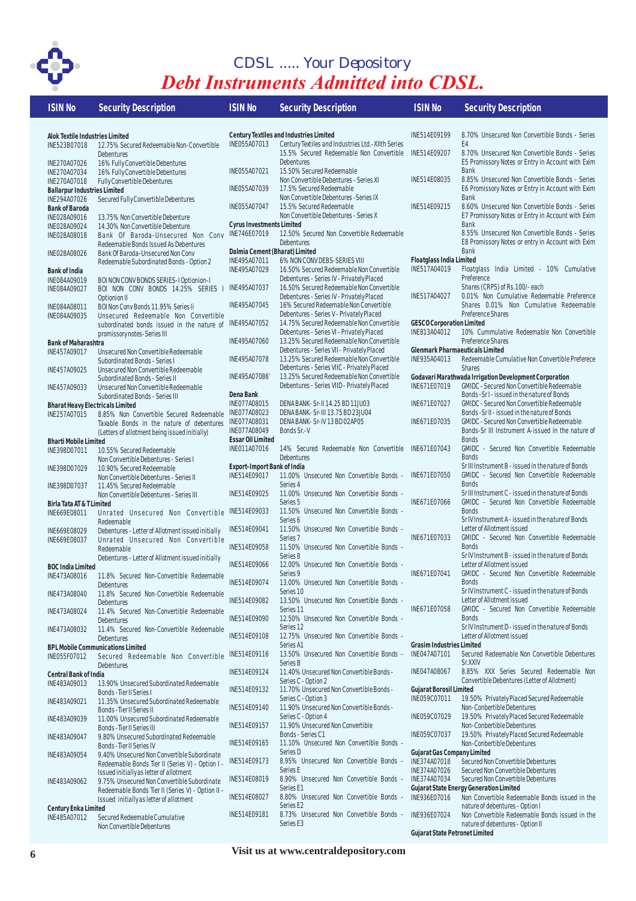# CDSL ..... Your Depository

# Debt Instruments Admitted into CDSL.

| ISIN No | Security Description |
|---|---|
| **Alok Textile Industries Limited** | |
| INE523B07018 | 12.75% Secured Redeemable Non-Convertible Debentures |
| INE270A07026 | 16% Fully Convertible Debentures |
| INE270A07034 | 16% Fully Convertible Debentures |
| INE270A07018 | Fully Convertible Debentures |
| **Ballarpur Industries Limited** | |
| INE294A07026 | Secured Fully Convertible Debentures |
| **Bank of Baroda** | |
| INE028A09016 | 13.75% Non Convertible Debenture |
| INE028A09024 | 14.30% Non Convertible Debenture |
| INE028A08018 | Bank Of Baroda-Unsecured Non Conv Redeemable Bonds Issued As Debentures |
| INE028A08026 | Bank Of Baroda-Unsecured Non Conv Redeemable Subordinated Bonds - Option 2 |
| **Bank of India** | |
| INE084A09019 | BOI NON CONV BONDS SERIES-I Optionion-I |
| INE084A09027 | BOI NON CONV BONDS 14.25% SERIES I Optionion II |
| INE084A08011 | BOI Non Conv Bonds 11.95% Series Ii |
| INE084A09035 | Unsecured Redeemable Non Convertible subordinated bonds issued in the nature of promissory notes-Series III |
| **Bank of Maharashtra** | |
| INE457A09017 | Unsecured Non Convertible Redeemable Subordinated Bonds - Series I |
| INE457A09025 | Unsecured Non Convertible Redeemable Subordinated Bonds - Series II |
| INE457A09033 | Unsecured Non Convertible Redeemable Subordinated Bonds - Series III |
| **Bharat Heavy Electricals Limited** | |
| INE257A07015 | 8.85% Non Convertible Secured Redeemable Taxable Bonds in the nature of debentures (Letters of allotment being issued initially) |
| **Bharti Mobile Limited** | |
| INE398D07011 | 10.55% Secured Redeemable Non Convertible Debentures - Series I |
| INE398D07029 | 10.90% Secured Redeemable Non Convertible Debentures - Series II |
| INE398D07037 | 11.45% Secured Redeemable Non Convertible Debentures - Series III |
| **Birla Tata AT & T Limited** | |
| INE669E08011 | Unrated Unsecured Non Convertible Redeemable |
| INE669E08029 | Debentures - Letter of Allotment issued initially |
| INE669E08037 | Unrated Unsecured Non Convertible Redeemable Debentures - Letter of Allotment issued initially |
| **BOC India Limited** | |
| INE473A08016 | 11.8% Secured Non-Convertible Redeemable Debentures |
| INE473A08040 | 11.8% Secured Non-Convertible Redeemable Debentures |
| INE473A08024 | 11.4% Secured Non-Convertible Redeemable Debentures |
| INE473A08032 | 11.4% Secured Non-Convertible Redeemable Debentures |
| **BPL Mobile Communications Limited** | |
| INE055F07012 | Secured Redeemable Non Convertible Debentures |
| **Central Bank of India** | |
| INE483A09013 | 13.90% Unsecured Subordinated Redeemable Bonds - Tier II Series I |
| INE483A09021 | 11.35% Unsecured Subordinated Redeemable Bonds - Tier II Series II |
| INE483A09039 | 11.00% Unsecured Subordinated Redeemable Bonds - Tier II Series III |
| INE483A09047 | 9.80% Unsecured Subordinated Redeemable Bonds - Tier II Series IV |
| INE483A09054 | 9.40% Unsecured Non Convertible Subordinate Redeemable Bonds Tier II (Series V) - Option I - Issued initially as letter of allotment |
| INE483A09062 | 9.75% Unsecured Non Convertible Subordinate Redeemable Bonds Tier II (Series V) - Option II - Issued initially as letter of allotment |
| **Century Enka Limited** | |
| INE485A07012 | Secured Redeemable Cumulative Non Convertible Debentures |
| **Century Textiles and Industries Limited** | |
| INE055A07013 | Century Textiles and Industries Ltd.- XIIth Series 15.5% Secured Redeemable Non Convertible Debentures |
| INE055A07021 | 15.50% Secured Redeemable Non Convertible Debentures - Series XI |
| INE055A07039 | 17.5% Secured Redeemable Non Convertible Debentures - Series IX |
| INE055A07047 | 15.5% Secured Redeemable Non Convertible Debentures - Series X |
| **Cyrus Investments Limited** | |
| INE746E07019 | 12.50% Secured Non Convertible Redeemable Debentures |
| **Dalmia Cement (Bharat) Limited** | |
| INE495A07011 | 6% NON CONV DEBS-SERIES VIII |
| INE495A07029 | 16.50% Secured Redeemable Non Convertible Debentures - Series IV - Privately Placed |
| INE495A07037 | 16.50% Secured Redeemable Non Convertible Debentures - Series IV - Privately Placed |
| INE495A07045 | 16% Secured Redeemable Non Convertible Debentures - Series V - Privately Placed |
| INE495A07052 | 14.75% Secured Redeemable Non Convertible Debentures - Series VI - Privately Placed |
| INE495A07060 | 13.25% Secured Redeemable Non Convertible Debentures - Series VII - Privately Placed |
| INE495A07078 | 13.25% Secured Redeemable Non Convertible Debentures - Series VIIC - Privately Placed |
| INE495A07086' | 13.25% Secured Redeemable Non Convertible Debentures - Series VIID - Privately Placed |
| **Dena Bank** | |
| INE077A08015 | DENA BANK- Sr-II 14.25 BD 11JU03 |
| INE077A08023 | DENA BANK- Sr-III 13.75 BD 23JU04 |
| INE077A08031 | DENA BANK- Sr-IV 13 BD 02AP05 |
| INE077A08049 | Bonds Sr.-V |
| **Essar Oil Limited** | |
| INE011A07016 | 14% Secured Redeemable Non Convertible Debentures |
| **Export-Import Bank of India** | |
| INE514E09017 | 11.00% Unsecured Non Convertible Bonds - Series 4 |
| INE514E09025 | 11.00% Unsecured Non Convertible Bonds - Series 5 |
| INE514E09033 | 11.50% Unsecured Non Convertible Bonds - Series 6 |
| INE514E09041 | 11.50% Unsecured Non Convertible Bonds - Series 7 |
| INE514E09058 | 11.50% Unsecured Non Convertible Bonds - Series 8 |
| INE514E09066 | 12.00% Unsecured Non Convertible Bonds - Series 9 |
| INE514E09074 | 13.00% Unsecured Non Convertible Bonds - Series 10 |
| INE514E09082 | 13.50% Unsecured Non Convertible Bonds - Series 11 |
| INE514E09090 | 12.50% Unsecured Non Convertible Bonds - Series 12 |
| INE514E09108 | 12.75% Unsecured Non Convertible Bonds - Series A1 |
| INE514E09116 | 13.50% Unsecured Non Convertible Bonds - Series B |
| INE514E09124 | 11.40% Unsecured Non Convertible Bonds - Series C - Option 2 |
| INE514E09132 | 11.70% Unsecured Non Convertible Bonds - Series C - Option 3 |
| INE514E09140 | 11.90% Unsecured Non Convertible Bonds - Series C - Option 4 |
| INE514E09157 | 11.90% Unsecured Non Convertible Bonds - Series C1 |
| INE514E09165 | 11.10% Unsecured Non Convertible Bonds - Series D |
| INE514E09173 | 8.95% Unsecured Non Convertible Bonds - Series E |
| INE514E08019 | 8.90% Unsecured Non Convertible Bonds - Series E1 |
| INE514E08027 | 8.80% Unsecured Non Convertible Bonds - Series E2 |
| INE514E09181 | 8.73% Unsecured Non Convertible Bonds - Series E3 |
| INE514E09199 | 8.70% Unsecured Non Convertible Bonds - Series E4 |
| INE514E09207 | 8.70% Unsecured Non Convertible Bonds - Series E5 Promissory Notes or Entry in Account with Exim Bank |
| INE514E08035 | 8.85% Unsecured Non Convertible Bonds - Series E6 Promissory Notes or Entry in Account with Exim Bank |
| INE514E09215 | 8.60% Unsecured Non Convertible Bonds - Series E7 Promissory Notes or Entry in Account with Exim Bank |
| | 8.55% Unsecured Non Convertible Bonds - Series E8 Promissory Notes or entry in Account with Exim Bank |
| **Floatglass India Limited** | |
| INE517A04019 | Floatglass India Limited - 10% Cumulative Preference Shares (CRPS) of Rs.100/- each |
| INE517A04027 | 0.01% Non Cumulative Redeemable Preference Shares 0.01% Non Cumulative Redeemable Preference Shares |
| **GESCO Corporation Limited** | |
| INE813A04012 | 10% Cummulative Redeemable Non Convertible Preference Shares |
| **Glenmark Pharmaceuticals Limited** | |
| INE935A04013 | Redeemable Cumulative Non Convertible Prefrerece Shares |
| **Godavari Marathwada Irrigation Development Corporation** | |
| INE671E07019 | GMIDC - Secured Non Convertible Redeemable Bonds - Sr I - issued in the nature of Bonds |
| INE671E07027 | GMIDC - Secured Non Convertible Redeemable Bonds - Sr II - issued in the nature of Bonds |
| INE671E07035 | GMIDC - Secured Non Convertible Redeemable Bonds-Sr III Instrument A-issued in the nature of Bonds |
| INE671E07043 | GMIDC - Secured Non Convertible Redeemable Bonds Sr III Instrument B - issued in the nature of Bonds |
| INE671E07050 | GMIDC - Secured Non Convertible Redeemable Bonds Sr III Instrument C - issued in the nature of Bonds |
| INE671E07066 | GMIDC - Secured Non Convertible Redeemable Bonds Sr IV Instrument A - issued in the nature of Bonds Letter of Allotment issued |
| INE671E07033 | GMIDC - Secured Non Convertible Redeemable Bonds Sr IV Instrument B - issued in the nature of Bonds Letter of Allotment issued |
| INE671E07041 | GMIDC - Secured Non Convertible Redeemable Bonds Sr IV Instrument C - issued in the nature of Bonds Letter of Allotment issued |
| INE671E07058 | GMIDC - Secured Non Convertible Redeemable Bonds Sr IV Instrument D - issued in the nature of Bonds Letter of Allotment issued |
| **Grasim Industries Limited** | |
| INE047A07101 | Secured Redeemable Non Convertible Debentures Sr.XXIV |
| INE047A08067 | 8.85% XXX Series Secured Redeemable Non Convertible Debentures (Letter of Allotment) |
| **Gujarat Borosil Limited** | |
| INE059C07011 | 19.50% Privately Placed Secured Redeemable Non-Conbertible Debentures |
| INE059C07029 | 19.50% Privately Placed Secured Redeemable Non-Conbertible Debentures |
| INE059C07037 | 19.50% Privately Placed Secured Redeemable Non-Conbertible Debentures |
| **Gujarat Gas Company Limited** | |
| INE374A07018 | Secured Non Convertible Debentures |
| INE374A07026 | Secured Non Convertible Debentures |
| INE374A07034 | Secured Non Convertible Debentures |
| **Gujarat State Energy Generation Limited** | |
| INE936E07016 | Non Convertible Redeemable Bonds issued in the nature of debentures - Option I |
| INE936E07024 | Non Convertible Redeemable Bonds issued in the nature of debentures - Option II |
| **Gujarat State Petronet Limited** | |

**Visit us at www.centraldepository.com**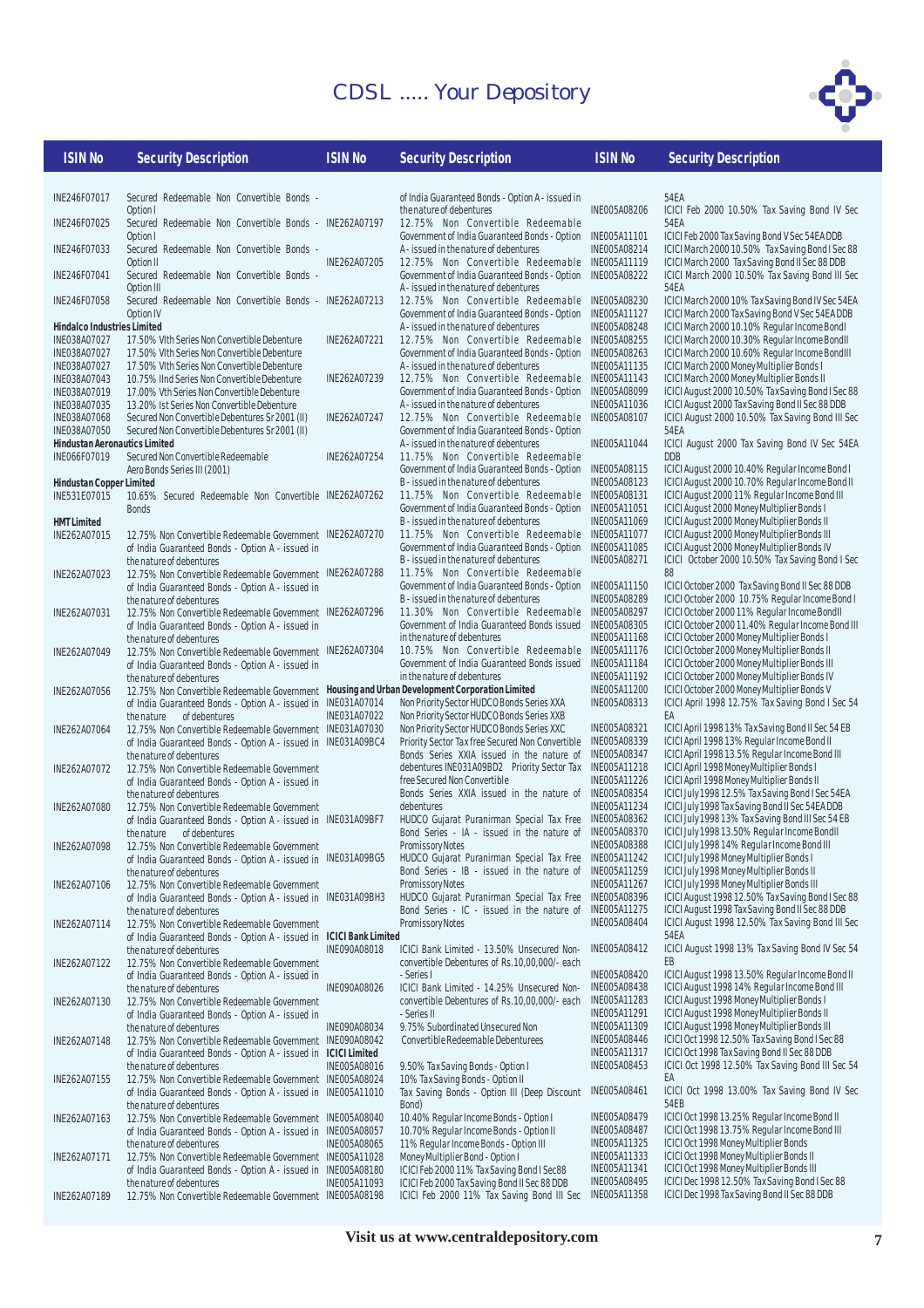| ISIN No | Security Description |
|---|---|
| INE246F07017 | Secured Redeemable Non Convertible Bonds - Option I |
| INE246F07025 | Secured Redeemable Non Convertible Bonds - Option I |
| INE246F07033 | Secured Redeemable Non Convertible Bonds - Option II |
| INE246F07041 | Secured Redeemable Non Convertible Bonds - Option III |
| INE246F07058 | Secured Redeemable Non Convertible Bonds - Option IV |
| **Hindalco Industries Limited** | |
| INE038A07027 | 17.50% VIth Series Non Convertible Debenture |
| INE038A07027 | 17.50% VIth Series Non Convertible Debenture |
| INE038A07027 | 17.50% VIth Series Non Convertible Debenture |
| INE038A07043 | 10.75% IInd Series Non Convertible Debenture |
| INE038A07019 | 17.00% Vth Series Non Convertible Debenture |
| INE038A07035 | 13.20% Ist Series Non Convertible Debenture |
| INE038A07068 | Secured Non Convertible Debentures Sr 2001 (II) |
| INE038A07050 | Secured Non Convertible Debentures Sr 2001 (II) |
| **Hindustan Aeronautics Limited** | |
| INE066F07019 | Secured Non Convertible Redeemable Aero Bonds Series III (2001) |
| **Hindustan Copper Limited** | |
| INE531E07015 | 10.65% Secured Redeemable Non Convertible Bonds |
| **HMT Limited** | |
| INE262A07015 | 12.75% Non Convertible Redeemable Government of India Guaranteed Bonds - Option A - issued in the nature of debentures |
| INE262A07023 | 12.75% Non Convertible Redeemable Government of India Guaranteed Bonds - Option A - issued in the nature of debentures |
| INE262A07031 | 12.75% Non Convertible Redeemable Government of India Guaranteed Bonds - Option A - issued in the nature of debentures |
| INE262A07049 | 12.75% Non Convertible Redeemable Government of India Guaranteed Bonds - Option A - issued in the nature of debentures |
| INE262A07056 | 12.75% Non Convertible Redeemable Government of India Guaranteed Bonds - Option A - issued in the nature of debentures |
| INE262A07064 | 12.75% Non Convertible Redeemable Government of India Guaranteed Bonds - Option A - issued in the nature of debentures |
| INE262A07072 | 12.75% Non Convertible Redeemable Government of India Guaranteed Bonds - Option A - issued in the nature of debentures |
| INE262A07080 | 12.75% Non Convertible Redeemable Government of India Guaranteed Bonds - Option A - issued in the nature of debentures |
| INE262A07098 | 12.75% Non Convertible Redeemable Government of India Guaranteed Bonds - Option A - issued in the nature of debentures |
| INE262A07106 | 12.75% Non Convertible Redeemable Government of India Guaranteed Bonds - Option A - issued in the nature of debentures |
| INE262A07114 | 12.75% Non Convertible Redeemable Government of India Guaranteed Bonds - Option A - issued in the nature of debentures |
| INE262A07122 | 12.75% Non Convertible Redeemable Government of India Guaranteed Bonds - Option A - issued in the nature of debentures |
| INE262A07130 | 12.75% Non Convertible Redeemable Government of India Guaranteed Bonds - Option A - issued in the nature of debentures |
| INE262A07148 | 12.75% Non Convertible Redeemable Government of India Guaranteed Bonds - Option A - issued in the nature of debentures |
| INE262A07155 | 12.75% Non Convertible Redeemable Government of India Guaranteed Bonds - Option A - issued in the nature of debentures |
| INE262A07163 | 12.75% Non Convertible Redeemable Government of India Guaranteed Bonds - Option A - issued in the nature of debentures |
| INE262A07171 | 12.75% Non Convertible Redeemable Government of India Guaranteed Bonds - Option A - issued in the nature of debentures |
| INE262A07189 | 12.75% Non Convertible Redeemable Government of India Guaranteed Bonds - Option A - issued in the nature of debentures |
| INE262A07197 | 12.75% Non Convertible Redeemable Government of India Guaranteed Bonds - Option A - issued in the nature of debentures |
| INE262A07205 | 12.75% Non Convertible Redeemable Government of India Guaranteed Bonds - Option A - issued in the nature of debentures |
| INE262A07213 | 12.75% Non Convertible Redeemable Government of India Guaranteed Bonds - Option A - issued in the nature of debentures |
| INE262A07221 | 12.75% Non Convertible Redeemable Government of India Guaranteed Bonds - Option A - issued in the nature of debentures |
| INE262A07239 | 12.75% Non Convertible Redeemable Government of India Guaranteed Bonds - Option A - issued in the nature of debentures |
| INE262A07247 | 12.75% Non Convertible Redeemable Government of India Guaranteed Bonds - Option A - issued in the nature of debentures |
| INE262A07254 | 11.75% Non Convertible Redeemable Government of India Guaranteed Bonds - Option B - issued in the nature of debentures |
| INE262A07262 | 11.75% Non Convertible Redeemable Government of India Guaranteed Bonds - Option B - issued in the nature of debentures |
| INE262A07270 | 11.75% Non Convertible Redeemable Government of India Guaranteed Bonds - Option B - issued in the nature of debentures |
| INE262A07288 | 11.75% Non Convertible Redeemable Government of India Guaranteed Bonds - Option B - issued in the nature of debentures |
| INE262A07296 | 11.30% Non Convertible Redeemable Government of India Guaranteed Bonds issued in the nature of debentures |
| INE262A07304 | 10.75% Non Convertible Redeemable Government of India Guaranteed Bonds issued in the nature of debentures |
| **Housing and Urban Development Corporation Limited** | |
| INE031A07014 | Non Priority Sector HUDCO Bonds Series XXA |
| INE031A07022 | Non Priority Sector HUDCO Bonds Series XXB |
| INE031A07030 | Non Priority Sector HUDCO Bonds Series XXC |
| INE031A09BC4 | Priority Sector Tax free Secured Non Convertible Bonds Series XXIA issued in the nature of debentures |
| INE031A09BD2 | Priority Sector Tax free Secured Non Convertible Bonds Series XXIA issued in the nature of debentures |
| INE031A09BF7 | HUDCO Gujarat Puranirman Special Tax Free Bond Series - IA - issued in the nature of Promissory Notes |
| INE031A09BG5 | HUDCO Gujarat Puranirman Special Tax Free Bond Series - IB - issued in the nature of Promissory Notes |
| INE031A09BH3 | HUDCO Gujarat Puranirman Special Tax Free Bond Series - IC - issued in the nature of Promissory Notes |
| **ICICI Bank Limited** | |
| INE090A08018 | ICICI Bank Limited - 13.50% Unsecured Non-convertible Debentures of Rs.10,00,000/- each - Series I |
| INE090A08026 | ICICI Bank Limited - 14.25% Unsecured Non-convertible Debentures of Rs.10,00,000/- each - Series II |
| INE090A08034 | 9.75% Subordinated Unsecured Non Convertible Redeemable Debentureees |
| INE090A08042 | |
| **ICICI Limited** | |
| INE005A08016 | 9.50% Tax Saving Bonds - Option I |
| INE005A08024 | 10% Tax Saving Bonds - Option II |
| INE005A11010 | Tax Saving Bonds - Option III (Deep Discount Bond) |
| INE005A08040 | 10.40% Regular Income Bonds - Option I |
| INE005A08057 | 10.70% Regular Income Bonds - Option II |
| INE005A08065 | 11% Regular Income Bonds - Option III |
| INE005A11028 | Money Multiplier Bond - Option I |
| INE005A08180 | ICICI Feb 2000 11% Tax Saving Bond I Sec88 |
| INE005A11093 | ICICI Feb 2000 Tax Saving Bond II Sec 88 DDB |
| INE005A08198 | ICICI Feb 2000 11% Tax Saving Bond III Sec 54EA |
| INE005A08206 | ICICI Feb 2000 10.50% Tax Saving Bond IV Sec 54EA |
| INE005A11101 | ICICI Feb 2000 Tax Saving Bond V Sec 54EA DDB |
| INE005A08214 | ICICI March 2000 10.50% Tax Saving Bond I Sec 88 |
| INE005A11119 | ICICI March 2000 Tax Saving Bond II Sec 88 DDB |
| INE005A08222 | ICICI March 2000 10.50% Tax Saving Bond III Sec 54EA |
| INE005A08230 | ICICI March 2000 10% Tax Saving Bond IV Sec 54EA |
| INE005A11127 | ICICI March 2000 Tax Saving Bond V Sec 54EA DDB |
| INE005A08248 | ICICI March 2000 10.10% Regular Income BondI |
| INE005A08255 | ICICI March 2000 10.30% Regular Income BondII |
| INE005A08263 | ICICI March 2000 10.60% Regular Income BondIII |
| INE005A11135 | ICICI March 2000 Money Multiplier Bonds I |
| INE005A11143 | ICICI March 2000 Money Multiplier Bonds II |
| INE005A08099 | ICICI August 2000 10.50% Tax Saving Bond I Sec 88 |
| INE005A11036 | ICICI August 2000 Tax Saving Bond II Sec 88 DDB |
| INE005A08107 | ICICI August 2000 10.50% Tax Saving Bond III Sec 54EA |
| INE005A11044 | ICICI August 2000 Tax Saving Bond IV Sec 54EA DDB |
| INE005A08115 | ICICI August 2000 10.40% Regular Income Bond I |
| INE005A08123 | ICICI August 2000 10.70% Regular Income Bond II |
| INE005A08131 | ICICI August 2000 11% Regular Income Bond III |
| INE005A11051 | ICICI August 2000 Money Multiplier Bonds I |
| INE005A11069 | ICICI August 2000 Money Multiplier Bonds II |
| INE005A11077 | ICICI August 2000 Money Multiplier Bonds III |
| INE005A11085 | ICICI August 2000 Money Multiplier Bonds IV |
| INE005A08271 | ICICI October 2000 10.50% Tax Saving Bond I Sec 88 |
| INE005A11150 | ICICI October 2000 Tax Saving Bond II Sec 88 DDB |
| INE005A08289 | ICICI October 2000 10.75% Regular Income Bond I |
| INE005A08297 | ICICI October 2000 11% Regular Income BondII |
| INE005A08305 | ICICI October 2000 11.40% Regular Income Bond III |
| INE005A11168 | ICICI October 2000 Money Multiplier Bonds I |
| INE005A11176 | ICICI October 2000 Money Multiplier Bonds II |
| INE005A11184 | ICICI October 2000 Money Multiplier Bonds III |
| INE005A11192 | ICICI October 2000 Money Multiplier Bonds IV |
| INE005A11200 | ICICI October 2000 Money Multiplier Bonds V |
| INE005A08313 | ICICI April 1998 12.75% Tax Saving Bond I Sec 54 EA |
| INE005A08321 | ICICI April 1998 13% Tax Saving Bond II Sec 54 EB |
| INE005A08339 | ICICI April 1998 13% Regular Income Bond II |
| INE005A08347 | ICICI April 1998 13.5% Regular Income Bond III |
| INE005A11218 | ICICI April 1998 Money Multiplier Bonds I |
| INE005A11226 | ICICI April 1998 Money Multiplier Bonds II |
| INE005A08354 | ICICI July 1998 12.5% Tax Saving Bond I Sec 54EA |
| INE005A11234 | ICICI July 1998 Tax Saving Bond II Sec 54EA DDB |
| INE005A08362 | ICICI July 1998 13% Tax Saving Bond III Sec 54 EB |
| INE005A08370 | ICICI July 1998 13.50% Regular Income BondII |
| INE005A08388 | ICICI July 1998 14% Regular Income Bond III |
| INE005A11242 | ICICI July 1998 Money Multiplier Bonds I |
| INE005A11259 | ICICI July 1998 Money Multiplier Bonds II |
| INE005A11267 | ICICI July 1998 Money Multiplier Bonds III |
| INE005A08396 | ICICI August 1998 12.50% Tax Saving Bond I Sec 88 |
| INE005A11275 | ICICI August 1998 Tax Saving Bond II Sec 88 DDB |
| INE005A08404 | ICICI August 1998 12.50% Tax Saving Bond III Sec 54EA |
| INE005A08412 | ICICI August 1998 13% Tax Saving Bond IV Sec 54 EB |
| INE005A08420 | ICICI August 1998 13.50% Regular Income Bond II |
| INE005A08438 | ICICI August 1998 14% Regular Income Bond III |
| INE005A11283 | ICICI August 1998 Money Multiplier Bonds I |
| INE005A11291 | ICICI August 1998 Money Multiplier Bonds II |
| INE005A11309 | ICICI August 1998 Money Multiplier Bonds III |
| INE005A08446 | ICICI Oct 1998 12.50% Tax Saving Bond I Sec 88 |
| INE005A11317 | ICICI Oct 1998 Tax Saving Bond II Sec 88 DDB |
| INE005A08453 | ICICI Oct 1998 12.50% Tax Saving Bond III Sec 54 EA |
| INE005A08461 | ICICI Oct 1998 13.00% Tax Saving Bond IV Sec 54EB |
| INE005A08479 | ICICI Oct 1998 13.25% Regular Income Bond II |
| INE005A08487 | ICICI Oct 1998 13.75% Regular Income Bond III |
| INE005A11325 | ICICI Oct 1998 Money Multiplier Bonds |
| INE005A11333 | ICICI Oct 1998 Money Multiplier Bonds II |
| INE005A11341 | ICICI Oct 1998 Money Multiplier Bonds III |
| INE005A08495 | ICICI Dec 1998 12.50% Tax Saving Bond I Sec 88 |
| INE005A11358 | ICICI Dec 1998 Tax Saving Bond II Sec 88 DDB |

**Visit us at www.centraldepository.com**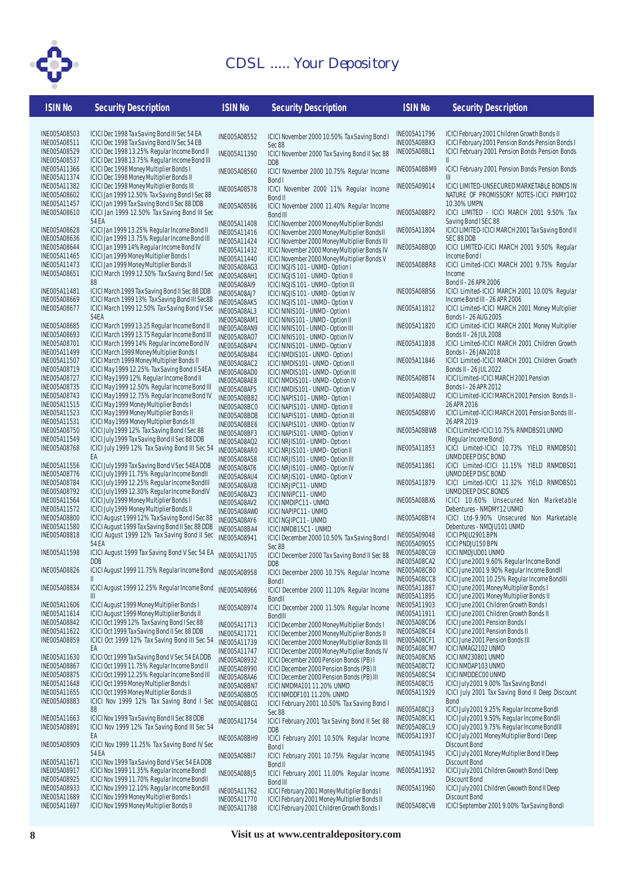| ISIN No | Security Description |
|---|---|
| INE005A08503 | ICICI Dec 1998 Tax Saving Bond III Sec 54 EA |
| INE005A08511 | ICICI Dec 1998 Tax Saving Bond IV Sec 54 EB |
| INE005A08529 | ICICI Dec 1998 13.25% Regular Income Bond II |
| INE005A08537 | ICICI Dec 1998 13.75% Regular Income Bond III |
| INE005A11366 | ICICI Dec 1998 Money Multiplier Bonds I |
| INE005A11374 | ICICI Dec 1998 Money Multiplier Bonds II |
| INE005A11382 | ICICI Dec 1998 Money Multiplier Bonds III |
| INE005A08602 | ICICI Jan 1999 12.50% Tax Saving Bond I Sec 88 |
| INE005A11457 | ICICI Jan 1999 Tax Saving Bond II Sec 88 DDB |
| INE005A08610 | ICICI Jan 1999 12.50% Tax Saving Bond III Sec 54 EA |
| INE005A08628 | ICICI Jan 1999 13.25% Regular Income Bond II |
| INE005A08636 | ICICI Jan 1999 13.75% Regular Income Bond III |
| INE005A08644 | ICICI Jan 1999 14% Regular Income Bond IV |
| INE005A11465 | ICICI Jan 1999 Money Multiplier Bonds I |
| INE005A11473 | ICICI Jan 1999 Money Multiplier Bonds II |
| INE005A08651 | ICICI March 1999 12.50% Tax Saving Bond I Sec 88 |
| INE005A11481 | ICICI March 1999 Tax Saving Bond II Sec 88 DDB |
| INE005A08669 | ICICI March 1999 13% Tax Saving Bond III Sec88 |
| INE005A08677 | ICICI March 1999 12.50% Tax Saving Bond V Sec 54EA |
| INE005A08685 | ICICI March 1999 13.25 Regular Income Bond II |
| INE005A08693 | ICICI March 1999 13.75 Regular Income Bond III |
| INE005A08701 | ICICI March 1999 14% Regular Income Bond IV |
| INE005A11499 | ICICI March 1999 Money Multiplier Bonds I |
| INE005A11507 | ICICI March 1999 Money Multiplier Bonds II |
| INE005A08719 | ICICI May 1999 12.25% Tax Saving Bond II 54EA |
| INE005A08727 | ICICI May 1999 12% Regular Income Bond II |
| INE005A08735 | ICICI May 1999 12.50% Regular Income Bond III |
| INE005A08743 | ICICI May 1999 12.75% Regular Income Bond IV |
| INE005A11515 | ICICI May 1999 Money Multiplier Bonds I |
| INE005A11523 | ICICI May 1999 Money Multiplier Bonds II |
| INE005A11531 | ICICI May 1999 Money Multiplier Bonds III |
| INE005A08750 | ICICI July 1999 12% Tax Saving Bond I Sec 88 |
| INE005A11549 | ICICI July 1999 Tax Saving Bond II Sec 88 DDB |
| INE005A08768 | ICICI July 1999 12% Tax Saving Bond III Sec 54 EA |
| INE005A11556 | ICICI July 1999 Tax Saving Bond V Sec 54EA DDB |
| INE005A08776 | ICICI July 1999 11.75% Regular Income BondII |
| INE005A08784 | ICICI July 1999 12.25% Regular Income BondIII |
| INE005A08792 | ICICI July 1999 12.30% Regular Income BondIV |
| INE005A11564 | ICICI July 1999 Money Multiplier Bonds I |
| INE005A11572 | ICICI July 1999 Money Multiplier Bonds II |
| INE005A08800 | ICICI August 1999 12% Tax Saving Bond I Sec 88 |
| INE005A11580 | ICICI August 1999 Tax Saving Bond II Sec 88 DDB |
| INE005A08818 | ICICI August 1999 12% Tax Saving Bond II Sec 54 EA |
| INE005A11598 | ICICI August 1999 Tax Saving Bond V Sec 54 EA DDB |
| INE005A08826 | ICICI August 1999 11.75% Regular Income Bond II |
| INE005A08834 | ICICI August 1999 12.25% Regular Income Bond III |
| INE005A11606 | ICICI August 1999 Money Multiplier Bonds I |
| INE005A11614 | ICICI August 1999 Money Multiplier Bonds II |
| INE005A08842 | ICICI Oct 1999 12% Tax Saving Bond I Sec 88 |
| INE005A11622 | ICICI Oct 1999 Tax Saving Bond II Sec 88 DDB |
| INE005A08859 | ICICI Oct 1999 12% Tax Saving Bond III Sec 54 EA |
| INE005A11630 | ICICI Oct 1999 Tax Saving Bond V Sec 54 EA DDB |
| INE005A08867 | ICICI Oct 1999 11.75% Regular Income Bond II |
| INE005A08875 | ICICI Oct 1999 12.25% Regular Income Bond III |
| INE005A11648 | ICICI Oct 1999 Money Multiplier Bonds I |
| INE005A11655 | ICICI Oct 1999 Money Multiplier Bonds II |
| INE005A08883 | ICICI Nov 1999 12% Tax Saving Bond I Sec 88 |
| INE005A11663 | ICICI Nov 1999 Tax Saving Bond II Sec 88 DDB |
| INE005A08891 | ICICI Nov 1999 12% Tax Saving Bond III Sec 54 EA |
| INE005A08909 | ICICI Nov 1999 11.25% Tax Saving Bond IV Sec 54 EA |
| INE005A11671 | ICICI Nov 1999 Tax Saving Bond V Sec 54 EA DDB |
| INE005A08917 | ICICI Nov 1999 11.35% Regular Income BondI |
| INE005A08925 | ICICI Nov 1999 11.70% Regular Income BondII |
| INE005A08933 | ICICI Nov 1999 12.10% Regular Income BondIII |
| INE005A11689 | ICICI Nov 1999 Money Multiplier Bonds I |
| INE005A11697 | ICICI Nov 1999 Money Multiplier Bonds II |
| INE005A08552 | ICICI November 2000 10.50% Tax Saving Bond I Sec 88 |
| INE005A11390 | ICICI November 2000 Tax Saving Bond II Sec 88 DDB |
| INE005A08560 | ICICI November 2000 10.75% Regular Income Bond I |
| INE005A08578 | ICICI November 2000 11% Regular Income Bond II |
| INE005A08586 | ICICI November 2000 11.40% Regular Income Bond III |
| INE005A11408 | ICICI November 2000 Money Multiplier BondsI |
| INE005A11416 | ICICI November 2000 Money Multiplier BondsII |
| INE005A11424 | ICICI November 2000 Money Multiplier Bonds III |
| INE005A11432 | ICICI November 2000 Money Multiplier Bonds IV |
| INE005A11440 | ICICI November 2000 Money Multiplier Bonds V |
| INE005A08AG3 | ICICI NGJIS101 - UNMD - Option I |
| INE005A08AH1 | ICICI NGJIS101 - UNMD - Option II |
| INE005A08AI9 | ICICI NGJIS101 - UNMD - Option III |
| INE005A08AJ7 | ICICI NGJIS101 - UNMD - Option IV |
| INE005A08AK5 | ICICI NGJIS101 - UNMD - Option V |
| INE005A08AL3 | ICICI NINIS101 - UNMD - Option I |
| INE005A08AM1 | ICICI NINIS101 - UNMD - Option II |
| INE005A08AN9 | ICICI NINIS101 - UNMD - Option III |
| INE005A08AO7 | ICICI NINIS101 - UNMD - Option IV |
| INE005A08AP4 | ICICI NINIS101 - UNMD - Option V |
| INE005A08AB4 | ICICI NMDIS101 - UNMD - Option I |
| INE005A08AC2 | ICICI NMDIS101 - UNMD - Option II |
| INE005A08AD0 | ICICI NMDIS101 - UNMD - Option III |
| INE005A08AE8 | ICICI NMDIS101 - UNMD - Option IV |
| INE005A08AF5 | ICICI NMDIS101 - UNMD - Option V |
| INE005A08BB2 | ICICI NAPIS101 - UNMD - Option I |
| INE005A08BC0 | ICICI NAPIS101 - UNMD - Option II |
| INE005A08BD8 | ICICI NAPIS101 - UNMD - Option III |
| INE005A08BE6 | ICICI NAPIS101 - UNMD - Option IV |
| INE005A08BF3 | ICICI NAPIS101 - UNMD - Option V |
| INE005A08AQ2 | ICICI NRJIS101 - UNMD - Option I |
| INE005A08AR0 | ICICI NRJIS101 - UNMD - Option II |
| INE005A08AS8 | ICICI NRJIS101 - UNMD - Option III |
| INE005A08AT6 | ICICI NRJIS101 - UNMD - Option IV |
| INE005A08AU4 | ICICI NRJIS101 - UNMD - Option V |
| INE005A08AX8 | ICICI NRJIPC11 - UNMD |
| INE005A08AZ3 | ICICI NINIPC11 - UNMD |
| INE005A08AV2 | ICICI NMDIPC11 - UNMD |
| INE005A08AW0 | ICICI NAPIPC11 - UNMD |
| INE005A08AY6 | ICICI NGJIPC11 - UNMD |
| INE005A08BA4 | ICICI NMDB15C1 - UNMD |
| INE005A08941 | ICICI December 2000 10.50% Tax Saving Bond I Sec 88 |
| INE005A11705 | ICICI December 2000 Tax Saving Bond II Sec 88 DDB |
| INE005A08958 | ICICI December 2000 10.75% Regular Income Bond I |
| INE005A08966 | ICICI December 2000 11.10% Regular Income BondII |
| INE005A08974 | ICICI December 2000 11.50% Regular Income BondIII |
| INE005A11713 | ICICI December 2000 Money Multiplier Bonds I |
| INE005A11721 | ICICI December 2000 Money Multiplier Bonds II |
| INE005A11739 | ICICI December 2000 Money Multiplier Bonds III |
| INE005A11747 | ICICI December 2000 Money Multiplier Bonds IV |
| INE005A08932 | ICICI December 2000 Pension Bonds (PB) I |
| INE005A08990 | ICICI December 2000 Pension Bonds (PB) II |
| INE005A08AA6 | ICICI December 2000 Pension Bonds (PB) III |
| INE005A08BN7 | ICICI NMDMA101 11.20% UNMD |
| INE005A08BO5 | ICICI NMDDF101 11.20% UNMD |
| INE005A08BG1 | ICICI February 2001 10.50% Tax Saving Bond I Sec 88 |
| INE005A11754 | ICICI February 2001 Tax Saving Bond II Sec 88 DDB |
| INE005A08BH9 | ICICI February 2001 10.50% Regular Income Bond I |
| INE005A08BI7 | ICICI February 2001 10.75% Regular Income Bond II |
| INE005A08BJ5 | ICICI February 2001 11.00% Regular Income Bond III |
| INE005A11762 | ICICI February 2001 Money Multiplier Bonds I |
| INE005A11770 | ICICI February 2001 Money Multiplier Bonds II |
| INE005A11788 | ICICI February 2001 Children Growth Bonds I |
| INE005A11796 | ICICI February 2001 Children Growth Bonds II |
| INE005A08BK3 | ICICI February 2001 Pension Bonds Pension Bonds I |
| INE005A08BL1 | ICICI February 2001 Pension Bonds Pension Bonds II |
| INE005A08BM9 | ICICI February 2001 Pension Bonds Pension Bonds III |
| INE005A09014 | ICICI LIMITED-UNSECURED MARKETABLE BONDS IN NATURE OF PROMISSORY NOTES-ICICI PNMY102 10.30% UMPN |
| INE005A08BP2 | ICICI LIMITED - ICICI MARCH 2001 9.50% Tax Saving Bond I SEC 88 |
| INE005A11804 | ICICI LIMITED-ICICI MARCH 2001 Tax Saving Bond II SEC 88 DDB |
| INE005A08BQ0 | ICICI LIMITED-ICICI MARCH 2001 9.50% Regular Income Bond I |
| INE005A08BR8 | ICICI Limited-ICICI MARCH 2001 9.75% Regular Income Bond II - 26 APR 2006 |
| INE005A08BS6 | ICICI Limited-ICICI MARCH 2001 10.00% Regular Income Bond III - 26 APR 2006 |
| INE005A11812 | ICICI Limited-ICICI MARCH 2001 Money Multiplier Bonds I - 26 AUG 2005 |
| INE005A11820 | ICICI Limited-ICICI MARCH 2001 Money Multiplier Bonds II - 26 JUL 2008 |
| INE005A11838 | ICICI Limited-ICICI MARCH 2001 Children Growth Bonds I - 26 JAN 2018 |
| INE005A11846 | ICICI Limited-ICICI MARCH 2001 Children Growth Bonds II - 26 JUL 2022 |
| INE005A08BT4 | ICICI Limited-ICICI MARCH 2001 Pension Bonds I - 26 APR 2012 |
| INE005A08BU2 | ICICI Limited-ICICI MARCH 2001 Pension Bonds II - 26 APR 2016 |
| INE005A08BV0 | ICICI Limited-ICICI MARCH 2001 Pension Bonds III - 26 APR 2019 |
| INE005A08BW8 | ICICI Limited-ICICI 10.75% RNMDBS01 UNMD (Regular Income Bond) |
| INE005A11853 | ICICI Limited-ICICI 10.73% YIELD RNMDBS01 UNMD DEEP DISC BOND |
| INE005A11861 | ICICI Limited-ICICI 11.15% YIELD RNMDBS01 UNMD DEEP DISC BOND |
| INE005A11879 | ICICI Limited-ICICI 11.32% YIELD RNMDBS01 UNMD DEEP DISC BONDS |
| INE005A08BX6 | ICICI 10.60% Unsecured Non Marketable Debentures - NMDMY12 UNMD |
| INE005A08BY4 | ICICI Ltd-9.90% Unsecured Non Marketable Debentures - NMDJU101 UNMD |
| INE005A09048 | ICICI PNJU2901 BPN |
| INE005A09055 | ICICI PNDJU150 BPN |
| INE005A08CG9 | ICICI NMDJUD01 UNMD |
| INE005A08CA2 | ICICI June 2001 9.60% Regular Income BondI |
| INE005A08CB0 | ICICI June 2001 9.90% Regular Income BondII |
| INE005A08CC8 | ICICI June 2001 10.25% Regular Income BondIII |
| INE005A11887 | ICICI June 2001 Money Multiplier Bonds I |
| INE005A11895 | ICICI June 2001 Money Multiplier Bonds II |
| INE005A11903 | ICICI June 2001 Children Growth Bonds I |
| INE005A11911 | ICICI June 2001 Children Growth Bonds II |
| INE005A08CD6 | ICICI June 2001 Pension Bonds I |
| INE005A08CE4 | ICICI June 2001 Pension Bonds II |
| INE005A08CF1 | ICICI June 2001 Pension Bonds III |
| INE005A08CM7 | ICICI NMAG2102 UNMD |
| INE005A08CN5 | ICICI NM230801 UNMD |
| INE005A08CT2 | ICICI NMDAP103 UNMD |
| INE005A08CS4 | ICICI NMDDEC00 UNMD |
| INE005A08CI5 | ICICI July 2001 9.00% Tax Saving Bond I |
| INE005A11929 | ICICI July 2001 Tax Saving Bond II Deep Discount Bond |
| INE005A08CJ3 | ICICI July 2001 9.25% Regular Income BondI |
| INE005A08CK1 | ICICI July 2001 9.50% Regular Income BondII |
| INE005A08CL9 | ICICI July 2001 9.75% Regular Income BondIII |
| INE005A11937 | ICICI July 2001 Money Multiplier Bond I Deep Discount Bond |
| INE005A11945 | ICICI July 2001 Money Multiplier Bond II Deep Discount Bond |
| INE005A11952 | ICICI July 2001 Children Gwowth Bond I Deep Discount Bond |
| INE005A11960 | ICICI July 2001 Children Gwowth Bond II Deep Discount Bond |
| INE005A08CV8 | ICICI September 2001 9.00% Tax Saving BondI |

Visit us at www.centraldepository.com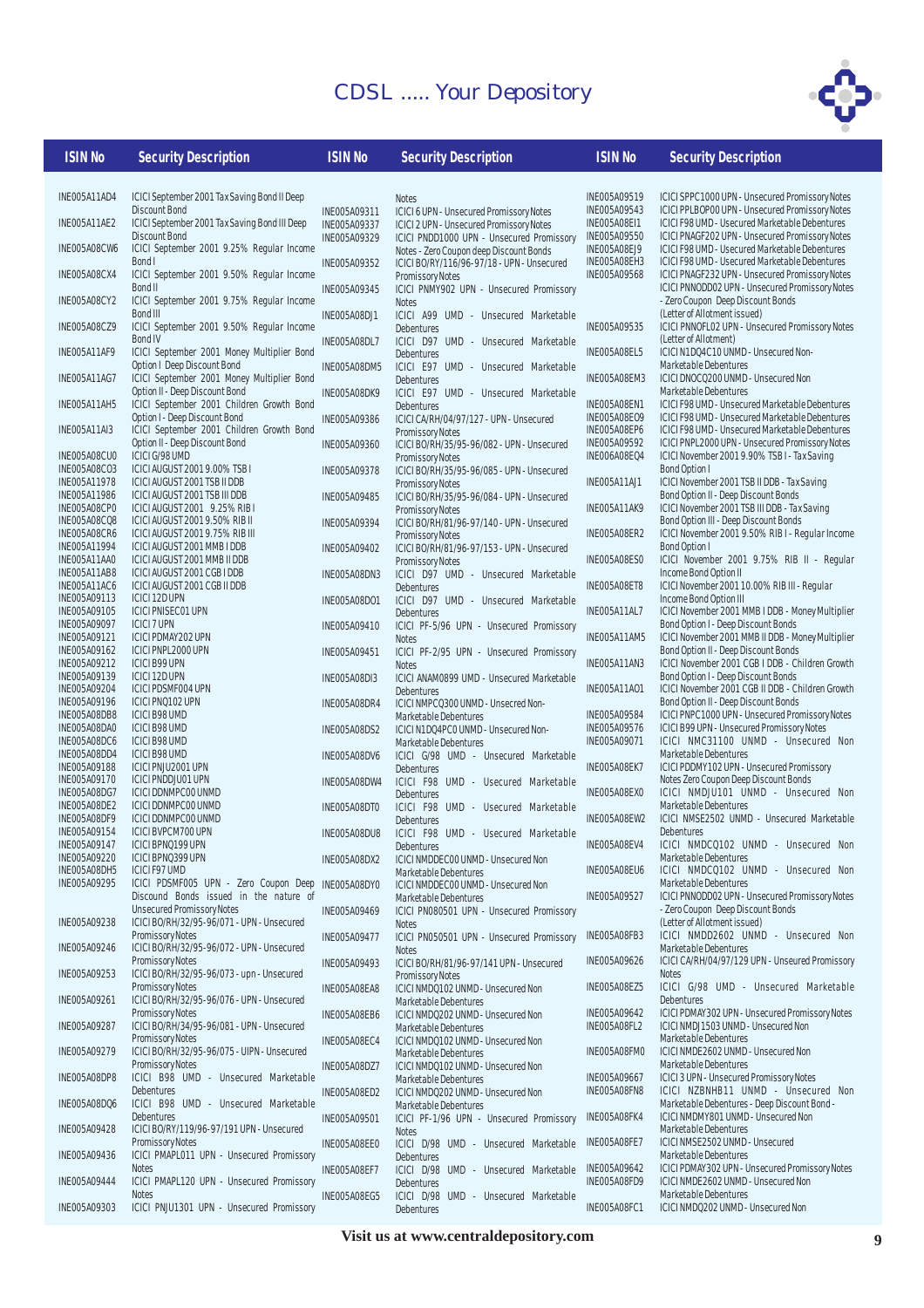| ISIN No | Security Description |
|---|---|
| INE005A11AD4 | ICICI September 2001 Tax Saving Bond II Deep Discount Bond |
| INE005A11AE2 | ICICI September 2001 Tax Saving Bond III Deep Discount Bond |
| INE005A08CW6 | ICICI September 2001 9.25% Regular Income Bond I |
| INE005A08CX4 | ICICI September 2001 9.50% Regular Income Bond II |
| INE005A08CY2 | ICICI September 2001 9.75% Regular Income Bond III |
| INE005A08CZ9 | ICICI September 2001 9.50% Regular Income Bond IV |
| INE005A11AF9 | ICICI September 2001 Money Multiplier Bond Option I Deep Discount Bond |
| INE005A11AG7 | ICICI September 2001 Money Multiplier Bond Option II - Deep Discount Bond |
| INE005A11AH5 | ICICI September 2001 Children Growth Bond Option I - Deep Discount Bond |
| INE005A11AI3 | ICICI September 2001 Children Growth Bond Option II - Deep Discount Bond |
| INE005A08CU0 | ICICI G/98 UMD |
| INE005A08CO3 | ICICI AUGUST 2001 9.00% TSB I |
| INE005A11978 | ICICI AUGUST 2001 TSB II DDB |
| INE005A11986 | ICICI AUGUST 2001 TSB III DDB |
| INE005A08CP0 | ICICI AUGUST 2001 9.25% RIB I |
| INE005A08CQ8 | ICICI AUGUST 2001 9.50% RIB II |
| INE005A08CR6 | ICICI AUGUST 2001 9.75% RIB III |
| INE005A11994 | ICICI AUGUST 2001 MMB I DDB |
| INE005A11AA0 | ICICI AUGUST 2001 MMB II DDB |
| INE005A11AB8 | ICICI AUGUST 2001 CGB I DDB |
| INE005A11AC6 | ICICI AUGUST 2001 CGB II DDB |
| INE005A09113 | ICICI 12D UPN |
| INE005A09105 | ICICI PNISEC01 UPN |
| INE005A09097 | ICICI 7 UPN |
| INE005A09121 | ICICI PDMAY202 UPN |
| INE005A09162 | ICICI PNPL2000 UPN |
| INE005A09212 | ICICI B99 UPN |
| INE005A09139 | ICICI 12D UPN |
| INE005A09204 | ICICI PDSMF004 UPN |
| INE005A09196 | ICICI PNQ102 UPN |
| INE005A08DB8 | ICICI B98 UMD |
| INE005A08DA0 | ICICI B98 UMD |
| INE005A08DC6 | ICICI B98 UMD |
| INE005A08DD4 | ICICI B98 UMD |
| INE005A09188 | ICICI PNJU2001 UPN |
| INE005A09170 | ICICI PNDDJU01 UPN |
| INE005A08DG7 | ICICI DDNMPC00 UNMD |
| INE005A08DE2 | ICICI DDNMPC00 UNMD |
| INE005A08DF9 | ICICI DDNMPC00 UNMD |
| INE005A09154 | ICICI BVPCM700 UPN |
| INE005A09147 | ICICI BPNQ199 UPN |
| INE005A09220 | ICICI BPNQ399 UPN |
| INE005A08DH5 | ICICI F97 UMD |
| INE005A09295 | ICICI PDSMF005 UPN - Zero Coupon Deep Discound Bonds issued in the nature of Unsecured Promissory Notes |
| INE005A09238 | ICICI BO/RH/32/95-96/071 - UPN - Unsecured Promissory Notes |
| INE005A09246 | ICICI BO/RH/32/95-96/072 - UPN - Unsecured Promissory Notes |
| INE005A09253 | ICICI BO/RH/32/95-96/073 - upn - Unsecured Promissory Notes |
| INE005A09261 | ICICI BO/RH/32/95-96/076 - UPN - Unsecured Promissory Notes |
| INE005A09287 | ICICI BO/RH/34/95-96/081 - UPN - Unsecured Promissory Notes |
| INE005A09279 | ICICI BO/RH/32/95-96/075 - UIPN - Unsecured Promissory Notes |
| INE005A08DP8 | ICICI B98 UMD - Unsecured Marketable Debentures |
| INE005A08DQ6 | ICICI B98 UMD - Unsecured Marketable Debentures |
| INE005A09428 | ICICI BO/RY/119/96-97/191 UPN - Unsecured Promissory Notes |
| INE005A09436 | ICICI PMAPL011 UPN - Unsecured Promissory Notes |
| INE005A09444 | ICICI PMAPL120 UPN - Unsecured Promissory Notes |
| INE005A09303 | ICICI PNJU1301 UPN - Unsecured Promissory Notes |
| INE005A09311 | ICICI 6 UPN - Unsecured Promissory Notes |
| INE005A09337 | ICICI 2 UPN - Unsecured Promissory Notes |
| INE005A09329 | ICICI PNDD1000 UPN - Unsecured Promissory Notes - Zero Coupon deep Discount Bonds |
| INE005A09352 | ICICI BO/RY/116/96-97/18 - UPN - Unsecured Promissory Notes |
| INE005A09345 | ICICI PNMY902 UPN - Unsecured Promissory Notes |
| INE005A08DJ1 | ICICI A99 UMD - Unsecured Marketable Debentures |
| INE005A08DL7 | ICICI D97 UMD - Unsecured Marketable Debentures |
| INE005A08DM5 | ICICI E97 UMD - Unsecured Marketable Debentures |
| INE005A08DK9 | ICICI E97 UMD - Unsecured Marketable Debentures |
| INE005A09386 | ICICI CA/RH/04/97/127 - UPN - Unsecured Promissory Notes |
| INE005A09360 | ICICI BO/RH/35/95-96/082 - UPN - Unsecured Promissory Notes |
| INE005A09378 | ICICI BO/RH/35/95-96/085 - UPN - Unsecured Promissory Notes |
| INE005A09485 | ICICI BO/RH/35/95-96/084 - UPN - Unsecured Promissory Notes |
| INE005A09394 | ICICI BO/RH/81/96-97/140 - UPN - Unsecured Promissory Notes |
| INE005A09402 | ICICI BO/RH/81/96-97/153 - UPN - Unsecured Promissory Notes |
| INE005A08DN3 | ICICI D97 UMD - Unsecured Marketable Debentures |
| INE005A08DO1 | ICICI D97 UMD - Unsecured Marketable Debentures |
| INE005A09410 | ICICI PF-5/96 UPN - Unsecured Promissory Notes |
| INE005A09451 | ICICI PF-2/95 UPN - Unsecured Promissory Notes |
| INE005A08DI3 | ICICI ANAM0899 UMD - Unsecured Marketable Debentures |
| INE005A08DR4 | ICICI NMPCQ300 UNMD - Unsecured Non-Marketable Debentures |
| INE005A08DS2 | ICICI N1DQ4PC0 UNMD - Unsecured Non-Marketable Debentures |
| INE005A08DV6 | ICICI G/98 UMD - Unsecured Marketable Debentures |
| INE005A08DW4 | ICICI F98 UMD - Usecured Marketable Debentures |
| INE005A08DT0 | ICICI F98 UMD - Usecured Marketable Debentures |
| INE005A08DU8 | ICICI F98 UMD - Usecured Marketable Debentures |
| INE005A08DX2 | ICICI NMDDEC00 UNMD - Unsecured Non Marketable Debentures |
| INE005A08DY0 | ICICI NMDDEC00 UNMD - Unsecured Non Marketable Debentures |
| INE005A09469 | ICICI PN080501 UPN - Unsecured Promissory Notes |
| INE005A09477 | ICICI PN050501 UPN - Unsecured Promissory Notes |
| INE005A09493 | ICICI BO/RH/81/96-97/141 UPN - Unsecured Promissory Notes |
| INE005A08EA8 | ICICI NMDQ102 UNMD - Unsecured Non Marketable Debentures |
| INE005A08EB6 | ICICI NMDQ202 UNMD - Unsecured Non Marketable Debentures |
| INE005A08EC4 | ICICI NMDQ102 UNMD - Unsecured Non Marketable Debentures |
| INE005A08DZ7 | ICICI NMDQ102 UNMD - Unsecured Non Marketable Debentures |
| INE005A08ED2 | ICICI NMDQ202 UNMD - Unsecured Non Marketable Debentures |
| INE005A09501 | ICICI PF-1/96 UPN - Unsecured Promissory Notes |
| INE005A08EE0 | ICICI D/98 UMD - Unsecured Marketable Debentures |
| INE005A08EF7 | ICICI D/98 UMD - Unsecured Marketable Debentures |
| INE005A08EG5 | ICICI D/98 UMD - Unsecured Marketable Debentures |
| INE005A09519 | ICICI SPPC1000 UPN - Unsecured Promissory Notes |
| INE005A09543 | ICICI PPLBOP00 UPN - Unsecured Promissory Notes |
| INE005A08EI1 | ICICI F98 UMD - Usecured Marketable Debentures |
| INE005A09550 | ICICI PNAGF202 UPN - Unsecured Promissory Notes |
| INE005A08EJ9 | ICICI F98 UMD - Usecured Marketable Debentures |
| INE005A08EH3 | ICICI F98 UMD - Usecured Marketable Debentures |
| INE005A09568 | ICICI PNAGF232 UPN - Unsecured Promissory Notes |
| | ICICI PNNODD02 UPN - Unsecured Promissory Notes - Zero Coupon Deep Discount Bonds (Letter of Allotment issued) |
| INE005A09535 | ICICI PNNOFL02 UPN - Unsecured Promissory Notes (Letter of Allotment) |
| INE005A08EL5 | ICICI N1DQ4C10 UNMD - Unsecured Non-Marketable Debentures |
| INE005A08EM3 | ICICI DNOCQ200 UNMD - Unsecured Non Marketable Debentures |
| INE005A08EN1 | ICICI F98 UMD - Unsecured Marketable Debentures |
| INE005A08EO9 | ICICI F98 UMD - Unsecured Marketable Debentures |
| INE005A08EP6 | ICICI F98 UMD - Unsecured Marketable Debentures |
| INE005A09592 | ICICI PNPL2000 UPN - Unsecured Promissory Notes |
| INE006A08EQ4 | ICICI November 2001 9.90% TSB I - Tax Saving Bond Option I |
| INE005A11AJ1 | ICICI November 2001 TSB II DDB - Tax Saving Bond Option II - Deep Discount Bonds |
| INE005A11AK9 | ICICI November 2001 TSB III DDB - Tax Saving Bond Option III - Deep Discount Bonds |
| INE005A08ER2 | ICICI November 2001 9.50% RIB I - Regular Income Bond Option I |
| INE005A08ES0 | ICICI November 2001 9.75% RIB II - Regular Income Bond Option II |
| INE005A08ET8 | ICICI November 2001 10.00% RIB III - Regular Income Bond Option III |
| INE005A11AL7 | ICICI November 2001 MMB I DDB - Money Multiplier Bond Option I - Deep Discount Bonds |
| INE005A11AM5 | ICICI November 2001 MMB II DDB - Money Multiplier Bond Option II - Deep Discount Bonds |
| INE005A11AN3 | ICICI November 2001 CGB I DDB - Children Growth Bond Option I - Deep Discount Bonds |
| INE005A11AO1 | ICICI November 2001 CGB II DDB - Children Growth Bond Option II - Deep Discount Bonds |
| INE005A09584 | ICICI PNPC1000 UPN - Unsecured Promissory Notes |
| INE005A09576 | ICICI B99 UPN - Unsecured Promissory Notes |
| INE005A09071 | ICICI NMC31100 UNMD - Unsecured Non Marketable Debentures |
| INE005A08EK7 | ICICI PDDMY102 UPN - Unsecured Promissory Notes Zero Coupon Deep Discount Bonds |
| INE005A08EX0 | ICICI NMDJU101 UNMD - Unsecured Non Marketable Debentures |
| INE005A08EW2 | ICICI NMSE2502 UNMD - Unsecured Marketable Debentures |
| INE005A08EV4 | ICICI NMDCQ102 UNMD - Unsecured Non Marketable Debentures |
| INE005A08EU6 | ICICI NMDCQ102 UNMD - Unsecured Non Marketable Debentures |
| INE005A09527 | ICICI PNNODD02 UPN - Unsecured Promissory Notes - Zero Coupon Deep Discount Bonds (Letter of Allotment issued) |
| INE005A08FB3 | ICICI NMDD2602 UNMD - Unsecured Non Marketable Debentures |
| INE005A09626 | ICICI CA/RH/04/97/129 UPN - Unseured Promissory Notes |
| INE005A08EZ5 | ICICI G/98 UMD - Unsecured Marketable Debentures |
| INE005A09642 | ICICI PDMAY302 UPN - Unsecured Promissory Notes |
| INE005A08FL2 | ICICI NMDJ1503 UNMD - Unsecured Non Marketable Debentures |
| INE005A08FM0 | ICICI NMDE2602 UNMD - Unsecured Non Marketable Debentures |
| INE005A09667 | ICICI 3 UPN - Unsecured Promissory Notes |
| INE005A08FN8 | ICICI NZBNHB11 UNMD - Unsecured Non Marketable Debentures - Deep Discount Bond - |
| INE005A08FK4 | ICICI NMDMY801 UNMD - Unsecured Non Marketable Debentures |
| INE005A08FE7 | ICICI NMSE2502 UNMD - Unsecured Marketable Debentures |
| INE005A09642 | ICICI PDMAY302 UPN - Unsecured Promissory Notes |
| INE005A08FD9 | ICICI NMDE2602 UNMD - Unsecured Non Marketable Debentures |
| INE005A08FC1 | ICICI NMDQ202 UNMD - Unsecured Non |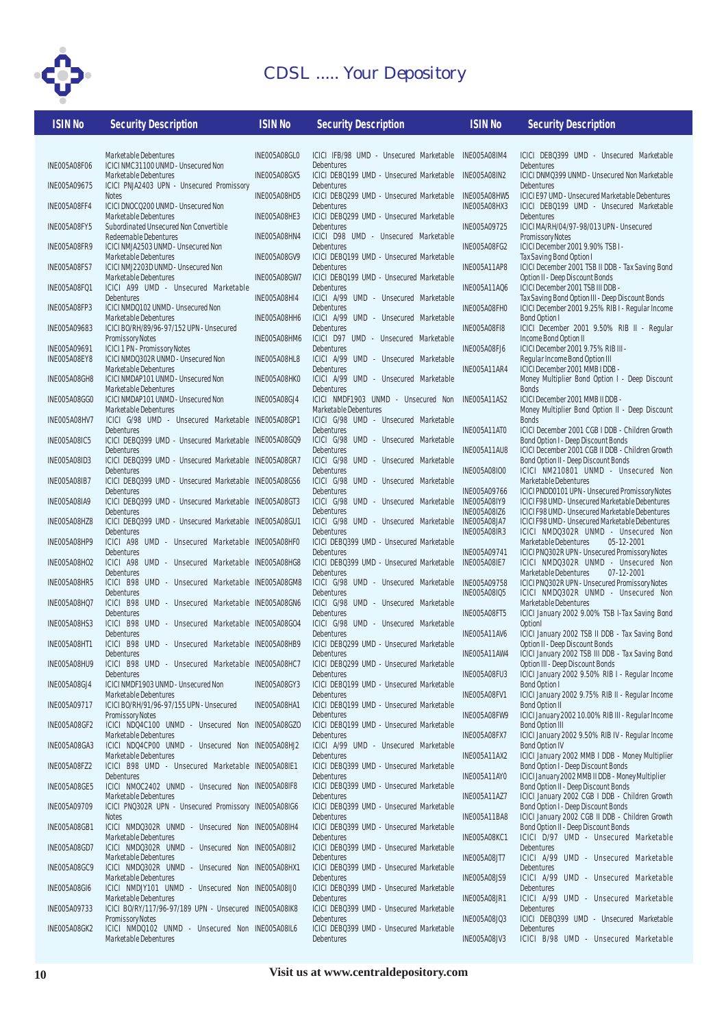| ISIN No | Security Description | ISIN No | Security Description | ISIN No | Security Description |
|---|---|---|---|---|---|
| | Marketable Debentures | INE005A08GL0 | ICICI IFB/98 UMD - Unsecured Marketable Debentures | INE005A08IM4 | ICICI DEBQ399 UMD - Unsecured Marketable Debentures |
| INE005A08F06 | ICICI NMC31100 UNMD - Unsecured Non Marketable Debentures | INE005A08GX5 | ICICI DEBQ199 UMD - Unsecured Marketable Debentures | INE005A08IN2 | ICICI DNMQ399 UNMD - Unsecured Non Marketable Debentures |
| INE005A09675 | ICICI PNJA2403 UPN - Unsecured Promissory Notes | INE005A08HD5 | ICICI DEBQ299 UMD - Unsecured Marketable Debentures | INE005A08HW5 | ICICI E97 UMD - Unsecured Marketable Debentures |
| INE005A08FF4 | ICICI DNOCQ200 UNMD - Unsecured Non Marketable Debentures | INE005A08HE3 | ICICI DEBQ299 UMD - Unsecured Marketable Debentures | INE005A08HX3 | ICICI DEBQ199 UMD - Unsecured Marketable Debentures |
| INE005A08FY5 | Subordinated Unsecured Non Convertible Redeemable Debentures | INE005A08HN4 | ICICI D98 UMD - Unsecured Marketable Debentures | INE005A09725 | ICICI MA/RH/04/97-98/013 UPN - Unsecured Promissory Notes |
| INE005A08FR9 | ICICI NMJA2503 UNMD - Unsecured Non Marketable Debentures | INE005A08GV9 | ICICI DEBQ199 UMD - Unsecured Marketable Debentures | INE005A08FG2 | ICICI December 2001 9.90% TSB I - Tax Saving Bond Option I |
| INE005A08FS7 | ICICI NMJ2203D UNMD - Unsecured Non Marketable Debentures | INE005A08GW7 | ICICI DEBQ199 UMD - Unsecured Marketable Debentures | INE005A11AP8 | ICICI December 2001 TSB II DDB - Tax Saving Bond Option II - Deep Discount Bonds |
| INE005A08FQ1 | ICICI A99 UMD - Unsecured Marketable Debentures | INE005A08HI4 | ICICI A/99 UMD - Unsecured Marketable Debentures | INE005A11AQ6 | ICICI December 2001 TSB III DDB - Tax Saving Bond Option III - Deep Discount Bonds |
| INE005A08FP3 | ICICI NMDQ102 UNMD - Unsecured Non Marketable Debentures | INE005A08HH6 | ICICI A/99 UMD - Unsecured Marketable Debentures | INE005A08FH0 | ICICI December 2001 9.25% RIB I - Regular Income Bond Option I |
| INE005A09683 | ICICI BO/RH/89/96-97/152 UPN - Unsecured Promissory Notes | INE005A08HM6 | ICICI D97 UMD - Unsecured Marketable Debentures | INE005A08FI8 | ICICI December 2001 9.50% RIB II - Regular Income Bond Option II |
| INE005A09691 | ICICI 1 PN - Promissory Notes | INE005A08HL8 | ICICI A/99 UMD - Unsecured Marketable Debentures | INE005A08FJ6 | ICICI December 2001 9.75% RIB III - Regular Income Bond Option III |
| INE005A08EY8 | ICICI NMDQ302R UNMD - Unsecured Non Marketable Debentures | INE005A08HK0 | ICICI A/99 UMD - Unsecured Marketable Debentures | INE005A11AR4 | ICICI December 2001 MMB I DDB - Money Multiplier Bond Option I - Deep Discount Bonds |
| INE005A08GH8 | ICICI NMDAP101 UNMD - Unsecured Non Marketable Debentures | INE005A08GJ4 | ICICI NMDF1903 UNMD - Unsecured Non Marketable Debentures | INE005A11AS2 | ICICI December 2001 MMB II DDB - Money Multiplier Bond Option II - Deep Discount Bonds |
| INE005A08GG0 | ICICI NMDAP101 UNMD - Unsecured Non Marketable Debentures | INE005A08GP1 | ICICI G/98 UMD - Unsecured Marketable Debentures | INE005A11AT0 | ICICI December 2001 CGB I DDB - Children Growth Bond Option I - Deep Discount Bonds |
| INE005A08HV7 | ICICI G/98 UMD - Unsecured Marketable Debentures | INE005A08GQ9 | ICICI G/98 UMD - Unsecured Marketable Debentures | INE005A11AU8 | ICICI December 2001 CGB II DDB - Children Growth Bond Option II - Deep Discount Bonds |
| INE005A08IC5 | ICICI DEBQ399 UMD - Unsecured Marketable Debentures | INE005A08GR7 | ICICI G/98 UMD - Unsecured Marketable Debentures | INE005A08IO0 | ICICI NM210801 UNMD - Unsecured Non Marketable Debentures |
| INE005A08ID3 | ICICI DEBQ399 UMD - Unsecured Marketable Debentures | INE005A08GS6 | ICICI G/98 UMD - Unsecured Marketable Debentures | INE005A09766 | ICICI PNDD0101 UPN - Unsecured Promissory Notes |
| INE005A08IB7 | ICICI DEBQ399 UMD - Unsecured Marketable Debentures | INE005A08GT3 | ICICI G/98 UMD - Unsecured Marketable Debentures | INE005A08IY9 | ICICI F98 UMD - Unsecured Marketable Debentures |
| INE005A08IA9 | ICICI DEBQ399 UMD - Unsecured Marketable Debentures | INE005A08GU1 | ICICI G/98 UMD - Unsecured Marketable Debentures | INE005A08IZ6 | ICICI F98 UMD - Unsecured Marketable Debentures |
| INE005A08HZ8 | ICICI DEBQ399 UMD - Unsecured Marketable Debentures | INE005A08HF0 | ICICI DEBQ399 UMD - Unsecured Marketable Debentures | INE005A08JA7 | ICICI F98 UMD - Unsecured Marketable Debentures |
| INE005A08HP9 | ICICI A98 UMD - Unsecured Marketable Debentures | INE005A08HG8 | ICICI DEBQ399 UMD - Unsecured Marketable Debentures | INE005A08IR3 | ICICI NMDQ302R UNMD - Unsecured Non Marketable Debentures 05-12-2001 |
| INE005A08HO2 | ICICI A98 UMD - Unsecured Marketable Debentures | INE005A08GM8 | ICICI G/98 UMD - Unsecured Marketable Debentures | INE005A09741 | ICICI PNQ302R UPN - Unsecured Promissory Notes |
| INE005A08HR5 | ICICI B98 UMD - Unsecured Marketable Debentures | INE005A08GN6 | ICICI G/98 UMD - Unsecured Marketable Debentures | INE005A08IE7 | ICICI NMDQ302R UNMD - Unsecured Non Marketable Debentures 07-12-2001 |
| INE005A08HQ7 | ICICI B98 UMD - Unsecured Marketable Debentures | INE005A08GO4 | ICICI G/98 UMD - Unsecured Marketable Debentures | INE005A09758 | ICICI PNQ302R UPN - Unsecured Promissory Notes |
| INE005A08HS3 | ICICI B98 UMD - Unsecured Marketable Debentures | INE005A08HB9 | ICICI DEBQ299 UMD - Unsecured Marketable Debentures | INE005A08IQ5 | ICICI NMDQ302R UNMD - Unsecured Non Marketable Debentures |
| INE005A08HT1 | ICICI B98 UMD - Unsecured Marketable Debentures | INE005A08HC7 | ICICI DEBQ299 UMD - Unsecured Marketable Debentures | INE005A08FT5 | ICICI January 2002 9.00% TSB I-Tax Saving Bond OptionI |
| INE005A08HU9 | ICICI B98 UMD - Unsecured Marketable Debentures | INE005A08GY3 | ICICI DEBQ199 UMD - Unsecured Marketable Debentures | INE005A11AV6 | ICICI January 2002 TSB II DDB - Tax Saving Bond Option II - Deep Discount Bonds |
| INE005A08GJ4 | ICICI NMDF1903 UNMD - Unsecured Non Marketable Debentures | INE005A08HA1 | ICICI DEBQ199 UMD - Unsecured Marketable Debentures | INE005A11AW4 | ICICI January 2002 TSB III DDB - Tax Saving Bond Option III - Deep Discount Bonds |
| INE005A09717 | ICICI BO/RH/91/96-97/155 UPN - Unsecured Promissory Notes | INE005A08GZ0 | ICICI DEBQ199 UMD - Unsecured Marketable Debentures | INE005A08FU3 | ICICI January 2002 9.50% RIB I - Regular Income Bond Option I |
| INE005A08GF2 | ICICI NDQ4C100 UNMD - Unsecured Non Marketable Debentures | INE005A08HJ2 | ICICI A/99 UMD - Unsecured Marketable Debentures | INE005A08FV1 | ICICI January 2002 9.75% RIB II - Regular Income Bond Option II |
| INE005A08GA3 | ICICI NDQ4CP00 UNMD - Unsecured Non Marketable Debentures | INE005A08IE1 | ICICI DEBQ399 UMD - Unsecured Marketable Debentures | INE005A08FW9 | ICICI January 2002 10.00% RIB III - Regular Income Bond Option III |
| INE005A08FZ2 | ICICI B98 UMD - Unsecured Marketable Debentures | INE005A08IF8 | ICICI DEBQ399 UMD - Unsecured Marketable Debentures | INE005A08FX7 | ICICI January 2002 9.50% RIB IV - Regular Income Bond Option IV |
| INE005A08GE5 | ICICI NMOC2402 UNMD - Unsecured Non Marketable Debentures | INE005A08IG6 | ICICI DEBQ399 UMD - Unsecured Marketable Debentures | INE005A11AX2 | ICICI January 2002 MMB I DDB - Money Multiplier Bond Option I - Deep Discount Bonds |
| INE005A09709 | ICICI PNQ302R UPN - Unsecured Promissory Notes | INE005A08IH4 | ICICI DEBQ399 UMD - Unsecured Marketable Debentures | INE005A11AY0 | ICICI January 2002 MMB II DDB - Money Multiplier Bond Option II - Deep Discount Bonds |
| INE005A08GB1 | ICICI NMDQ302R UNMD - Unsecured Non Marketable Debentures | INE005A08II2 | ICICI DEBQ399 UMD - Unsecured Marketable Debentures | INE005A11AZ7 | ICICI January 2002 CGB I DDB - Children Growth Bond Option I - Deep Discount Bonds |
| INE005A08GD7 | ICICI NMDQ302R UNMD - Unsecured Non Marketable Debentures | INE005A08HX1 | ICICI DEBQ399 UMD - Unsecured Marketable Debentures | INE005A11BA8 | ICICI January 2002 CGB II DDB - Children Growth Bond Option II - Deep Discount Bonds |
| INE005A08GC9 | ICICI NMDQ302R UNMD - Unsecured Non Marketable Debentures | INE005A08IJ0 | ICICI DEBQ399 UMD - Unsecured Marketable Debentures | INE005A08KC1 | ICICI D/97 UMD - Unsecured Marketable Debentures |
| INE005A08GI6 | ICICI NMDJY101 UNMD - Unsecured Non Marketable Debentures | INE005A08IK8 | ICICI DEBQ399 UMD - Unsecured Marketable Debentures | INE005A08JT7 | ICICI A/99 UMD - Unsecured Marketable Debentures |
| INE005A09733 | ICICI BO/RY/117/96-97/189 UPN - Unsecured Promissory Notes | INE005A08IL6 | ICICI DEBQ399 UMD - Unsecured Marketable Debentures | INE005A08JS9 | ICICI A/99 UMD - Unsecured Marketable Debentures |
| INE005A08GK2 | ICICI NMDQ102 UNMD - Unsecured Non Marketable Debentures | | | INE005A08JR1 | ICICI A/99 UMD - Unsecured Marketable Debentures |
| | | | | INE005A08JQ3 | ICICI DEBQ399 UMD - Unsecured Marketable Debentures |
| | | | | INE005A08JV3 | ICICI B/98 UMD - Unsecured Marketable |

Visit us at www.centraldepository.com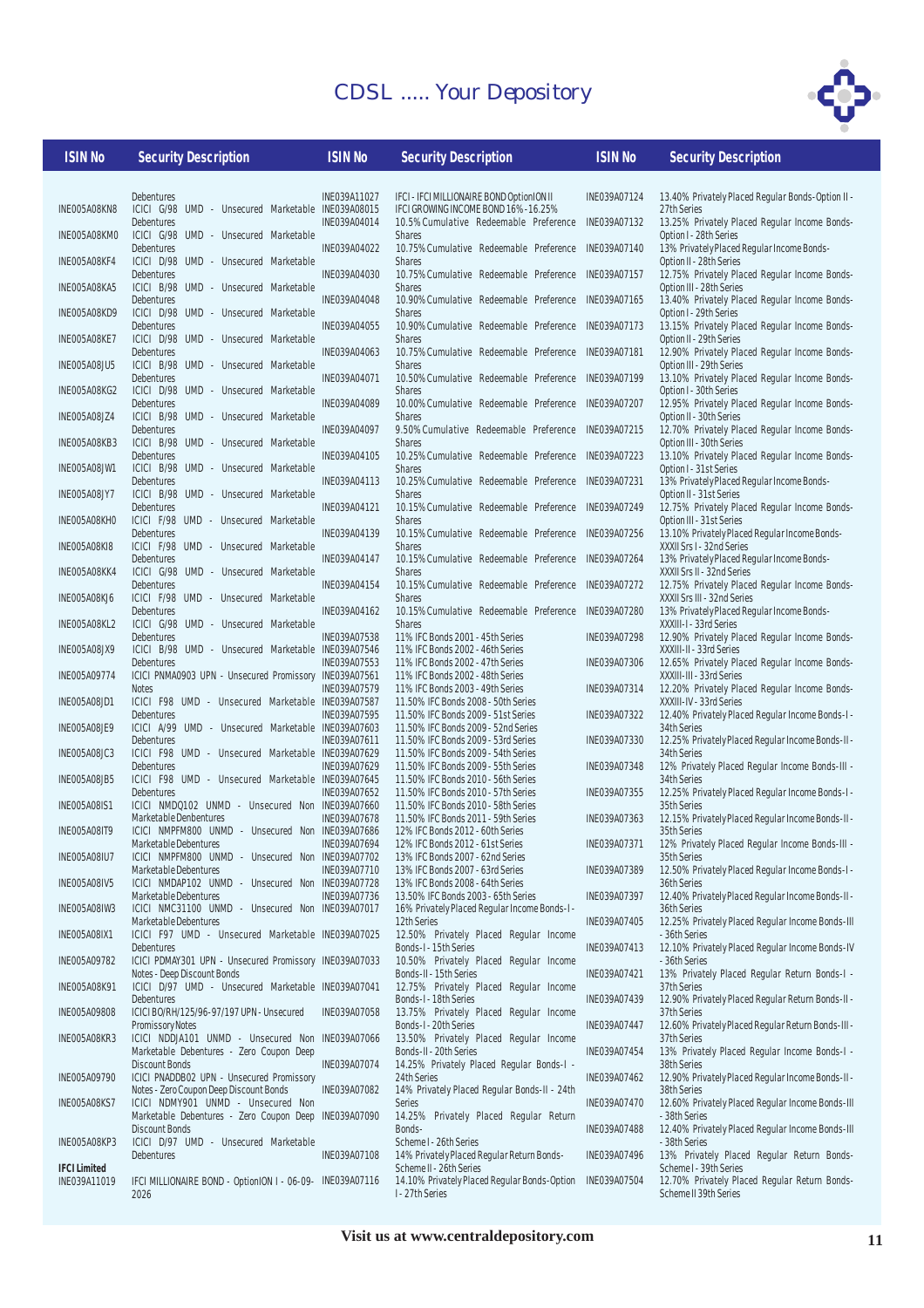| ISIN No | Security Description |
|---|---|
| | Debentures |
| INE005A08KN8 | ICICI G/98 UMD - Unsecured Marketable Debentures |
| INE005A08KM0 | ICICI G/98 UMD - Unsecured Marketable Debentures |
| INE005A08KF4 | ICICI D/98 UMD - Unsecured Marketable Debentures |
| INE005A08KA5 | ICICI B/98 UMD - Unsecured Marketable Debentures |
| INE005A08KD9 | ICICI D/98 UMD - Unsecured Marketable Debentures |
| INE005A08KE7 | ICICI D/98 UMD - Unsecured Marketable Debentures |
| INE005A08JU5 | ICICI B/98 UMD - Unsecured Marketable Debentures |
| INE005A08KG2 | ICICI D/98 UMD - Unsecured Marketable Debentures |
| INE005A08JZ4 | ICICI B/98 UMD - Unsecured Marketable Debentures |
| INE005A08KB3 | ICICI B/98 UMD - Unsecured Marketable Debentures |
| INE005A08JW1 | ICICI B/98 UMD - Unsecured Marketable Debentures |
| INE005A08JY7 | ICICI B/98 UMD - Unsecured Marketable Debentures |
| INE005A08KH0 | ICICI F/98 UMD - Unsecured Marketable Debentures |
| INE005A08KI8 | ICICI F/98 UMD - Unsecured Marketable Debentures |
| INE005A08KK4 | ICICI G/98 UMD - Unsecured Marketable Debentures |
| INE005A08KJ6 | ICICI F/98 UMD - Unsecured Marketable Debentures |
| INE005A08KL2 | ICICI G/98 UMD - Unsecured Marketable Debentures |
| INE005A08JX9 | ICICI B/98 UMD - Unsecured Marketable Debentures |
| INE005A09774 | ICICI PNMA0903 UPN - Unsecured Promissory Notes |
| INE005A08JD1 | ICICI F98 UMD - Unsecured Marketable Debentures |
| INE005A08JE9 | ICICI A/99 UMD - Unsecured Marketable Debentures |
| INE005A08JC3 | ICICI F98 UMD - Unsecured Marketable Debentures |
| INE005A08JB5 | ICICI F98 UMD - Unsecured Marketable Debentures |
| INE005A08IS1 | ICICI NMDQ102 UNMD - Unsecured Non Marketable Denbentures |
| INE005A08IT9 | ICICI NMPFM800 UNMD - Unsecured Non Marketable Debentures |
| INE005A08IU7 | ICICI NMPFM800 UNMD - Unsecured Non Marketable Debentures |
| INE005A08IV5 | ICICI NMDAP102 UNMD - Unsecured Non Marketable Debentures |
| INE005A08IW3 | ICICI NMC31100 UNMD - Unsecured Non Marketable Debentures |
| INE005A08IX1 | ICICI F97 UMD - Unsecured Marketable Debentures |
| INE005A09782 | ICICI PDMAY301 UPN - Unsecured Promissory Notes - Deep Discount Bonds |
| INE005A08K91 | ICICI D/97 UMD - Unsecured Marketable Debentures |
| INE005A09808 | ICICI BO/RH/125/96-97/197 UPN - Unsecured Promissory Notes |
| INE005A08KR3 | ICICI NDDJA101 UNMD - Unsecured Non Marketable Debentures - Zero Coupon Deep Discount Bonds |
| INE005A09790 | ICICI PNADDB02 UPN - Unsecured Promissory Notes - Zero Coupon Deep Discount Bonds |
| INE005A08KS7 | ICICI NDMY901 UNMD - Unsecured Non Marketable Debentures - Zero Coupon Deep Discount Bonds |
| INE005A08KP3 | ICICI D/97 UMD - Unsecured Marketable Debentures |
| **IFCI Limited** | |
| INE039A11019 | IFCI MILLIONAIRE BOND - OptionION I - 06-09-2026 |
| INE039A11027 | IFCI - IFCI MILLIONAIRE BOND OptionION II |
| INE039A08015 | IFCI GROWING INCOME BOND 16% -16.25% |
| INE039A04014 | 10.5% Cumulative Redeemable Preference Shares |
| INE039A04022 | 10.75% Cumulative Redeemable Preference Shares |
| INE039A04030 | 10.75% Cumulative Redeemable Preference Shares |
| INE039A04048 | 10.90% Cumulative Redeemable Preference Shares |
| INE039A04055 | 10.90% Cumulative Redeemable Preference Shares |
| INE039A04063 | 10.75% Cumulative Redeemable Preference Shares |
| INE039A04071 | 10.50% Cumulative Redeemable Preference Shares |
| INE039A04089 | 10.00% Cumulative Redeemable Preference Shares |
| INE039A04097 | 9.50% Cumulative Redeemable Preference Shares |
| INE039A04105 | 10.25% Cumulative Redeemable Preference Shares |
| INE039A04113 | 10.25% Cumulative Redeemable Preference Shares |
| INE039A04121 | 10.15% Cumulative Redeemable Preference Shares |
| INE039A04139 | 10.15% Cumulative Redeemable Preference Shares |
| INE039A04147 | 10.15% Cumulative Redeemable Preference Shares |
| INE039A04154 | 10.15% Cumulative Redeemable Preference Shares |
| INE039A04162 | 10.15% Cumulative Redeemable Preference Shares |
| INE039A07538 | 11% IFC Bonds 2001 - 45th Series |
| INE039A07546 | 11% IFC Bonds 2002 - 46th Series |
| INE039A07553 | 11% IFC Bonds 2002 - 47th Series |
| INE039A07561 | 11% IFC Bonds 2002 - 48th Series |
| INE039A07579 | 11% IFC Bonds 2003 - 49th Series |
| INE039A07587 | 11.50% IFC Bonds 2008 - 50th Series |
| INE039A07595 | 11.50% IFC Bonds 2009 - 51st Series |
| INE039A07603 | 11.50% IFC Bonds 2009 - 52nd Series |
| INE039A07611 | 11.50% IFC Bonds 2009 - 53rd Series |
| INE039A07629 | 11.50% IFC Bonds 2009 - 54th Series |
| INE039A07629 | 11.50% IFC Bonds 2009 - 55th Series |
| INE039A07645 | 11.50% IFC Bonds 2010 - 56th Series |
| INE039A07652 | 11.50% IFC Bonds 2010 - 57th Series |
| INE039A07660 | 11.50% IFC Bonds 2010 - 58th Series |
| INE039A07678 | 11.50% IFC Bonds 2011 - 59th Series |
| INE039A07686 | 12% IFC Bonds 2012 - 60th Series |
| INE039A07694 | 12% IFC Bonds 2012 - 61st Series |
| INE039A07702 | 13% IFC Bonds 2007 - 62nd Series |
| INE039A07710 | 13% IFC Bonds 2007 - 63rd Series |
| INE039A07728 | 13% IFC Bonds 2008 - 64th Series |
| INE039A07736 | 13.50% IFC Bonds 2003 - 65th Series |
| INE039A07017 | 16% Privately Placed Regular Income Bonds - I - 12th Series |
| INE039A07025 | 12.50% Privately Placed Regular Income Bonds - I - 15th Series |
| INE039A07033 | 10.50% Privately Placed Regular Income Bonds - II - 15th Series |
| INE039A07041 | 12.75% Privately Placed Regular Income Bonds - I - 18th Series |
| INE039A07058 | 13.75% Privately Placed Regular Income Bonds - I - 20th Series |
| INE039A07066 | 13.50% Privately Placed Regular Income Bonds - II - 20th Series |
| INE039A07074 | 14.25% Privately Placed Regular Bonds - I - 24th Series |
| INE039A07082 | 14% Privately Placed Regular Bonds - II - 24th Series |
| INE039A07090 | 14.25% Privately Placed Regular Return Bonds- Scheme I - 26th Series |
| INE039A07108 | 14% Privately Placed Regular Return Bonds- Scheme II - 26th Series |
| INE039A07116 | 14.10% Privately Placed Regular Bonds - Option I - 27th Series |
| INE039A07124 | 13.40% Privately Placed Regular Bonds - Option II - 27th Series |
| INE039A07132 | 13.25% Privately Placed Regular Income Bonds - Option I - 28th Series |
| INE039A07140 | 13% Privately Placed Regular Income Bonds - Option II - 28th Series |
| INE039A07157 | 12.75% Privately Placed Regular Income Bonds - Option III - 28th Series |
| INE039A07165 | 13.40% Privately Placed Regular Income Bonds - Option I - 29th Series |
| INE039A07173 | 13.15% Privately Placed Regular Income Bonds - Option II - 29th Series |
| INE039A07181 | 12.90% Privately Placed Regular Income Bonds - Option III - 29th Series |
| INE039A07199 | 13.10% Privately Placed Regular Income Bonds - Option I - 30th Series |
| INE039A07207 | 12.95% Privately Placed Regular Income Bonds - Option II - 30th Series |
| INE039A07215 | 12.70% Privately Placed Regular Income Bonds - Option III - 30th Series |
| INE039A07223 | 13.10% Privately Placed Regular Income Bonds - Option I - 31st Series |
| INE039A07231 | 13% Privately Placed Regular Income Bonds - Option II - 31st Series |
| INE039A07249 | 12.75% Privately Placed Regular Income Bonds - Option III - 31st Series |
| INE039A07256 | 13.10% Privately Placed Regular Income Bonds - XXXII Srs I - 32nd Series |
| INE039A07264 | 13% Privately Placed Regular Income Bonds - XXXII Srs II - 32nd Series |
| INE039A07272 | 12.75% Privately Placed Regular Income Bonds - XXXII Srs III - 32nd Series |
| INE039A07280 | 13% Privately Placed Regular Income Bonds - XXXIII-I - 33rd Series |
| INE039A07298 | 12.90% Privately Placed Regular Income Bonds - XXXIII-II - 33rd Series |
| INE039A07306 | 12.65% Privately Placed Regular Income Bonds - XXXIII-III - 33rd Series |
| INE039A07314 | 12.20% Privately Placed Regular Income Bonds - XXXIII-IV - 33rd Series |
| INE039A07322 | 12.40% Privately Placed Regular Income Bonds - I - 34th Series |
| INE039A07330 | 12.25% Privately Placed Regular Income Bonds - II - 34th Series |
| INE039A07348 | 12% Privately Placed Regular Income Bonds - III - 34th Series |
| INE039A07355 | 12.25% Privately Placed Regular Income Bonds - I - 35th Series |
| INE039A07363 | 12.15% Privately Placed Regular Income Bonds - II - 35th Series |
| INE039A07371 | 12% Privately Placed Regular Income Bonds - III - 35th Series |
| INE039A07389 | 12.50% Privately Placed Regular Income Bonds - I - 36th Series |
| INE039A07397 | 12.40% Privately Placed Regular Income Bonds - II - 36th Series |
| INE039A07405 | 12.25% Privately Placed Regular Income Bonds - III - 36th Series |
| INE039A07413 | 12.10% Privately Placed Regular Income Bonds - IV - 36th Series |
| INE039A07421 | 13% Privately Placed Regular Return Bonds - I - 37th Series |
| INE039A07439 | 12.90% Privately Placed Regular Return Bonds - II - 37th Series |
| INE039A07447 | 12.60% Privately Placed Regular Return Bonds - III - 37th Series |
| INE039A07454 | 13% Privately Placed Regular Income Bonds - I - 38th Series |
| INE039A07462 | 12.90% Privately Placed Regular Income Bonds - II - 38th Series |
| INE039A07470 | 12.60% Privately Placed Regular Income Bonds - III - 38th Series |
| INE039A07488 | 12.40% Privately Placed Regular Income Bonds - III - 38th Series |
| INE039A07496 | 13% Privately Placed Regular Return Bonds - Scheme I - 39th Series |
| INE039A07504 | 12.70% Privately Placed Regular Return Bonds - Scheme II 39th Series |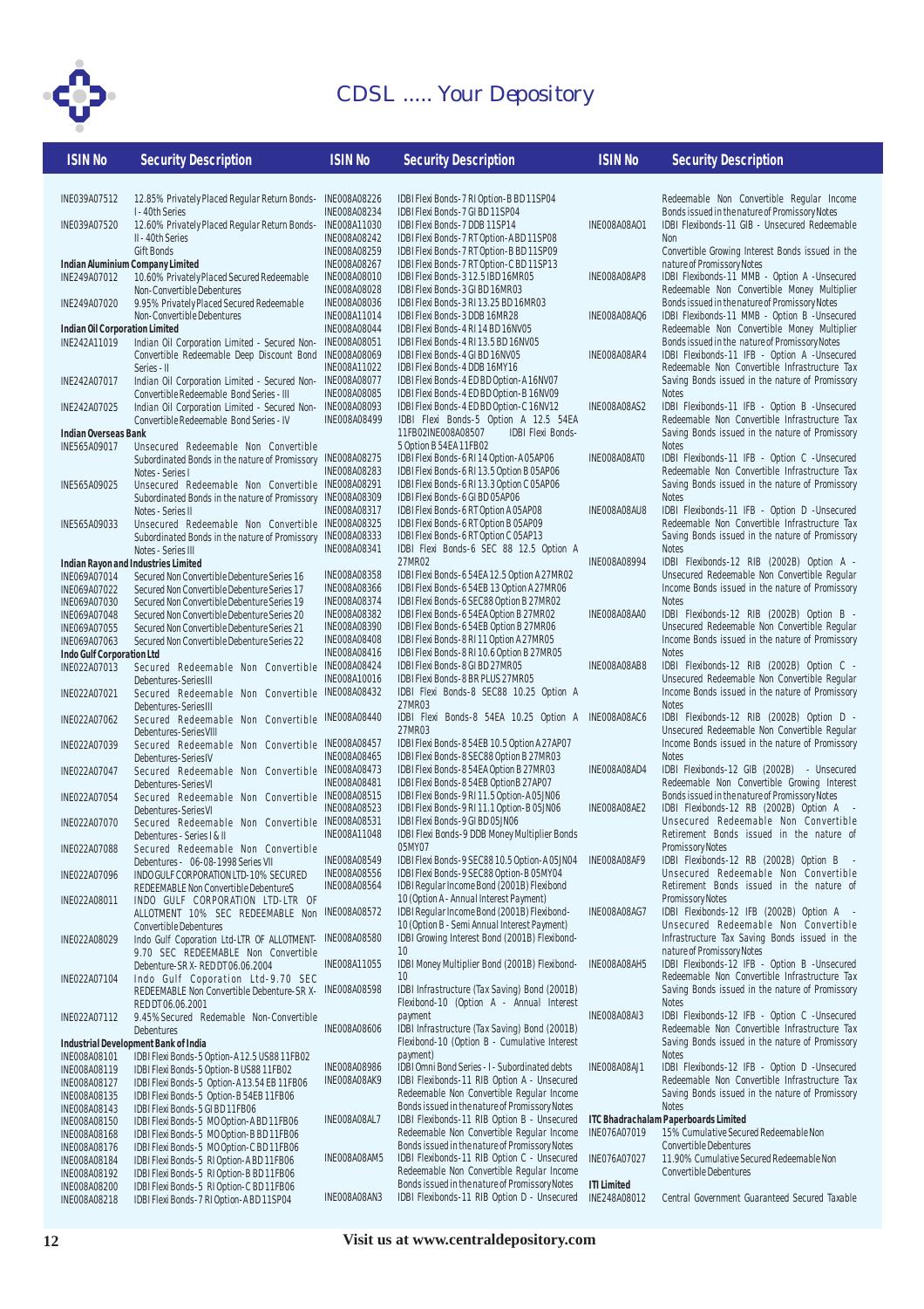| ISIN No | Security Description |
|---|---|
| INE039A07512 | 12.85% Privately Placed Regular Return Bonds- I - 40th Series |
| INE039A07520 | 12.60% Privately Placed Regular Return Bonds- II - 40th Series Gift Bonds |
| **Indian Aluminium Company Limited** | |
| INE249A07012 | 10.60% Privately Placed Secured Redeemable Non-Convertible Debentures |
| INE249A07020 | 9.95% Privately Placed Secured Redeemable Non-Convertible Debentures |
| **Indian Oil Corporation Limited** | |
| INE242A11019 | Indian Oil Corporation Limited - Secured Non-Convertible Redeemable Deep Discount Bond Series - II |
| INE242A07017 | Indian Oil Corporation Limited - Secured Non-Convertible Redeemable Bond Series - III |
| INE242A07025 | Indian Oil Corporation Limited - Secured Non-Convertible Redeemable Bond Series - IV |
| **Indian Overseas Bank** | |
| INE565A09017 | Unsecured Redeemable Non Convertible Subordinated Bonds in the nature of Promissory Notes - Series I |
| INE565A09025 | Unsecured Redeemable Non Convertible Subordinated Bonds in the nature of Promissory Notes - Series II |
| INE565A09033 | Unsecured Redeemable Non Convertible Subordinated Bonds in the nature of Promissory Notes - Series III |
| **Indian Rayon and Industries Limited** | |
| INE069A07014 | Secured Non Convertible Debenture Series 16 |
| INE069A07022 | Secured Non Convertible Debenture Series 17 |
| INE069A07030 | Secured Non Convertible Debenture Series 19 |
| INE069A07048 | Secured Non Convertible Debenture Series 20 |
| INE069A07055 | Secured Non Convertible Debenture Series 21 |
| INE069A07063 | Secured Non Convertible Debenture Series 22 |
| **Indo Gulf Corporation Ltd** | |
| INE022A07013 | Secured Redeemable Non Convertible Debentures-SeriesIII |
| INE022A07021 | Secured Redeemable Non Convertible Debentures-SeriesIII |
| INE022A07062 | Secured Redeemable Non Convertible Debentures-Series VIII |
| INE022A07039 | Secured Redeemable Non Convertible Debentures-SeriesIV |
| INE022A07047 | Secured Redeemable Non Convertible Debentures-SeriesVI |
| INE022A07054 | Secured Redeemable Non Convertible Debentures-SeriesVI |
| INE022A07070 | Secured Redeemable Non Convertible Debentures - Series I & II |
| INE022A07088 | Secured Redeemable Non Convertible Debentures - 06-08-1998 Series VII |
| INE022A07096 | INDO GULF CORPORATION LTD-10% SECURED REDEEMABLE Non Convertible DebentureS |
| INE022A08011 | INDO GULF CORPORATION LTD-LTR OF ALLOTMENT 10% SEC REDEEMABLE Non Convertible Debentures |
| INE022A08029 | Indo Gulf Coporation Ltd-LTR OF ALLOTMENT-9.70 SEC REDEEMABLE Non Convertible Debenture-SR X- RED DT 06.06.2004 |
| INE022A07104 | Indo Gulf Coporation Ltd-9.70 SEC REDEEMABLE Non Convertible Debenture-SR X-RED DT 06.06.2001 |
| INE022A07112 | 9.45% Secured Redemable Non-Convertible Debentures |
| **Industrial Development Bank of India** | |
| INE008A08101 | IDBI Flexi Bonds-5 Option-A 12.5 US88 11FB02 |
| INE008A08119 | IDBI Flexi Bonds-5 Option-B US88 11FB02 |
| INE008A08127 | IDBI Flexi Bonds-5 Option-A 13.54 EB 11FB06 |
| INE008A08135 | IDBI Flexi Bonds-5 Option-B 54EB 11FB06 |
| INE008A08143 | IDBI Flexi Bonds-5 GI BD 11FB06 |
| INE008A08150 | IDBI Flexi Bonds-5 MO Option-A BD 11FB06 |
| INE008A08168 | IDBI Flexi Bonds-5 MO Option-B BD 11FB06 |
| INE008A08176 | IDBI Flexi Bonds-5 MO Option-C BD 11FB06 |
| INE008A08184 | IDBI Flexi Bonds-5 RI Option-A BD 11FB06 |
| INE008A08192 | IDBI Flexi Bonds-5 RI Option-B BD 11FB06 |
| INE008A08200 | IDBI Flexi Bonds-5 RI Option-C BD 11FB06 |
| INE008A08218 | IDBI Flexi Bonds-7 RI Option-A BD 11SP04 |
| INE008A08226 | IDBI Flexi Bonds-7 RI Option-B BD 11SP04 |
| INE008A08234 | IDBI Flexi Bonds-7 GI BD 11SP04 |
| INE008A11030 | IDBI Flexi Bonds-7 DDB 11SP14 |
| INE008A08242 | IDBI Flexi Bonds-7 RT Option-A BD 11SP08 |
| INE008A08259 | IDBI Flexi Bonds-7 RT Option-B BD 11SP09 |
| INE008A08267 | IDBI Flexi Bonds-7 RT Option-C BD 11SP13 |
| INE008A08010 | IDBI Flexi Bonds-3 12.5 IBD 16MR05 |
| INE008A08028 | IDBI Flexi Bonds-3 GI BD 16MR03 |
| INE008A08036 | IDBI Flexi Bonds-3 RI 13.25 BD 16MR03 |
| INE008A11014 | IDBI Flexi Bonds-3 DDB 16MR28 |
| INE008A08044 | IDBI Flexi Bonds-4 RI 14 BD 16NV05 |
| INE008A08051 | IDBI Flexi Bonds-4 RI 13.5 BD 16NV05 |
| INE008A08069 | IDBI Flexi Bonds-4 GI BD 16NV05 |
| INE008A11022 | IDBI Flexi Bonds-4 DDB 16MY16 |
| INE008A08077 | IDBI Flexi Bonds-4 ED BD Option-A 16NV07 |
| INE008A08085 | IDBI Flexi Bonds-4 ED BD Option-B 16NV09 |
| INE008A08093 | IDBI Flexi Bonds-4 ED BD Option-C 16NV12 |
| INE008A08499 | IDBI Flexi Bonds-5 Option A 12.5 54EA 11FB02 |
| INE008A08507 | IDBI Flexi Bonds-5 Option B 54EA 11FB02 |
| INE008A08275 | IDBI Flexi Bonds-6 RI 14 Option-A 05AP06 |
| INE008A08283 | IDBI Flexi Bonds-6 RI 13.5 Option B 05AP06 |
| INE008A08291 | IDBI Flexi Bonds-6 RI 13.3 Option C 05AP06 |
| INE008A08309 | IDBI Flexi Bonds-6 GI BD 05AP06 |
| INE008A08317 | IDBI Flexi Bonds-6 RT Option A 05AP08 |
| INE008A08325 | IDBI Flexi Bonds-6 RT Option B 05AP09 |
| INE008A08333 | IDBI Flexi Bonds-6 RT Option C 05AP13 |
| INE008A08341 | IDBI Flexi Bonds-6 SEC 88 12.5 Option A 27MR02 |
| INE008A08358 | IDBI Flexi Bonds-6 54EA 12.5 Option A 27MR02 |
| INE008A08366 | IDBI Flexi Bonds-6 54EB 13 Option A 27MR06 |
| INE008A08374 | IDBI Flexi Bonds-6 SEC88 Option B 27MR02 |
| INE008A08382 | IDBI Flexi Bonds-6 54EA Option B 27MR02 |
| INE008A08390 | IDBI Flexi Bonds-6 54EB Option B 27MR06 |
| INE008A08408 | IDBI Flexi Bonds-8 RI 11 Option A 27MR05 |
| INE008A08416 | IDBI Flexi Bonds-8 RI 10.6 Option B 27MR05 |
| INE008A08424 | IDBI Flexi Bonds-8 GI BD 27MR05 |
| INE008A10016 | IDBI Flexi Bonds-8 BR PLUS 27MR05 |
| INE008A08432 | IDBI Flexi Bonds-8 SEC88 10.25 Option A 27MR03 |
| INE008A08440 | IDBI Flexi Bonds-8 54EA 10.25 Option A 27MR03 |
| INE008A08457 | IDBI Flexi Bonds-8 54EB 10.5 Option A 27AP07 |
| INE008A08465 | IDBI Flexi Bonds-8 SEC88 Option B 27MR03 |
| INE008A08473 | IDBI Flexi Bonds-8 54EA Option B 27MR03 |
| INE008A08481 | IDBI Flexi Bonds-8 54EB Option B 27AP07 |
| INE008A08515 | IDBI Flexi Bonds-9 RI 11.5 Option-A 05JN06 |
| INE008A08523 | IDBI Flexi Bonds-9 RI 11.1 Option-B 05JN06 |
| INE008A08531 | IDBI Flexi Bonds-9 GI BD 05JN06 |
| INE008A11048 | IDBI Flexi Bonds-9 DDB Money Multiplier Bonds 05MY07 |
| INE008A08549 | IDBI Flexi Bonds-9 SEC88 10.5 Option-A 05JN04 |
| INE008A08556 | IDBI Flexi Bonds-9 SEC88 Option-B 05MY04 |
| INE008A08564 | IDBI Regular Income Bond (2001B) Flexibond 10 (Option A - Annual Interest Payment) |
| INE008A08572 | IDBI Regular Income Bond (2001B) Flexibond-10 (Option B - Semi Annual Interest Payment) |
| INE008A08580 | IDBI Growing Interest Bond (2001B) Flexibond-10 |
| INE008A11055 | IDBI Money Multiplier Bond (2001B) Flexibond-10 |
| INE008A08598 | IDBI Infrastructure (Tax Saving) Bond (2001B) Flexibond-10 (Option A - Annual Interest payment) |
| INE008A08606 | IDBI Infrastructure (Tax Saving) Bond (2001B) Flexibond-10 (Option B - Cumulative Interest payment) |
| INE008A08986 | IDBI Omni Bond Series - I - Subordinated debts |
| INE008A08AK9 | IDBI Flexibonds-11 RIB Option A - Unsecured Redeemable Non Convertible Regular Income Bonds issued in the nature of Promissory Notes |
| INE008A08AL7 | IDBI Flexibonds-11 RIB Option B - Unsecured Redeemable Non Convertible Regular Income Bonds issued in the nature of Promissory Notes |
| INE008A08AM5 | IDBI Flexibonds-11 RIB Option C - Unsecured Redeemable Non Convertible Regular Income Bonds issued in the nature of Promissory Notes |
| INE008A08AN3 | IDBI Flexibonds-11 RIB Option D - Unsecured Redeemable Non Convertible Regular Income Bonds issued in the nature of Promissory Notes |
| INE008A08AO1 | IDBI Flexibonds-11 GIB - Unsecured Redeemable Non Convertible Growing Interest Bonds issued in the nature of Promissory Notes |
| INE008A08AP8 | IDBI Flexibonds-11 MMB - Option A -Unsecured Redeemable Non Convertible Money Multiplier Bonds issued in the nature of Promissory Notes |
| INE008A08AQ6 | IDBI Flexibonds-11 MMB - Option B -Unsecured Redeemable Non Convertible Money Multiplier Bonds issued in the nature of Promissory Notes |
| INE008A08AR4 | IDBI Flexibonds-11 IFB - Option A -Unsecured Redeemable Non Convertible Infrastructure Tax Saving Bonds issued in the nature of Promissory Notes |
| INE008A08AS2 | IDBI Flexibonds-11 IFB - Option B -Unsecured Redeemable Non Convertible Infrastructure Tax Saving Bonds issued in the nature of Promissory Notes |
| INE008A08AT0 | IDBI Flexibonds-11 IFB - Option C -Unsecured Redeemable Non Convertible Infrastructure Tax Saving Bonds issued in the nature of Promissory Notes |
| INE008A08AU8 | IDBI Flexibonds-11 IFB - Option D -Unsecured Redeemable Non Convertible Infrastructure Tax Saving Bonds issued in the nature of Promissory Notes |
| INE008A08994 | IDBI Flexibonds-12 RIB (2002B) Option A - Unsecured Redeemable Non Convertible Regular Income Bonds issued in the nature of Promissory Notes |
| INE008A08AA0 | IDBI Flexibonds-12 RIB (2002B) Option B - Unsecured Redeemable Non Convertible Regular Income Bonds issued in the nature of Promissory Notes |
| INE008A08AB8 | IDBI Flexibonds-12 RIB (2002B) Option C - Unsecured Redeemable Non Convertible Regular Income Bonds issued in the nature of Promissory Notes |
| INE008A08AC6 | IDBI Flexibonds-12 RIB (2002B) Option D - Unsecured Redeemable Non Convertible Regular Income Bonds issued in the nature of Promissory Notes |
| INE008A08AD4 | IDBI Flexibonds-12 GIB (2002B) - Unsecured Redeemable Non Convertible Growing Interest Bonds issued in the nature of Promissory Notes |
| INE008A08AE2 | IDBI Flexibonds-12 RB (2002B) Option A - Unsecured Redeemable Non Convertible Retirement Bonds issued in the nature of Promissory Notes |
| INE008A08AF9 | IDBI Flexibonds-12 RB (2002B) Option B - Unsecured Redeemable Non Convertible Retirement Bonds issued in the nature of Promissory Notes |
| INE008A08AG7 | IDBI Flexibonds-12 IFB (2002B) Option A - Unsecured Redeemable Non Convertible Infrastructure Tax Saving Bonds issued in the nature of Promissory Notes |
| INE008A08AH5 | IDBI Flexibonds-12 IFB - Option B -Unsecured Redeemable Non Convertible Infrastructure Tax Saving Bonds issued in the nature of Promissory Notes |
| INE008A08AI3 | IDBI Flexibonds-12 IFB - Option C -Unsecured Redeemable Non Convertible Infrastructure Tax Saving Bonds issued in the nature of Promissory Notes |
| INE008A08AJ1 | IDBI Flexibonds-12 IFB - Option D -Unsecured Redeemable Non Convertible Infrastructure Tax Saving Bonds issued in the nature of Promissory Notes |
| **ITC Bhadrachalam Paperboards Limited** | |
| INE076A07019 | 15% Cumulative Secured Redeemable Non Convertible Debentures |
| INE076A07027 | 11.90% Cumulative Secured Redeemable Non Convertible Debentures |
| **ITI Limited** | |
| INE248A08012 | Central Government Guaranteed Secured Taxable |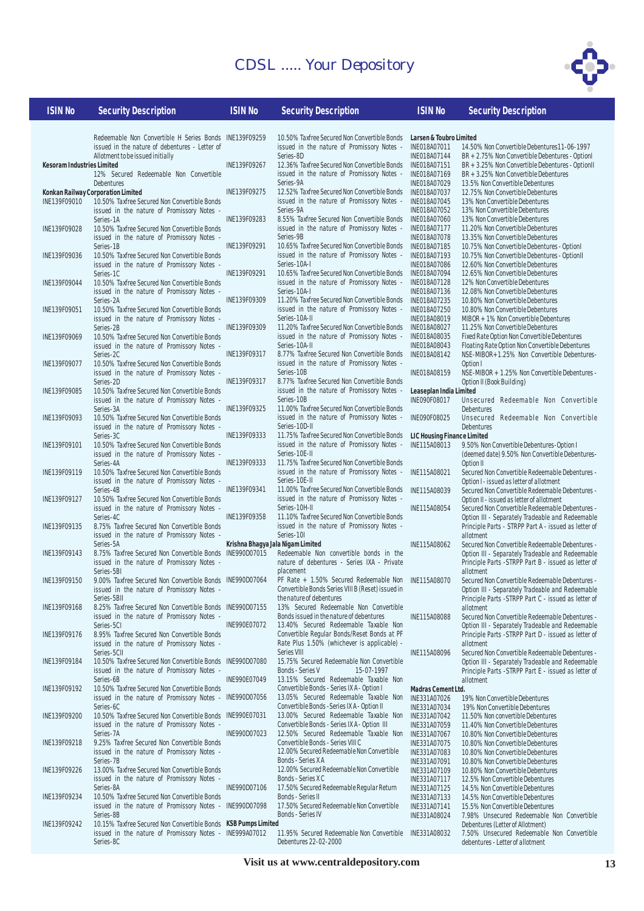| ISIN No | Security Description |
|---|---|
| | Redeemable Non Convertible H Series Bonds issued in the nature of debentures - Letter of Allotment to be issued initially |
| **Kesoram Industries Limited** | |
| | 12% Secured Redeemable Non Convertible Debentures |
| **Konkan Railway Corporation Limited** | |
| INE139F09010 | 10.50% Taxfree Secured Non Convertible Bonds issued in the nature of Promissory Notes - Series-1A |
| INE139F09028 | 10.50% Taxfree Secured Non Convertible Bonds issued in the nature of Promissory Notes - Series-1B |
| INE139F09036 | 10.50% Taxfree Secured Non Convertible Bonds issued in the nature of Promissory Notes - Series-1C |
| INE139F09044 | 10.50% Taxfree Secured Non Convertible Bonds issued in the nature of Promissory Notes - Series-2A |
| INE139F09051 | 10.50% Taxfree Secured Non Convertible Bonds issued in the nature of Promissory Notes - Series-2B |
| INE139F09069 | 10.50% Taxfree Secured Non Convertible Bonds issued in the nature of Promissory Notes - Series-2C |
| INE139F09077 | 10.50% Taxfree Secured Non Convertible Bonds issued in the nature of Promissory Notes - Series-2D |
| INE139F09085 | 10.50% Taxfree Secured Non Convertible Bonds issued in the nature of Promissory Notes - Series-3A |
| INE139F09093 | 10.50% Taxfree Secured Non Convertible Bonds issued in the nature of Promissory Notes - Series-3C |
| INE139F09101 | 10.50% Taxfree Secured Non Convertible Bonds issued in the nature of Promissory Notes - Series-4A |
| INE139F09119 | 10.50% Taxfree Secured Non Convertible Bonds issued in the nature of Promissory Notes - Series-4B |
| INE139F09127 | 10.50% Taxfree Secured Non Convertible Bonds issued in the nature of Promissory Notes - Series-4C |
| INE139F09135 | 8.75% Taxfree Secured Non Convertible Bonds issued in the nature of Promissory Notes - Series-5A |
| INE139F09143 | 8.75% Taxfree Secured Non Convertible Bonds issued in the nature of Promissory Notes - Series-5BI |
| INE139F09150 | 9.00% Taxfree Secured Non Convertible Bonds issued in the nature of Promissory Notes - Series-5BII |
| INE139F09168 | 8.25% Taxfree Secured Non Convertible Bonds issued in the nature of Promissory Notes - Series-5CI |
| INE139F09176 | 8.95% Taxfree Secured Non Convertible Bonds issued in the nature of Promissory Notes - Series-5CII |
| INE139F09184 | 10.50% Taxfree Secured Non Convertible Bonds issued in the nature of Promissory Notes - Series-6B |
| INE139F09192 | 10.50% Taxfree Secured Non Convertible Bonds issued in the nature of Promissory Notes - Series-6C |
| INE139F09200 | 10.50% Taxfree Secured Non Convertible Bonds issued in the nature of Promissory Notes - Series-7A |
| INE139F09218 | 9.25% Taxfree Secured Non Convertible Bonds issued in the nature of Promissory Notes - Series-7B |
| INE139F09226 | 13.00% Taxfree Secured Non Convertible Bonds issued in the nature of Promissory Notes - Series-8A |
| INE139F09234 | 10.50% Taxfree Secured Non Convertible Bonds issued in the nature of Promissory Notes - Series-8B |
| INE139F09242 | 10.15% Taxfree Secured Non Convertible Bonds issued in the nature of Promissory Notes - Series-8C |
| INE139F09259 | 10.50% Taxfree Secured Non Convertible Bonds issued in the nature of Promissory Notes - Series-8D |
| INE139F09267 | 12.36% Taxfree Secured Non Convertible Bonds issued in the nature of Promissory Notes - Series-9A |
| INE139F09275 | 12.52% Taxfree Secured Non Convertible Bonds issued in the nature of Promissory Notes - Series-9A |
| INE139F09283 | 8.55% Taxfree Secured Non Convertible Bonds issued in the nature of Promissory Notes - Series-9B |
| INE139F09291 | 10.65% Taxfree Secured Non Convertible Bonds issued in the nature of Promissory Notes - Series-10A-I |
| INE139F09291 | 10.65% Taxfree Secured Non Convertible Bonds issued in the nature of Promissory Notes - Series-10A-I |
| INE139F09309 | 11.20% Taxfree Secured Non Convertible Bonds issued in the nature of Promissory Notes - Series-10A-II |
| INE139F09309 | 11.20% Taxfree Secured Non Convertible Bonds issued in the nature of Promissory Notes - Series-10A-II |
| INE139F09317 | 8.77% Taxfree Secured Non Convertible Bonds issued in the nature of Promissory Notes - Series-10B |
| INE139F09317 | 8.77% Taxfree Secured Non Convertible Bonds issued in the nature of Promissory Notes - Series-10B |
| INE139F09325 | 11.00% Taxfree Secured Non Convertible Bonds issued in the nature of Promissory Notes - Series-10D-II |
| INE139F09333 | 11.75% Taxfree Secured Non Convertible Bonds issued in the nature of Promissory Notes - Series-10E-II |
| INE139F09333 | 11.75% Taxfree Secured Non Convertible Bonds issued in the nature of Promissory Notes - Series-10E-II |
| INE139F09341 | 11.00% Taxfree Secured Non Convertible Bonds issued in the nature of Promissory Notes - Series-10H-II |
| INE139F09358 | 11.10% Taxfree Secured Non Convertible Bonds issued in the nature of Promissory Notes - Series-10I |
| **Krishna Bhagya Jala Nigam Limited** | |
| INE990D07015 | Redeemable Non convertible bonds in the nature of debentures - Series IXA - Private placement |
| INE990D07064 | PF Rate + 1.50% Secured Redeemable Non Convertible Bonds Series VIII B (Reset) issued in the nature of debentures |
| INE990D07155 | 13% Secured Redeemable Non Convertible Bonds issued in the nature of debentures |
| INE990E07072 | 13.40% Secured Redeemable Taxable Non Convertible Regular Bonds/Reset Bonds at PF Rate Plus 1.50% (whichever is applicable) - Series VIII |
| INE990D07080 | 15.75% Secured Redeemable Non Convertible Bonds - Series V 15-07-1997 |
| INE990E07049 | 13.15% Secured Redeemable Taxable Non Convertible Bonds - Series IX A - Option I |
| INE990D07056 | 13.05% Secured Redeemable Taxable Non Convertible Bonds - Series IX A - Option II |
| INE990E07031 | 13.00% Secured Redeemable Taxable Non Convertible Bonds - Series IX A - Option III |
| INE990D07023 | 12.50% Secured Redeemable Taxable Non Convertible Bonds - Series VIII C |
| | 12.00% Secured Redeemable Non Convertible Bonds - Series X A |
| | 12.00% Secured Redeemable Non Convertible Bonds - Series X C |
| INE990D07106 | 17.50% Secured Redeemable Regular Return Bonds - Series II |
| INE990D07098 | 17.50% Secured Redeemable Non Convertible Bonds - Series IV |
| **KSB Pumps Limited** | |
| INE999A07012 | 11.95% Secured Redeemable Non Convertible Debentures 22-02-2000 |
| **Larsen & Toubro Limited** | |
| INE018A07011 | 14.50% Non Convertible Debentures 11-06-1997 |
| INE018A07144 | BR + 2.75% Non Convertible Debentures - OptionI |
| INE018A07151 | BR + 3.25% Non Convertible Debentures - OptionII |
| INE018A07169 | BR + 3.25% Non Convertible Debentures |
| INE018A07029 | 13.5% Non Convertible Debentures |
| INE018A07037 | 12.75% Non Convertible Debentures |
| INE018A07045 | 13% Non Convertible Debentures |
| INE018A07052 | 13% Non Convertible Debentures |
| INE018A07060 | 13% Non Convertible Debentures |
| INE018A07177 | 11.20% Non Convertible Debentures |
| INE018A07078 | 13.35% Non Convertible Debentures |
| INE018A07185 | 10.75% Non Convertible Debentures - OptionI |
| INE018A07193 | 10.75% Non Convertible Debentures - OptionII |
| INE018A07086 | 12.60% Non Convertible Debentures |
| INE018A07094 | 12.65% Non Convertible Debentures |
| INE018A07128 | 12% Non Convertible Debentures |
| INE018A07136 | 12.08% Non Convertible Debentures |
| INE018A07235 | 10.80% Non Convertible Debentures |
| INE018A07250 | 10.80% Non Convertible Debentures |
| INE018A08019 | MIBOR + 1% Non Convertible Debentures |
| INE018A08027 | 11.25% Non Convertible Debentures |
| INE018A08035 | Fixed Rate Option Non Convertible Debentures |
| INE018A08043 | Floating Rate Option Non Convertible Debentures |
| INE018A08142 | NSE-MIBOR+1.25% Non Convertible Debentures-Option I |
| INE018A08159 | NSE-MIBOR + 1.25% Non Convertible Debentures - Option II (Book Building) |
| **Leaseplan India Limited** | |
| INE090F08017 | Unsecured Redeemable Non Convertible Debentures |
| INE090F08025 | Unsecured Redeemable Non Convertible Debentures |
| **LIC Housing Finance Limited** | |
| INE115A08013 | 9.50% Non Convertible Debentures-Option I (deemed date) 9.50% Non Convertible Debentures-Option II |
| INE115A08021 | Secured Non Convertible Redeemable Debentures - Option I - issued as letter of allotment |
| INE115A08039 | Secured Non Convertible Redeemable Debentures - Option II - issued as letter of allotment |
| INE115A08054 | Secured Non Convertible Redeemable Debentures - Option III - Separately Tradeable and Redeemable Principle Parts - STRPP Part A - issued as letter of allotment |
| INE115A08062 | Secured Non Convertible Redeemable Debentures - Option III - Separately Tradeable and Redeemable Principle Parts -STRPP Part B - issued as letter of allotment |
| INE115A08070 | Secured Non Convertible Redeemable Debentures - Option III - Separately Tradeable and Redeemable Principle Parts - STRPP Part C - issued as letter of allotment |
| INE115A08088 | Secured Non Convertible Redeemable Debentures - Option III - Separately Tradeable and Redeemable Principle Parts -STRPP Part D - issued as letter of allotment |
| INE115A08096 | Secured Non Convertible Redeemable Debentures - Option III - Separately Tradeable and Redeemable Principle Parts -STRPP Part E - issued as letter of allotment |
| **Madras Cement Ltd.** | |
| INE331A07026 | 19% Non Convertible Debentures |
| INE331A07034 | 19% Non Convertible Debentures |
| INE331A07042 | 11.50% Non convertible Debentures |
| INE331A07059 | 11.40% Non Convertible Debentures |
| INE331A07067 | 10.80% Non Convertible Debentures |
| INE331A07075 | 10.80% Non Convertible Debentures |
| INE331A07083 | 10.80% Non Convertible Debentures |
| INE331A07091 | 10.80% Non Convertible Debentures |
| INE331A07109 | 10.80% Non Convertible Debentures |
| INE331A07117 | 12.5% Non Convertible Debentures |
| INE331A07125 | 14.5% Non Convertible Debentures |
| INE331A07133 | 14.5% Non Convertible Debentures |
| INE331A07141 | 15.5% Non Convertible Debentures |
| INE331A08024 | 7.98% Unsecured Redeemable Non Convertible Debentures (Letter of Allotment) |
| INE331A08032 | 7.50% Unsecured Redeemable Non Convertible debentures - Letter of allotment |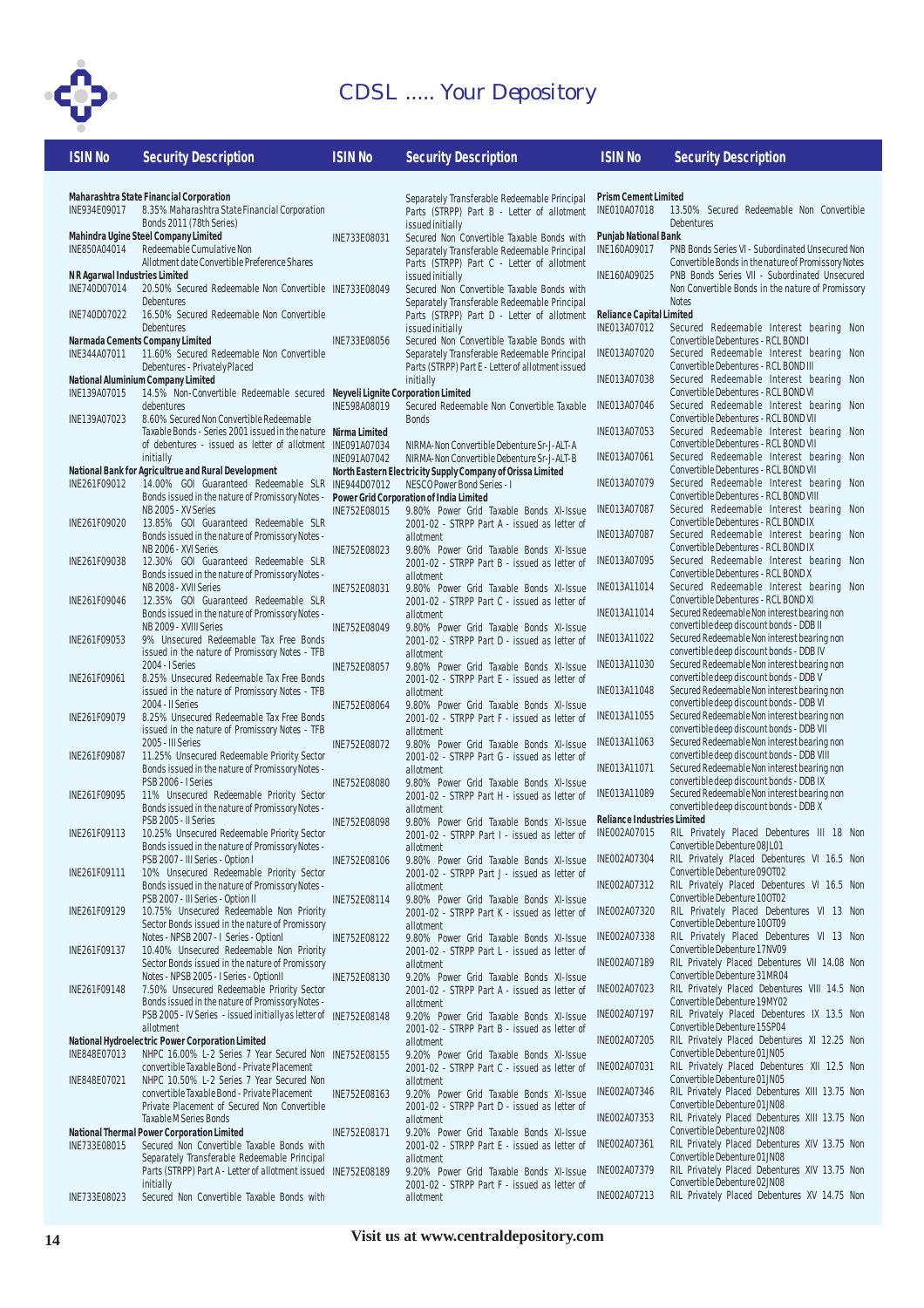| ISIN No | Security Description |
|---|---|
| | **Maharashtra State Financial Corporation** |
| INE934E09017 | 8.35% Maharashtra State Financial Corporation Bonds 2011 (78th Series) |
| | **Mahindra Ugine Steel Company Limited** |
| INE850A04014 | Redeemable Cumulative Non Allotment date Convertible Preference Shares |
| | **N R Agarwal Industries Limited** |
| INE740D07014 | 20.50% Secured Redeemable Non Convertible Debentures |
| INE740D07022 | 16.50% Secured Redeemable Non Convertible Debentures |
| | **Narmada Cements Company Limited** |
| INE344A07011 | 11.60% Secured Redeemable Non Convertible Debentures - Privately Placed |
| | **National Aluminium Company Limited** |
| INE139A07015 | 14.5% Non-Convertible Redeemable secured debentures |
| INE139A07023 | 8.60% Secured Non Convertible Redeemable Taxable Bonds - Series 2001 issued in the nature of debentures - issued as letter of allotment initially |
| | **National Bank for Agricultrue and Rural Development** |
| INE261F09012 | 14.00% GOI Guaranteed Redeemable SLR Bonds issued in the nature of Promissory Notes - NB 2005 - XV Series |
| INE261F09020 | 13.85% GOI Guaranteed Redeemable SLR Bonds issued in the nature of Promissory Notes - NB 2006 - XVI Series |
| INE261F09038 | 12.30% GOI Guaranteed Redeemable SLR Bonds issued in the nature of Promissory Notes - NB 2008 - XVII Series |
| INE261F09046 | 12.35% GOI Guaranteed Redeemable SLR Bonds issued in the nature of Promissory Notes - NB 2009 - XVIII Series |
| INE261F09053 | 9% Unsecured Redeemable Tax Free Bonds issued in the nature of Promissory Notes - TFB 2004 - I Series |
| INE261F09061 | 8.25% Unsecured Redeemable Tax Free Bonds issued in the nature of Promissory Notes - TFB 2004 - II Series |
| INE261F09079 | 8.25% Unsecured Redeemable Tax Free Bonds issued in the nature of Promissory Notes - TFB 2005 - III Series |
| INE261F09087 | 11.25% Unsecured Redeemable Priority Sector Bonds issued in the nature of Promissory Notes - PSB 2006 - I Series |
| INE261F09095 | 11% Unsecured Redeemable Priority Sector Bonds issued in the nature of Promissory Notes - PSB 2005 - II Series |
| INE261F09113 | 10.25% Unsecured Redeemable Priority Sector Bonds issued in the nature of Promissory Notes - PSB 2007 - III Series - Option I |
| INE261F09111 | 10% Unsecured Redeemable Priority Sector Bonds issued in the nature of Promissory Notes - PSB 2007 - III Series - Option II |
| INE261F09129 | 10.75% Unsecured Redeemable Non Priority Sector Bonds issued in the nature of Promissory Notes - NPSB 2007 - I Series - OptionI |
| INE261F09137 | 10.40% Unsecured Redeemable Non Priority Sector Bonds issued in the nature of Promissory Notes - NPSB 2005 - I Series - OptionII |
| INE261F09148 | 7.50% Unsecured Redeemable Priority Sector Bonds issued in the nature of Promissory Notes - PSB 2005 - IV Series - issued initially as letter of allotment |
| | **National Hydroelectric Power Corporation Limited** |
| INE848E07013 | NHPC 16.00% L-2 Series 7 Year Secured Non convertible Taxable Bond - Private Placement |
| INE848E07021 | NHPC 10.50% L-2 Series 7 Year Secured Non convertible Taxable Bond - Private Placement Private Placement of Secured Non Convertible Taxable M Series Bonds |
| | **National Thermal Power Corporation Limited** |
| INE733E08015 | Secured Non Convertible Taxable Bonds with Separately Transferable Redeemable Principal Parts (STRPP) Part A - Letter of allotment issued initially |
| INE733E08023 | Secured Non Convertible Taxable Bonds with Separately Transferable Redeemable Principal Parts (STRPP) Part B - Letter of allotment issued initially |
| INE733E08031 | Secured Non Convertible Taxable Bonds with Separately Transferable Redeemable Principal Parts (STRPP) Part C - Letter of allotment issued initially |
| INE733E08049 | Secured Non Convertible Taxable Bonds with Separately Transferable Redeemable Principal Parts (STRPP) Part D - Letter of allotment issued initially |
| INE733E08056 | Secured Non Convertible Taxable Bonds with Separately Transferable Redeemable Principal Parts (STRPP) Part E - Letter of allotment issued initially |
| | **Neyveli Lignite Corporation Limited** |
| INE598A08019 | Secured Redeemable Non Convertible Taxable Bonds |
| | **Nirma Limited** |
| INE091A07034 | NIRMA-Non Convertible Debenture Sr-J-ALT-A |
| INE091A07042 | NIRMA-Non Convertible Debenture Sr-J-ALT-B |
| | **North Eastern Electricity Supply Company of Orissa Limited** |
| INE944D07012 | NESCO Power Bond Series - I |
| | **Power Grid Corporation of India Limited** |
| INE752E08015 | 9.80% Power Grid Taxable Bonds XI-Issue 2001-02 - STRPP Part A - issued as letter of allotment |
| INE752E08023 | 9.80% Power Grid Taxable Bonds XI-Issue 2001-02 - STRPP Part B - issued as letter of allotment |
| INE752E08031 | 9.80% Power Grid Taxable Bonds XI-Issue 2001-02 - STRPP Part C - issued as letter of allotment |
| INE752E08049 | 9.80% Power Grid Taxable Bonds XI-Issue 2001-02 - STRPP Part D - issued as letter of allotment |
| INE752E08057 | 9.80% Power Grid Taxable Bonds XI-Issue 2001-02 - STRPP Part E - issued as letter of allotment |
| INE752E08064 | 9.80% Power Grid Taxable Bonds XI-Issue 2001-02 - STRPP Part F - issued as letter of allotment |
| INE752E08072 | 9.80% Power Grid Taxable Bonds XI-Issue 2001-02 - STRPP Part G - issued as letter of allotment |
| INE752E08080 | 9.80% Power Grid Taxable Bonds XI-Issue 2001-02 - STRPP Part H - issued as letter of allotment |
| INE752E08098 | 9.80% Power Grid Taxable Bonds XI-Issue 2001-02 - STRPP Part I - issued as letter of allotment |
| INE752E08106 | 9.80% Power Grid Taxable Bonds XI-Issue 2001-02 - STRPP Part J - issued as letter of allotment |
| INE752E08114 | 9.80% Power Grid Taxable Bonds XI-Issue 2001-02 - STRPP Part K - issued as letter of allotment |
| INE752E08122 | 9.80% Power Grid Taxable Bonds XI-Issue 2001-02 - STRPP Part L - issued as letter of allotment |
| INE752E08130 | 9.20% Power Grid Taxable Bonds XII-Issue 2001-02 - STRPP Part A - issued as letter of allotment |
| INE752E08148 | 9.20% Power Grid Taxable Bonds XII-Issue 2001-02 - STRPP Part B - issued as letter of allotment |
| INE752E08155 | 9.20% Power Grid Taxable Bonds XII-Issue 2001-02 - STRPP Part C - issued as letter of allotment |
| INE752E08163 | 9.20% Power Grid Taxable Bonds XII-Issue 2001-02 - STRPP Part D - issued as letter of allotment |
| INE752E08171 | 9.20% Power Grid Taxable Bonds XII-Issue 2001-02 - STRPP Part E - issued as letter of allotment |
| INE752E08189 | 9.20% Power Grid Taxable Bonds XII-Issue 2001-02 - STRPP Part F - issued as letter of allotment |
| | **Prism Cement Limited** |
| INE010A07018 | 13.50% Secured Redeemable Non Convertible Debentures |
| | **Punjab National Bank** |
| INE160A09017 | PNB Bonds Series VI - Subordinated Unsecured Non Convertible Bonds in the nature of Promissory Notes |
| INE160A09025 | PNB Bonds Series VII - Subordinated Unsecured Non Convertible Bonds in the nature of Promissory Notes |
| | **Reliance Capital Limited** |
| INE013A07012 | Secured Redeemable Interest bearing Non Convertible Debentures - RCL BOND I |
| INE013A07020 | Secured Redeemable Interest bearing Non Convertible Debentures - RCL BOND III |
| INE013A07038 | Secured Redeemable Interest bearing Non Convertible Debentures - RCL BOND VI |
| INE013A07046 | Secured Redeemable Interest bearing Non Convertible Debentures - RCL BOND VII |
| INE013A07053 | Secured Redeemable Interest bearing Non Convertible Debentures - RCL BOND VII |
| INE013A07061 | Secured Redeemable Interest bearing Non Convertible Debentures - RCL BOND VII |
| INE013A07079 | Secured Redeemable Interest bearing Non Convertible Debentures - RCL BOND VIII |
| INE013A07087 | Secured Redeemable Interest bearing Non Convertible Debentures - RCL BOND IX |
| INE013A07087 | Secured Redeemable Interest bearing Non Convertible Debentures - RCL BOND IX |
| INE013A07095 | Secured Redeemable Interest bearing Non Convertible Debentures - RCL BOND X |
| INE013A11014 | Secured Redeemable Interest bearing Non Convertible Debentures - RCL BOND XI |
| INE013A11014 | Secured Redeemable Non interest bearing non convertible deep discount bonds - DDB II |
| INE013A11022 | Secured Redeemable Non interest bearing non convertible deep discount bonds - DDB IV |
| INE013A11030 | Secured Redeemable Non interest bearing non convertible deep discount bonds - DDB V |
| INE013A11048 | Secured Redeemable Non interest bearing non convertible deep discount bonds - DDB VI |
| INE013A11055 | Secured Redeemable Non interest bearing non convertible deep discount bonds - DDB VII |
| INE013A11063 | Secured Redeemable Non interest bearing non convertible deep discount bonds - DDB VIII |
| INE013A11071 | Secured Redeemable Non interest bearing non convertible deep discount bonds - DDB IX |
| INE013A11089 | Secured Redeemable Non interest bearing non convertible deep discount bonds - DDB X |
| | **Reliance Industries Limited** |
| INE002A07015 | RIL Privately Placed Debentures III 18 Non Convertible Debenture 08JL01 |
| INE002A07304 | RIL Privately Placed Debentures VI 16.5 Non Convertible Debenture 09OT02 |
| INE002A07312 | RIL Privately Placed Debentures VI 16.5 Non Convertible Debenture 10OT02 |
| INE002A07320 | RIL Privately Placed Debentures VI 13 Non Convertible Debenture 10OT09 |
| INE002A07338 | RIL Privately Placed Debentures VI 13 Non Convertible Debenture 17NV09 |
| INE002A07189 | RIL Privately Placed Debentures VII 14.08 Non Convertible Debenture 31MR04 |
| INE002A07023 | RIL Privately Placed Debentures VIII 14.5 Non Convertible Debenture 19MY02 |
| INE002A07197 | RIL Privately Placed Debentures IX 13.5 Non Convertible Debenture 15SP04 |
| INE002A07205 | RIL Privately Placed Debentures XI 12.25 Non Convertible Debenture 01JN05 |
| INE002A07031 | RIL Privately Placed Debentures XII 12.5 Non Convertible Debenture 01JN05 |
| INE002A07346 | RIL Privately Placed Debentures XIII 13.75 Non Convertible Debenture 01JN08 |
| INE002A07353 | RIL Privately Placed Debentures XIII 13.75 Non Convertible Debenture 02JN08 |
| INE002A07361 | RIL Privately Placed Debentures XIV 13.75 Non Convertible Debenture 01JN08 |
| INE002A07379 | RIL Privately Placed Debentures XIV 13.75 Non Convertible Debenture 02JN08 |
| INE002A07213 | RIL Privately Placed Debentures XV 14.75 Non |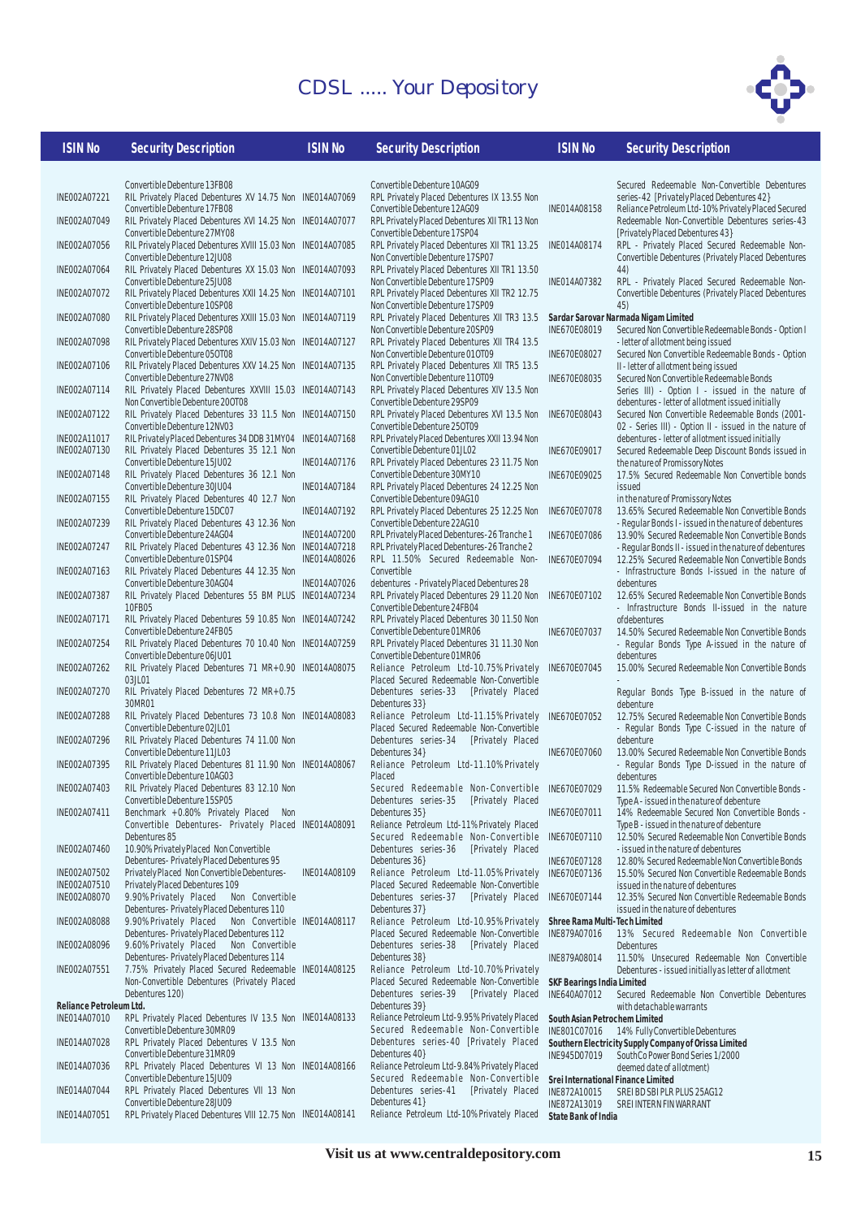| ISIN No | Security Description |
|---|---|
| | Convertible Debenture 13FB08 |
| INE002A07221 | RIL Privately Placed Debentures XV 14.75 Non Convertible Debenture 17FB08 |
| INE002A07049 | RIL Privately Placed Debentures XVI 14.25 Non Convertible Debenture 27MY08 |
| INE002A07056 | RIL Privately Placed Debentures XVIII 15.03 Non Convertible Debenture 12JU08 |
| INE002A07064 | RIL Privately Placed Debentures XX 15.03 Non Convertible Debenture 25JU08 |
| INE002A07072 | RIL Privately Placed Debentures XXII 14.25 Non Convertible Debenture 10SP08 |
| INE002A07080 | RIL Privately Placed Debentures XXIII 15.03 Non Convertible Debenture 28SP08 |
| INE002A07098 | RIL Privately Placed Debentures XXIV 15.03 Non Convertible Debenture 05OT08 |
| INE002A07106 | RIL Privately Placed Debentures XXV 14.25 Non Convertible Debenture 27NV08 |
| INE002A07114 | RIL Privately Placed Debentures XXVIII 15.03 Non Convertible Debenture 20OT08 |
| INE002A07122 | RIL Privately Placed Debentures 33 11.5 Non Convertible Debenture 12NV03 |
| INE002A11017 | RIL Privately Placed Debentures 34 DDB 31MY04 |
| INE002A07130 | RIL Privately Placed Debentures 35 12.1 Non Convertible Debenture 15JU02 |
| INE002A07148 | RIL Privately Placed Debentures 36 12.1 Non Convertible Debenture 30JU04 |
| INE002A07155 | RIL Privately Placed Debentures 40 12.7 Non Convertible Debenture 15DC07 |
| INE002A07239 | RIL Privately Placed Debentures 43 12.36 Non Convertible Debenture 24AG04 |
| INE002A07247 | RIL Privately Placed Debentures 43 12.36 Non Convertible Debenture 01SP04 |
| INE002A07163 | RIL Privately Placed Debentures 44 12.35 Non Convertible Debenture 30AG04 |
| INE002A07387 | RIL Privately Placed Debentures 55 BM PLUS 10FB05 |
| INE002A07171 | RIL Privately Placed Debentures 59 10.85 Non Convertible Debenture 24FB05 |
| INE002A07254 | RIL Privately Placed Debentures 70 10.40 Non Convertible Debenture 06JU01 |
| INE002A07262 | RIL Privately Placed Debentures 71 MR+0.90 03JL01 |
| INE002A07270 | RIL Privately Placed Debentures 72 MR+0.75 30MR01 |
| INE002A07288 | RIL Privately Placed Debentures 73 10.8 Non Convertible Debenture 02JL01 |
| INE002A07296 | RIL Privately Placed Debentures 74 11.00 Non Convertible Debenture 11JL03 |
| INE002A07395 | RIL Privately Placed Debentures 81 11.90 Non Convertible Debenture 10AG03 |
| INE002A07403 | RIL Privately Placed Debentures 83 12.10 Non Convertible Debenture 15SP05 |
| INE002A07411 | Benchmark +0.80% Privately Placed Non Convertible Debentures- Privately Placed Debentures 85 |
| INE002A07460 | 10.90% Privately Placed Non Convertible Debentures- Privately Placed Debentures 95 |
| INE002A07502 | Privately Placed Non Convertible Debentures- Privately Placed Debentures 112 |
| INE002A07510 | Privately Placed Debentures 109 |
| INE002A08070 | 9.90% Privately Placed Non Convertible Debentures- Privately Placed Debentures 110 |
| INE002A08088 | 9.90% Privately Placed Non Convertible Debentures- Privately Placed Debentures 112 |
| INE002A08096 | 9.60% Privately Placed Non Convertible Debentures- Privately Placed Debentures 114 |
| INE002A07551 | 7.75% Privately Placed Secured Redeemable Non-Convertible Debentures (Privately Placed Debentures 120) |
| **Reliance Petroleum Ltd.** | |
| INE014A07010 | RPL Privately Placed Debentures IV 13.5 Non Convertible Debenture 30MR09 |
| INE014A07028 | RPL Privately Placed Debentures V 13.5 Non Convertible Debenture 31MR09 |
| INE014A07036 | RPL Privately Placed Debentures VI 13 Non Convertible Debenture 15JU09 |
| INE014A07044 | RPL Privately Placed Debentures VII 13 Non Convertible Debenture 28JU09 |
| INE014A07051 | RPL Privately Placed Debentures VIII 12.75 Non Convertible Debenture 10AG09 |
| INE014A07069 | RPL Privately Placed Debentures IX 13.55 Non Convertible Debenture 12AG09 |
| INE014A07077 | RPL Privately Placed Debentures XII TR1 13 Non Convertible Debenture 17SP04 |
| INE014A07085 | RPL Privately Placed Debentures XII TR1 13.25 Non Convertible Debenture 17SP07 |
| INE014A07093 | RPL Privately Placed Debentures XII TR1 13.50 Non Convertible Debenture 17SP09 |
| INE014A07101 | RPL Privately Placed Debentures XII TR2 12.75 Non Convertible Debenture 17SP09 |
| INE014A07119 | RPL Privately Placed Debentures XII TR3 13.5 Non Convertible Debenture 20SP09 |
| INE014A07127 | RPL Privately Placed Debentures XII TR4 13.5 Non Convertible Debenture 01OT09 |
| INE014A07135 | RPL Privately Placed Debentures XII TR5 13.5 Non Convertible Debenture 11OT09 |
| INE014A07143 | RPL Privately Placed Debentures XIV 13.5 Non Convertible Debenture 29SP09 |
| INE014A07150 | RPL Privately Placed Debentures XVI 13.5 Non Convertible Debenture 25OT09 |
| INE014A07168 | RPL Privately Placed Debentures XXII 13.94 Non Convertible Debenture 01JL02 |
| INE014A07176 | RPL Privately Placed Debentures 23 11.75 Non Convertible Debenture 30MY10 |
| INE014A07184 | RPL Privately Placed Debentures 24 12.25 Non Convertible Debenture 09AG10 |
| INE014A07192 | RPL Privately Placed Debentures 25 12.25 Non Convertible Debenture 22AG10 |
| INE014A07200 | RPL Privately Placed Debentures-26 Tranche 1 |
| INE014A07218 | RPL Privately Placed Debentures-26 Tranche 2 |
| INE014A08026 | RPL 11.50% Secured Redeemable Non-Convertible debentures - Privately Placed Debentures 28 |
| INE014A07026 | RPL Privately Placed Debentures 29 11.20 Non Convertible Debenture 24FB04 |
| INE014A07234 | RPL Privately Placed Debentures 30 11.50 Non Convertible Debenture 01MR06 |
| INE014A07242 | RPL Privately Placed Debentures 31 11.30 Non Convertible Debenture 01MR06 |
| INE014A07259 | Reliance Petroleum Ltd-10.75% Privately Placed Secured Redeemable Non-Convertible Debentures series-33 [Privately Placed Debentures 33} |
| INE014A08075 | Reliance Petroleum Ltd-11.15% Privately Placed Secured Redeemable Non-Convertible Debentures series-34 [Privately Placed Debentures 34} |
| INE014A08083 | Reliance Petroleum Ltd-11.10% Privately Placed Secured Redeemable Non-Convertible Debentures series-35 [Privately Placed Debentures 35} |
| INE014A08067 | Reliance Petroleum Ltd-11% Privately Placed Secured Redeemable Non-Convertible Debentures series-36 [Privately Placed Debentures 36} |
| INE014A08091 | Reliance Petroleum Ltd-11.05% Privately Placed Secured Redeemable Non-Convertible Debentures series-37 [Privately Placed Debentures 37} |
| INE014A08109 | Reliance Petroleum Ltd-10.95% Privately Placed Secured Redeemable Non-Convertible Debentures series-38 [Privately Placed Debentures 38} |
| INE014A08117 | Reliance Petroleum Ltd-10.70% Privately Placed Secured Redeemable Non-Convertible Debentures series-39 [Privately Placed Debentures 39} |
| INE014A08125 | Reliance Petroleum Ltd-9.95% Privately Placed Secured Redeemable Non-Convertible Debentures series-40 [Privately Placed Debentures 40} |
| INE014A08133 | Reliance Petroleum Ltd-9.84% Privately Placed Secured Redeemable Non-Convertible Debentures series-41 [Privately Placed Debentures 41} |
| INE014A08166 | Reliance Petroleum Ltd-10% Privately Placed Secured Redeemable Non-Convertible Debentures series-42 [Privately Placed Debentures 42} |
| INE014A08141 | Reliance Petroleum Ltd-10% Privately Placed Secured Redeemable Non-Convertible Debentures series-43 [Privately Placed Debentures 43} |
| INE014A08158 | RPL - Privately Placed Secured Redeemable Non-Convertible Debentures (Privately Placed Debentures 44) |
| INE014A08174 | RPL - Privately Placed Secured Redeemable Non-Convertible Debentures (Privately Placed Debentures 45) |
| INE014A07382 | |
| **Sardar Sarovar Narmada Nigam Limited** | |
| INE670E08019 | Secured Non Convertible Redeemable Bonds - Option I - letter of allotment being issued |
| INE670E08027 | Secured Non Convertible Redeemable Bonds - Option II - letter of allotment being issued |
| INE670E08035 | Secured Non Convertible Redeemable Bonds Series III) - Option I - issued in the nature of debentures - letter of allotment issued initially |
| INE670E08043 | Secured Non Convertible Redeemable Bonds (2001-02 - Series III) - Option II - issued in the nature of debentures - letter of allotment issued initially |
| INE670E09017 | Secured Redeemable Deep Discount Bonds issued in the nature of Promissory Notes |
| INE670E09025 | 17.5% Secured Redeemable Non Convertible bonds issued in the nature of Promissory Notes |
| INE670E07078 | 13.65% Secured Redeemable Non Convertible Bonds - Regular Bonds I - issued in the nature of debentures |
| INE670E07086 | 13.90% Secured Redeemable Non Convertible Bonds - Regular Bonds II - issued in the nature of debentures |
| INE670E07094 | 12.25% Secured Redeemable Non Convertible Bonds - Infrastructure Bonds I-issued in the nature of debentures |
| INE670E07102 | 12.65% Secured Redeemable Non Convertible Bonds - Infrastructure Bonds II-issued in the nature of debentures |
| INE670E07037 | 14.50% Secured Redeemable Non Convertible Bonds - Regular Bonds Type A-issued in the nature of debentures |
| INE670E07045 | 15.00% Secured Redeemable Non Convertible Bonds - Regular Bonds Type B-issued in the nature of debenture |
| INE670E07052 | 12.75% Secured Redeemable Non Convertible Bonds - Regular Bonds Type C-issued in the nature of debenture |
| INE670E07060 | 13.00% Secured Redeemable Non Convertible Bonds - Regular Bonds Type D-issued in the nature of debentures |
| INE670E07029 | 11.5% Redeemable Secured Non Convertible Bonds - Type A - issued in the nature of debenture |
| INE670E07011 | 14% Redeemable Secured Non Convertible Bonds - Type B - issued in the nature of debenture |
| INE670E07110 | 12.50% Secured Redeemable Non Convertible Bonds - issued in the nature of debentures |
| INE670E07128 | 12.80% Secured Redeemable Non Convertible Bonds |
| INE670E07136 | 15.50% Secured Non Convertible Redeemable Bonds issued in the nature of debentures |
| INE670E07144 | 12.35% Secured Non Convertible Redeemable Bonds issued in the nature of debentures |
| **Shree Rama Multi-Tech Limited** | |
| INE879A07016 | 13% Secured Redeemable Non Convertible Debentures |
| INE879A08014 | 11.50% Unsecured Redeemable Non Convertible Debentures - issued initially as letter of allotment |
| **SKF Bearings India Limited** | |
| INE640A07012 | Secured Redeemable Non Convertible Debentures with detachable warrants |
| **South Asian Petrochem Limited** | |
| INE801C07016 | 14% Fully Convertible Debentures |
| **Southern Electricity Supply Company of Orissa Limited** | |
| INE945D07019 | SouthCo Power Bond Series 1/2000 deemed date of allotment) |
| **Srei International Finance Limited** | |
| INE872A10015 | SREI BD SBI PLR PLUS 25AG12 |
| INE872A13019 | SREI INTERN FIN WARRANT |
| **State Bank of India** | |

Visit us at www.centraldepository.com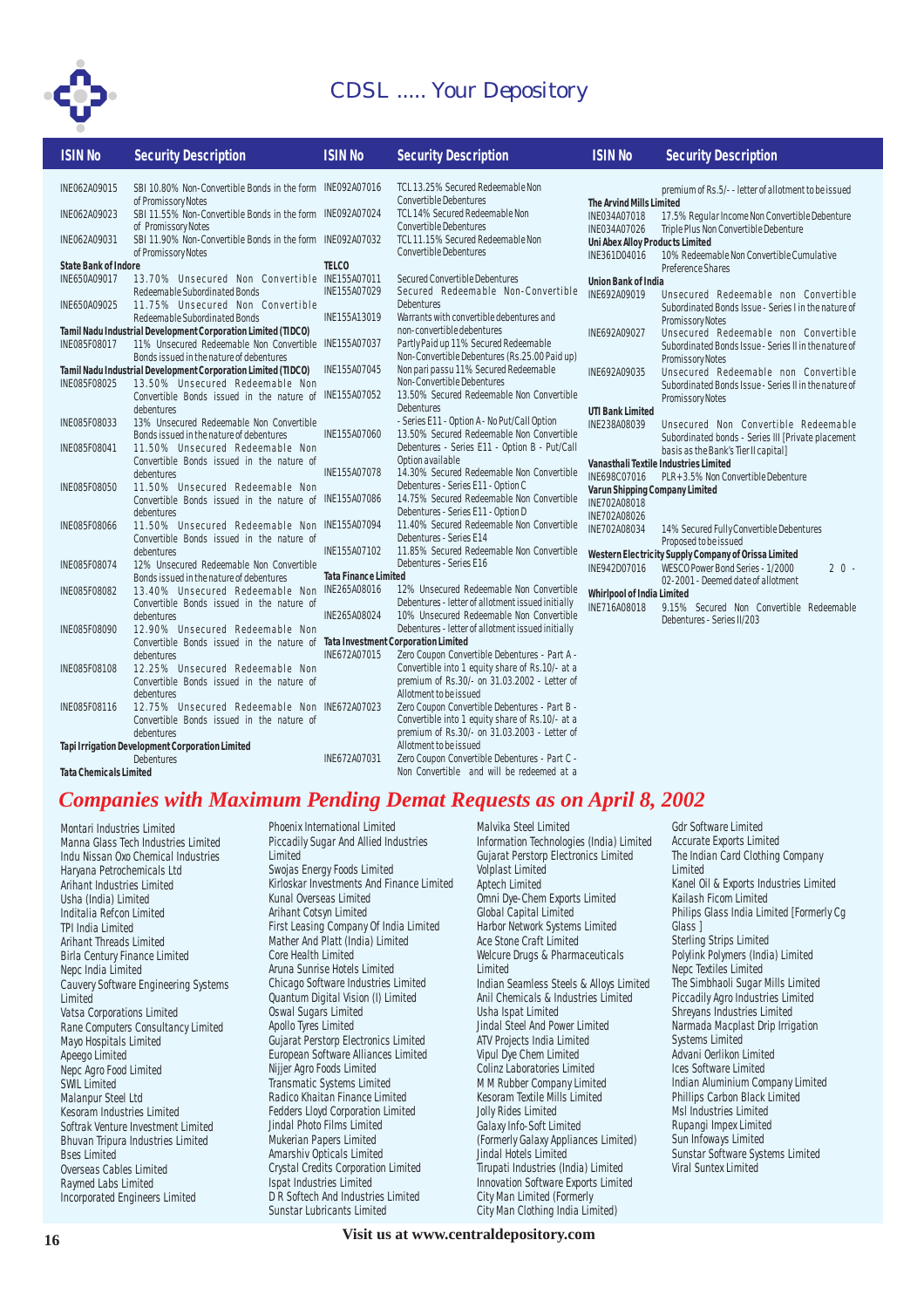| ISIN No | Security Description |
|---|---|
| INE062A09015 | SBI 10.80% Non-Convertible Bonds in the form of Promissory Notes |
| INE062A09023 | SBI 11.55% Non-Convertible Bonds in the form of Promissory Notes |
| INE062A09031 | SBI 11.90% Non-Convertible Bonds in the form of Promissory Notes |
| **State Bank of Indore** | |
| INE650A09017 | 13.70% Unsecured Non Convertible Redeemable Subordinated Bonds |
| INE650A09025 | 11.75% Unsecured Non Convertible Redeemable Subordinated Bonds |
| **Tamil Nadu Industrial Development Corporation Limited (TIDCO)** | |
| INE085F08017 | 11% Unsecured Redeemable Non Convertible Bonds issued in the nature of debentures |
| **Tamil Nadu Industrial Development Corporation Limited (TIDCO)** | |
| INE085F08025 | 13.50% Unsecured Redeemable Non Convertible Bonds issued in the nature of debentures |
| INE085F08033 | 13% Unsecured Redeemable Non Convertible Bonds issued in the nature of debentures |
| INE085F08041 | 11.50% Unsecured Redeemable Non Convertible Bonds issued in the nature of debentures |
| INE085F08050 | 11.50% Unsecured Redeemable Non Convertible Bonds issued in the nature of debentures |
| INE085F08066 | 11.50% Unsecured Redeemable Non Convertible Bonds issued in the nature of debentures |
| INE085F08074 | 12% Unsecured Redeemable Non Convertible Bonds issued in the nature of debentures |
| INE085F08082 | 13.40% Unsecured Redeemable Non Convertible Bonds issued in the nature of debentures |
| INE085F08090 | 12.90% Unsecured Redeemable Non Convertible Bonds issued in the nature of debentures |
| INE085F08108 | 12.25% Unsecured Redeemable Non Convertible Bonds issued in the nature of debentures |
| INE085F08116 | 12.75% Unsecured Redeemable Non Convertible Bonds issued in the nature of debentures |
| **Tapi Irrigation Development Corporation Limited** | |
| | Debentures |
| **Tata Chemicals Limited** | |
| INE092A07016 | TCL 13.25% Secured Redeemable Non Convertible Debentures |
| INE092A07024 | TCL 14% Secured Redeemable Non Convertible Debentures |
| INE092A07032 | TCL 11.15% Secured Redeemable Non Convertible Debentures |
| **TELCO** | |
| INE155A07011 | Secured Convertible Debentures |
| INE155A07029 | Secured Redeemable Non-Convertible Debentures |
| INE155A13019 | Warrants with convertible debentures and non-convertible debentures |
| INE155A07037 | Partly Paid up 11% Secured Redeemable Non-Convertible Debentures (Rs.25.00 Paid up) |
| INE155A07045 | Non pari passu 11% Secured Redeemable Non-Convertible Debentures |
| INE155A07052 | 13.50% Secured Redeemable Non Convertible Debentures - Series E11 - Option A - No Put/Call Option |
| INE155A07060 | 13.50% Secured Redeemable Non Convertible Debentures - Series E11 - Option B - Put/Call Option available |
| INE155A07078 | 14.30% Secured Redeemable Non Convertible Debentures - Series E11 - Option C |
| INE155A07086 | 14.75% Secured Redeemable Non Convertible Debentures - Series E11 - Option D |
| INE155A07094 | 11.40% Secured Redeemable Non Convertible Debentures - Series E14 |
| INE155A07102 | 11.85% Secured Redeemable Non Convertible Debentures - Series E16 |
| **Tata Finance Limited** | |
| INE265A08016 | 12% Unsecured Redeemable Non Convertible Debentures - letter of allotment issued initially |
| INE265A08024 | 10% Unsecured Redeemable Non Convertible Debentures - letter of allotment issued initially |
| **Tata Investment Corporation Limited** | |
| INE672A07015 | Zero Coupon Convertible Debentures - Part A - Convertible into 1 equity share of Rs.10/- at a premium of Rs.30/- on 31.03.2002 - Letter of Allotment to be issued |
| INE672A07023 | Zero Coupon Convertible Debentures - Part B - Convertible into 1 equity share of Rs.10/- at a premium of Rs.30/- on 31.03.2003 - Letter of Allotment to be issued |
| INE672A07031 | Zero Coupon Convertible Debentures - Part C - Non Convertible and will be redeemed at a premium of Rs.5/- - letter of allotment to be issued |
| **The Arvind Mills Limited** | |
| INE034A07018 | 17.5% Regular Income Non Convertible Debenture |
| INE034A07026 | Triple Plus Non Convertible Debenture |
| **Uni Abex Alloy Products Limited** | |
| INE361D04016 | 10% Redeemable Non Convertible Cumulative Preference Shares |
| **Union Bank of India** | |
| INE692A09019 | Unsecured Redeemable non Convertible Subordinated Bonds Issue - Series I in the nature of Promissory Notes |
| INE692A09027 | Unsecured Redeemable non Convertible Subordinated Bonds Issue - Series II in the nature of Promissory Notes |
| INE692A09035 | Unsecured Redeemable non Convertible Subordinated Bonds Issue - Series II in the nature of Promissory Notes |
| **UTI Bank Limited** | |
| INE238A08039 | Unsecured Non Convertible Redeemable Subordinated bonds - Series III [Private placement basis as the Bank's Tier II capital] |
| **Vanasthali Textile Industries Limited** | |
| INE698C07016 | PLR+3.5% Non Convertible Debenture |
| **Varun Shipping Company Limited** | |
| INE702A08018 | |
| INE702A08026 | |
| INE702A08034 | 14% Secured Fully Convertible Debentures Proposed to be issued |
| **Western Electricity Supply Company of Orissa Limited** | |
| INE942D07016 | WESCO Power Bond Series - 1/2000 20-02-2001 - Deemed date of allotment |
| **Whirlpool of India Limited** | |
| INE716A08018 | 9.15% Secured Non Convertible Redeemable Debentures - Series II/203 |

## *Companies with Maximum Pending Demat Requests as on April 8, 2002*

Montari Industries Limited
Manna Glass Tech Industries Limited
Indu Nissan Oxo Chemical Industries
Haryana Petrochemicals Ltd
Arihant Industries Limited
Usha (India) Limited
Inditalia Refcon Limited
TPI India Limited
Arihant Threads Limited
Birla Century Finance Limited
Nepc India Limited
Cauvery Software Engineering Systems Limited
Vatsa Corporations Limited
Rane Computers Consultancy Limited
Mayo Hospitals Limited
Apeego Limited
Nepc Agro Food Limited
SWIL Limited
Malanpur Steel Ltd
Kesoram Industries Limited
Softrak Venture Investment Limited
Bhuvan Tripura Industries Limited
Bses Limited
Overseas Cables Limited
Raymed Labs Limited
Incorporated Engineers Limited
Phoenix International Limited
Piccadily Sugar And Allied Industries Limited
Swojas Energy Foods Limited
Kirloskar Investments And Finance Limited
Kunal Overseas Limited
Arihant Cotsyn Limited
First Leasing Company Of India Limited
Mather And Platt (India) Limited
Core Health Limited
Aruna Sunrise Hotels Limited
Chicago Software Industries Limited
Quantum Digital Vision (I) Limited
Oswal Sugars Limited
Apollo Tyres Limited
Gujarat Perstorp Electronics Limited
European Software Alliances Limited
Nijjer Agro Foods Limited
Transmatic Systems Limited
Radico Khaitan Finance Limited
Fedders Lloyd Corporation Limited
Jindal Photo Films Limited
Mukerian Papers Limited
Amarshiv Opticals Limited
Crystal Credits Corporation Limited
Ispat Industries Limited
D R Softech And Industries Limited
Sunstar Lubricants Limited
Malvika Steel Limited
Information Technologies (India) Limited
Gujarat Perstorp Electronics Limited
Volplast Limited
Aptech Limited
Omni Dye-Chem Exports Limited
Global Capital Limited
Harbor Network Systems Limited
Ace Stone Craft Limited
Welcure Drugs & Pharmaceuticals Limited
Indian Seamless Steels & Alloys Limited
Anil Chemicals & Industries Limited
Usha Ispat Limited
Jindal Steel And Power Limited
ATV Projects India Limited
Vipul Dye Chem Limited
Colinz Laboratories Limited
M M Rubber Company Limited
Kesoram Textile Mills Limited
Jolly Rides Limited
Galaxy Info-Soft Limited (Formerly Galaxy Appliances Limited)
Jindal Hotels Limited
Tirupati Industries (India) Limited
Innovation Software Exports Limited
City Man Limited (Formerly City Man Clothing India Limited)
Gdr Software Limited
Accurate Exports Limited
The Indian Card Clothing Company Limited
Kanel Oil & Exports Industries Limited
Kailash Ficom Limited
Philips Glass India Limited [Formerly Cg Glass ]
Sterling Strips Limited
Polylink Polymers (India) Limited
Nepc Textiles Limited
The Simbhaoli Sugar Mills Limited
Piccadily Agro Industries Limited
Shreyans Industries Limited
Narmada Macplast Drip Irrigation Systems Limited
Advani Oerlikon Limited
Ices Software Limited
Indian Aluminium Company Limited
Phillips Carbon Black Limited
Msl Industries Limited
Rupangi Impex Limited
Sun Infoways Limited
Sunstar Software Systems Limited
Viral Suntex Limited

**Visit us at www.centraldepository.com**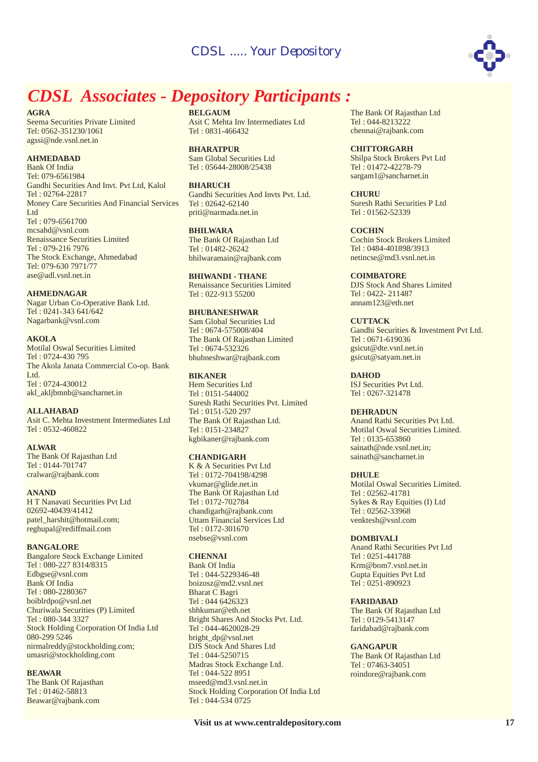# CDSL Associates - Depository Participants :

**AGRA**
Seema Securities Private Limited
Tel: 0562-351230/1061
agssi@nde.vsnl.net.in

**AHMEDABAD**
Bank Of India
Tel: 079-6561984
Gandhi Securities And Invt. Pvt Ltd, Kalol
Tel : 02764-22817
Money Care Securities And Financial Services Ltd
Tel : 079-6561700
mcsahd@vsnl.com
Renaissance Securities Limited
Tel : 079-216 7976
The Stock Exchange, Ahmedabad
Tel: 079-630 7971/77
ase@adl.vsnl.net.in

**AHMEDNAGAR**
Nagar Urban Co-Operative Bank Ltd.
Tel : 0241-343 641/642
Nagarbank@vsnl.com

**AKOLA**
Motilal Oswal Securities Limited
Tel : 0724-430 795
The Akola Janata Commercial Co-op. Bank Ltd.
Tel : 0724-430012
akl_akljbmnb@sancharnet.in

**ALLAHABAD**
Asit C. Mehta Investment Intermediates Ltd
Tel : 0532-460822

**ALWAR**
The Bank Of Rajasthan Ltd
Tel : 0144-701747
cralwar@rajbank.com

**ANAND**
H T Nanavati Securities Pvt Ltd
02692-40439/41412
patel_harshit@hotmail.com;
reghupal@rediffmail.com

**BANGALORE**
Bangalore Stock Exchange Limited
Tel : 080-227 8314/8315
Edbgse@vsnl.com
Bank Of India
Tel : 080-2280367
boiblrdpo@vsnl.net
Churiwala Securities (P) Limited
Tel : 080-344 3327
Stock Holding Corporation Of India Ltd
080-299 5246
nirmalreddy@stockholding.com;
umasri@stockholding.com

**BEAWAR**
The Bank Of Rajasthan
Tel : 01462-58813
Beawar@rajbank.com

**BELGAUM**
Asit C Mehta Inv Intermediates Ltd
Tel : 0831-466432

**BHARATPUR**
Sam Global Securities Ltd
Tel : 05644-28008/25438

**BHARUCH**
Gandhi Securities And Invts Pvt. Ltd.
Tel : 02642-62140
priti@narmada.net.in

**BHILWARA**
The Bank Of Rajasthan Ltd
Tel : 01482-26242
bhilwaramain@rajbank.com

**BHIWANDI - THANE**
Renaissance Securities Limited
Tel : 022-913 55200

**BHUBANESHWAR**
Sam Global Securities Ltd
Tel : 0674-575008/404
The Bank Of Rajasthan Limited
Tel : 0674-532326
bhubneshwar@rajbank.com

**BIKANER**
Hem Securities Ltd
Tel : 0151-544002
Suresh Rathi Securities Pvt. Limited
Tel : 0151-520 297
The Bank Of Rajasthan Ltd.
Tel : 0151-234827
kgbikaner@rajbank.com

**CHANDIGARH**
K & A Securities Pvt Ltd
Tel : 0172-704198/4298
vkumar@glide.net.in
The Bank Of Rajasthan Ltd
Tel : 0172-702784
chandigarh@rajbank.com
Uttam Financial Services Ltd
Tel : 0172-301670
nsebse@vsnl.com

**CHENNAI**
Bank Of India
Tel : 044-5229346-48
boizosz@md2.vsnl.net
Bharat C Bagri
Tel : 044 6426323
shhkumar@eth.net
Bright Shares And Stocks Pvt. Ltd.
Tel : 044-4620028-29
bright_dp@vsnl.net
DJS Stock And Shares Ltd
Tel : 044-5250715
Madras Stock Exchange Ltd.
Tel : 044-522 8951
mseed@md3.vsnl.net.in
Stock Holding Corporation Of India Ltd
Tel : 044-534 0725
The Bank Of Rajasthan Ltd
Tel : 044-8213222
chennai@rajbank.com

**CHITTORGARH**
Shilpa Stock Brokers Pvt Ltd
Tel : 01472-42278-79
sargam1@sancharnet.in

**CHURU**
Suresh Rathi Securities P Ltd
Tel : 01562-52339

**COCHIN**
Cochin Stock Brokers Limited
Tel : 0484-401898/3913
netincse@md3.vsnl.net.in

**COIMBATORE**
DJS Stock And Shares Limited
Tel : 0422- 211487
annam123@eth.net

**CUTTACK**
Gandhi Securities & Investment Pvt Ltd.
Tel : 0671-619036
gsicut@dte.vsnl.net.in
gsicut@satyam.net.in

**DAHOD**
ISJ Securities Pvt Ltd.
Tel : 0267-321478

**DEHRADUN**
Anand Rathi Securities Pvt Ltd.
Motilal Oswal Securities Limited.
Tel : 0135-653860
sainath@nde.vsnl.net.in;
sainath@sancharnet.in

**DHULE**
Motilal Oswal Securities Limited.
Tel : 02562-41781
Sykes & Ray Equities (I) Ltd
Tel : 02562-33968
venktesh@vsnl.com

**DOMBIVALI**
Anand Rathi Securities Pvt Ltd
Tel : 0251-441788
Krm@bom7.vsnl.net.in
Gupta Equities Pvt Ltd
Tel : 0251-890923

**FARIDABAD**
The Bank Of Rajasthan Ltd
Tel : 0129-5413147
faridabad@rajbank.com

**GANGAPUR**
The Bank Of Rajasthan Ltd
Tel : 07463-34051
roindore@rajbank.com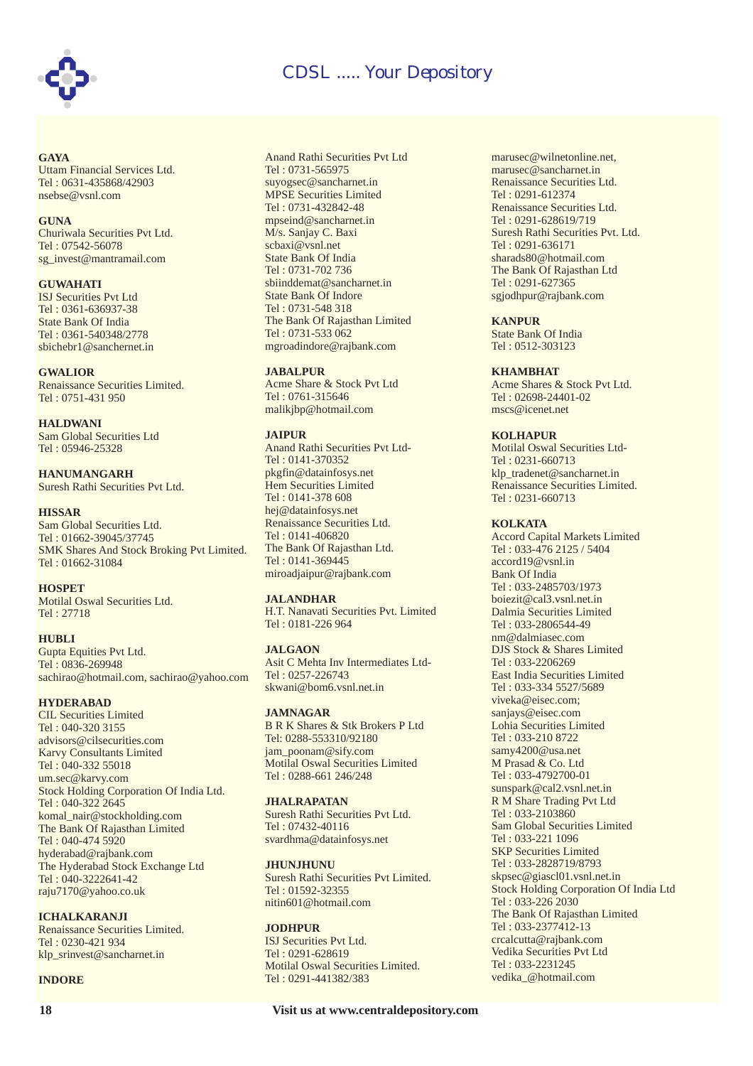**GAYA**
Uttam Financial Services Ltd.
Tel : 0631-435868/42903
nsebse@vsnl.com

**GUNA**
Churiwala Securities Pvt Ltd.
Tel : 07542-56078
sg_invest@mantramail.com

**GUWAHATI**
ISJ Securities Pvt Ltd
Tel : 0361-636937-38
State Bank Of India
Tel : 0361-540348/2778
sbichebr1@sanchernet.in

**GWALIOR**
Renaissance Securities Limited.
Tel : 0751-431 950

**HALDWANI**
Sam Global Securities Ltd
Tel : 05946-25328

**HANUMANGARH**
Suresh Rathi Securities Pvt Ltd.

**HISSAR**
Sam Global Securities Ltd.
Tel : 01662-39045/37745
SMK Shares And Stock Broking Pvt Limited.
Tel : 01662-31084

**HOSPET**
Motilal Oswal Securities Ltd.
Tel : 27718

**HUBLI**
Gupta Equities Pvt Ltd.
Tel : 0836-269948
sachirao@hotmail.com, sachirao@yahoo.com

**HYDERABAD**
CIL Securities Limited
Tel : 040-320 3155
advisors@cilsecurities.com
Karvy Consultants Limited
Tel : 040-332 55018
um.sec@karvy.com
Stock Holding Corporation Of India Ltd.
Tel : 040-322 2645
komal_nair@stockholding.com
The Bank Of Rajasthan Limited
Tel : 040-474 5920
hyderabad@rajbank.com
The Hyderabad Stock Exchange Ltd
Tel : 040-3222641-42
raju7170@yahoo.co.uk

**ICHALKARANJI**
Renaissance Securities Limited.
Tel : 0230-421 934
klp_srinvest@sancharnet.in

**INDORE**
Anand Rathi Securities Pvt Ltd
Tel : 0731-565975
suyogsec@sancharnet.in
MPSE Securities Limited
Tel : 0731-432842-48
mpseind@sancharnet.in
M/s. Sanjay C. Baxi
scbaxi@vsnl.net
State Bank Of India
Tel : 0731-702 736
sbiinddemat@sancharnet.in
State Bank Of Indore
Tel : 0731-548 318
The Bank Of Rajasthan Limited
Tel : 0731-533 062
mgroadindore@rajbank.com

**JABALPUR**
Acme Share & Stock Pvt Ltd
Tel : 0761-315646
malikjbp@hotmail.com

**JAIPUR**
Anand Rathi Securities Pvt Ltd-
Tel : 0141-370352
pkgfin@datainfosys.net
Hem Securities Limited
Tel : 0141-378 608
hej@datainfosys.net
Renaissance Securities Ltd.
Tel : 0141-406820
The Bank Of Rajasthan Ltd.
Tel : 0141-369445
miroadjaipur@rajbank.com

**JALANDHAR**
H.T. Nanavati Securities Pvt. Limited
Tel : 0181-226 964

**JALGAON**
Asit C Mehta Inv Intermediates Ltd-
Tel : 0257-226743
skwani@bom6.vsnl.net.in

**JAMNAGAR**
B R K Shares & Stk Brokers P Ltd
Tel: 0288-553310/92180
jam_poonam@sify.com
Motilal Oswal Securities Limited
Tel : 0288-661 246/248

**JHALRAPATAN**
Suresh Rathi Securities Pvt Ltd.
Tel : 07432-40116
svardhma@datainfosys.net

**JHUNJHUNU**
Suresh Rathi Securities Pvt Limited.
Tel : 01592-32355
nitin601@hotmail.com

**JODHPUR**
ISJ Securities Pvt Ltd.
Tel : 0291-628619
Motilal Oswal Securities Limited.
Tel : 0291-441382/383
marusec@wilnetonline.net,
marusec@sancharnet.in
Renaissance Securities Ltd.
Tel : 0291-612374
Renaissance Securities Ltd.
Tel : 0291-628619/719
Suresh Rathi Securities Pvt. Ltd.
Tel : 0291-636171
sharads80@hotmail.com
The Bank Of Rajasthan Ltd
Tel : 0291-627365
sgjodhpur@rajbank.com

**KANPUR**
State Bank Of India
Tel : 0512-303123

**KHAMBHAT**
Acme Shares & Stock Pvt Ltd.
Tel : 02698-24401-02
mscs@icenet.net

**KOLHAPUR**
Motilal Oswal Securities Ltd-
Tel : 0231-660713
klp_tradenet@sancharnet.in
Renaissance Securities Limited.
Tel : 0231-660713

**KOLKATA**
Accord Capital Markets Limited
Tel : 033-476 2125 / 5404
accord19@vsnl.in
Bank Of India
Tel : 033-2485703/1973
boiezit@cal3.vsnl.net.in
Dalmia Securities Limited
Tel : 033-2806544-49
nm@dalmiasec.com
DJS Stock & Shares Limited
Tel : 033-2206269
East India Securities Limited
Tel : 033-334 5527/5689
viveka@eisec.com;
sanjays@eisec.com
Lohia Securities Limited
Tel : 033-210 8722
samy4200@usa.net
M Prasad & Co. Ltd
Tel : 033-4792700-01
sunspark@cal2.vsnl.net.in
R M Share Trading Pvt Ltd
Tel : 033-2103860
Sam Global Securities Limited
Tel : 033-221 1096
SKP Securities Limited
Tel : 033-2828719/8793
skpsec@giascl01.vsnl.net.in
Stock Holding Corporation Of India Ltd
Tel : 033-226 2030
The Bank Of Rajasthan Limited
Tel : 033-2377412-13
crcalcutta@rajbank.com
Vedika Securities Pvt Ltd
Tel : 033-2231245
vedika_@hotmail.com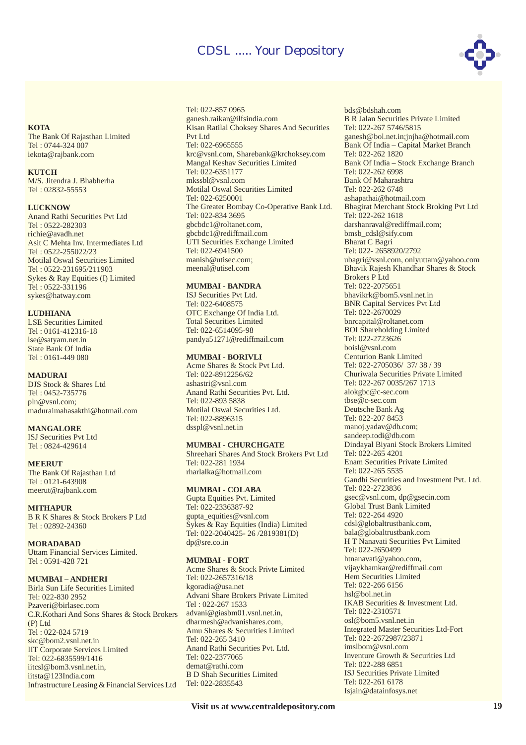**KOTA**
The Bank Of Rajasthan Limited
Tel : 0744-324 007
iekota@rajbank.com

**KUTCH**
M/S. Jitendra J. Bhabherha
Tel : 02832-55553

**LUCKNOW**
Anand Rathi Securities Pvt Ltd
Tel : 0522-282303
richie@avadh.net
Asit C Mehta Inv. Intermediates Ltd
Tel : 0522-255022/23
Motilal Oswal Securities Limited
Tel : 0522-231695/211903
Sykes & Ray Equities (I) Limited
Tel : 0522-331196
sykes@hatway.com

**LUDHIANA**
LSE Securities Limited
Tel : 0161-412316-18
lse@satyam.net.in
State Bank Of India
Tel : 0161-449 080

**MADURAI**
DJS Stock & Shares Ltd
Tel : 0452-735776
pln@vsnl.com;
maduraimahasakthi@hotmail.com

**MANGALORE**
ISJ Securities Pvt Ltd
Tel : 0824-429614

**MEERUT**
The Bank Of Rajasthan Ltd
Tel : 0121-643908
meerut@rajbank.com

**MITHAPUR**
B R K Shares & Stock Brokers P Ltd
Tel : 02892-24360

**MORADABAD**
Uttam Financial Services Limited.
Tel : 0591-428 721

**MUMBAI – ANDHERI**
Birla Sun Life Securities Limited
Tel: 022-830 2952
Pzaveri@birlasec.com
C.R.Kothari And Sons Shares & Stock Brokers (P) Ltd
Tel : 022-824 5719
skc@bom2.vsnl.net.in
IIT Corporate Services Limited
Tel: 022-6835599/1416
iitcsl@bom3.vsnl.net.in,
iitsta@123India.com
Infrastructure Leasing & Financial Services Ltd
Tel: 022-857 0965
ganesh.raikar@ilfsindia.com
Kisan Ratilal Choksey Shares And Securities Pvt Ltd
Tel: 022-6965555
krc@vsnl.com, Sharebank@krchoksey.com
Mangal Keshav Securities Limited
Tel: 022-6351177
mkssbl@vsnl.com
Motilal Oswal Securities Limited
Tel: 022-6250001
The Greater Bombay Co-Operative Bank Ltd.
Tel: 022-834 3695
gbcbdc1@roltanet.com,
gbcbdc1@rediffmail.com
UTI Securities Exchange Limited
Tel: 022-6941500
manish@utisec.com;
meenal@utisel.com

**MUMBAI - BANDRA**
ISJ Securities Pvt Ltd.
Tel: 022-6408575
OTC Exchange Of India Ltd.
Total Securities Limited
Tel: 022-6514095-98
pandya51271@rediffmail.com

**MUMBAI - BORIVLI**
Acme Shares & Stock Pvt Ltd.
Tel: 022-8912256/62
ashastri@vsnl.com
Anand Rathi Securities Pvt. Ltd.
Tel: 022-893 5838
Motilal Oswal Securities Ltd.
Tel: 022-8896315
dsspl@vsnl.net.in

**MUMBAI - CHURCHGATE**
Shreehari Shares And Stock Brokers Pvt Ltd
Tel: 022-281 1934
rharlalka@hotmail.com

**MUMBAI - COLABA**
Gupta Equities Pvt. Limited
Tel: 022-2336387-92
gupta_equities@vsnl.com
Sykes & Ray Equities (India) Limited
Tel: 022-2040425- 26 /2819381(D)
dp@sre.co.in

**MUMBAI - FORT**
Acme Shares & Stock Privte Limited
Tel: 022-2657316/18
kgoradia@usa.net
Advani Share Brokers Private Limited
Tel : 022-267 1533
advani@giasbm01.vsnl.net.in,
dharmesh@advanishares.com,
Amu Shares & Securities Limited
Tel: 022-265 3410
Anand Rathi Securities Pvt. Ltd.
Tel: 022-2377065
demat@rathi.com
B D Shah Securities Limited
Tel: 022-2835543
bds@bdshah.com
B R Jalan Securities Private Limited
Tel: 022-267 5746/5815
ganesh@bol.net.in;jnjha@hotmail.com
Bank Of India – Capital Market Branch
Tel: 022-262 1820
Bank Of India – Stock Exchange Branch
Tel: 022-262 6998
Bank Of Maharashtra
Tel: 022-262 6748
ashapathai@hotmail.com
Bhagirat Merchant Stock Broking Pvt Ltd
Tel: 022-262 1618
darshanraval@rediffmail.com;
bmsb_cdsl@sify.com
Bharat C Bagri
Tel: 022- 2658920/2792
ubagri@vsnl.com, onlyuttam@yahoo.com
Bhavik Rajesh Khandhar Shares & Stock Brokers P Ltd
Tel: 022-2075651
bhavikrk@bom5.vsnl.net.in
BNR Capital Services Pvt Ltd
Tel: 022-2670029
bnrcapital@roltanet.com
BOI Shareholding Limited
Tel: 022-2723626
boisl@vsnl.com
Centurion Bank Limited
Tel: 022-2705036/ 37/ 38 / 39
Churiwala Securities Private Limited
Tel: 022-267 0035/267 1713
alokgbc@c-sec.com
tbse@c-sec.com
Deutsche Bank Ag
Tel: 022-207 8453
manoj.yadav@db.com;
sandeep.todi@db.com
Dindayal Biyani Stock Brokers Limited
Tel: 022-265 4201
Enam Securities Private Limited
Tel: 022-265 5535
Gandhi Securities and Investment Pvt. Ltd.
Tel: 022-2723836
gsec@vsnl.com, dp@gsecin.com
Global Trust Bank Limited
Tel: 022-264 4920
cdsl@globaltrustbank.com,
bala@globaltrustbank.com
H T Nanavati Securities Pvt Limited
Tel: 022-2650499
htnanavati@yahoo.com,
vijaykhamkar@rediffmail.com
Hem Securities Limited
Tel: 022-266 6156
hsl@bol.net.in
IKAB Securities & Investment Ltd.
Tel: 022-2310571
osl@bom5.vsnl.net.in
Integrated Master Securities Ltd-Fort
Tel: 022-2672987/23871
imslbom@vsnl.com
Inventure Growth & Securities Ltd
Tel: 022-288 6851
ISJ Securities Private Limited
Tel: 022-261 6178
Isjain@datainfosys.net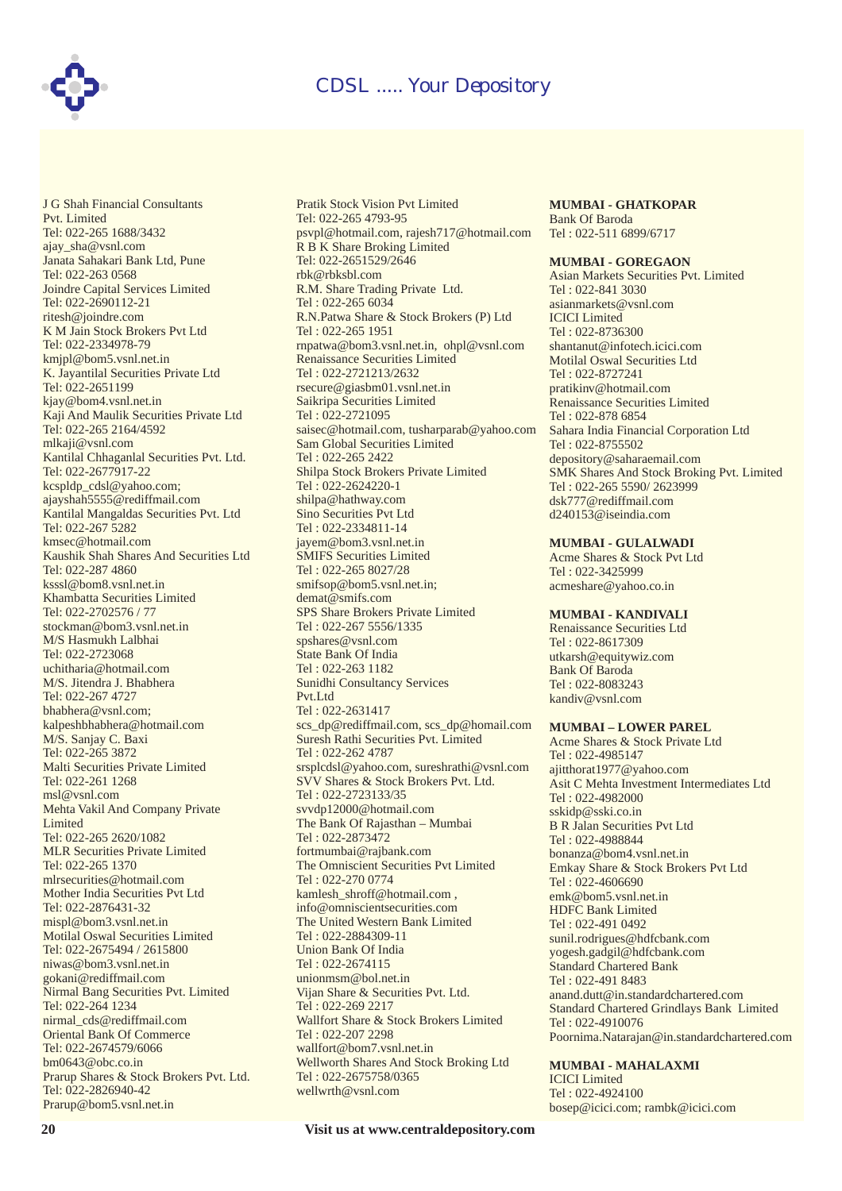J G Shah Financial Consultants Pvt. Limited
Tel: 022-265 1688/3432
ajay_sha@vsnl.com

Janata Sahakari Bank Ltd, Pune

Joindre Capital Services Limited
Tel: 022-2690112-21
ritesh@joindre.com

K M Jain Stock Brokers Pvt Ltd
Tel: 022-2334978-79
kmjpl@bom5.vsnl.net.in

K. Jayantilal Securities Private Ltd
Tel: 022-2651199
kjay@bom4.vsnl.net.in

Kaji And Maulik Securities Private Ltd
Tel: 022-265 2164/4592
mlkaji@vsnl.com

Kantilal Chhaganlal Securities Pvt. Ltd.
Tel: 022-2677917-22
kcspldp_cdsl@yahoo.com;
ajayshah5555@rediffmail.com

Kantilal Mangaldas Securities Pvt. Ltd
Tel: 022-267 5282
kmsec@hotmail.com

Kaushik Shah Shares And Securities Ltd
Tel: 022-287 4860
ksssl@bom8.vsnl.net.in

Khambatta Securities Limited
Tel: 022-2702576 / 77
stockman@bom3.vsnl.net.in

M/S Hasmukh Lalbhai
Tel: 022-2723068
uchitharia@hotmail.com

M/S. Jitendra J. Bhabhera
Tel: 022-267 4727
bhabhera@vsnl.com;
kalpeshbhabhera@hotmail.com

M/S. Sanjay C. Baxi
Tel: 022-265 3872

Malti Securities Private Limited
Tel: 022-261 1268
msl@vsnl.com

Mehta Vakil And Company Private Limited
Tel: 022-265 2620/1082

MLR Securities Private Limited
Tel: 022-265 1370
mlrsecurities@hotmail.com

Mother India Securities Pvt Ltd
Tel: 022-2876431-32
mispl@bom3.vsnl.net.in

Motilal Oswal Securities Limited
Tel: 022-2675494 / 2615800
niwas@bom3.vsnl.net.in
gokani@rediffmail.com

Nirmal Bang Securities Pvt. Limited
Tel: 022-264 1234
nirmal_cds@rediffmail.com

Oriental Bank Of Commerce
Tel: 022-2674579/6066
bm0643@obc.co.in

Prarup Shares & Stock Brokers Pvt. Ltd.
Tel: 022-2826940-42
Prarup@bom5.vsnl.net.in

Pratik Stock Vision Pvt Limited
Tel: 022-265 4793-95
psvpl@hotmail.com, rajesh717@hotmail.com

R B K Share Broking Limited
Tel: 022-2651529/2646
rbk@rbksbl.com

R.M. Share Trading Private Ltd.
Tel : 022-265 6034

R.N.Patwa Share & Stock Brokers (P) Ltd
Tel : 022-265 1951
rnpatwa@bom3.vsnl.net.in, ohpl@vsnl.com

Renaissance Securities Limited
Tel : 022-2721213/2632
rsecure@giasbm01.vsnl.net.in

Saikripa Securities Limited
Tel : 022-2721095
saisec@hotmail.com, tusharparab@yahoo.com

Sam Global Securities Limited
Tel : 022-265 2422

Shilpa Stock Brokers Private Limited
Tel : 022-2624220-1
shilpa@hathway.com

Sino Securities Pvt Ltd
Tel : 022-2334811-14
jayem@bom3.vsnl.net.in

SMIFS Securities Limited
Tel : 022-265 8027/28
smifsop@bom5.vsnl.net.in;
demat@smifs.com

SPS Share Brokers Private Limited
Tel : 022-267 5556/1335
spshares@vsnl.com

State Bank Of India
Tel : 022-263 1182

Sunidhi Consultancy Services Pvt.Ltd
Tel : 022-2631417
scs_dp@rediffmail.com, scs_dp@homail.com

Suresh Rathi Securities Pvt. Limited
Tel : 022-262 4787
srsplcdsl@yahoo.com, sureshrathi@vsnl.com

SVV Shares & Stock Brokers Pvt. Ltd.
Tel : 022-2723133/35
svvdp12000@hotmail.com

The Bank Of Rajasthan – Mumbai
Tel : 022-2873472
fortmumbai@rajbank.com

The Omniscient Securities Pvt Limited
Tel : 022-270 0774
kamlesh_shroff@hotmail.com ,
info@omniscientsecurities.com

The United Western Bank Limited
Tel : 022-2884309-11

Union Bank Of India
Tel : 022-2674115
unionmsm@bol.net.in

Vijan Share & Securities Pvt. Ltd.
Tel : 022-269 2217

Wallfort Share & Stock Brokers Limited
Tel : 022-207 2298
wallfort@bom7.vsnl.net.in

Wellworth Shares And Stock Broking Ltd
Tel : 022-2675758/0365
wellwrth@vsnl.com

**MUMBAI - GHATKOPAR**

Bank Of Baroda
Tel : 022-511 6899/6717

**MUMBAI - GOREGAON**

Asian Markets Securities Pvt. Limited
Tel : 022-841 3030
asianmarkets@vsnl.com

ICICI Limited
Tel : 022-8736300
shantanut@infotech.icici.com

Motilal Oswal Securities Ltd
Tel : 022-8727241
pratikinv@hotmail.com

Renaissance Securities Limited
Tel : 022-878 6854

Sahara India Financial Corporation Ltd
Tel : 022-8755502
depository@saharaemail.com

SMK Shares And Stock Broking Pvt. Limited
Tel : 022-265 5590/ 2623999
dsk777@rediffmail.com
d240153@iseindia.com

**MUMBAI - GULALWADI**

Acme Shares & Stock Pvt Ltd
Tel : 022-3425999
acmeshare@yahoo.co.in

**MUMBAI - KANDIVALI**

Renaissance Securities Ltd
Tel : 022-8617309
utkarsh@equitywiz.com

Bank Of Baroda
Tel : 022-8083243
kandiv@vsnl.com

**MUMBAI – LOWER PAREL**

Acme Shares & Stock Private Ltd
Tel : 022-4985147
ajitthorat1977@yahoo.com

Asit C Mehta Investment Intermediates Ltd
Tel : 022-4982000
sskidp@sski.co.in

B R Jalan Securities Pvt Ltd
Tel : 022-4988844
bonanza@bom4.vsnl.net.in

Emkay Share & Stock Brokers Pvt Ltd
Tel : 022-4606690
emk@bom5.vsnl.net.in

HDFC Bank Limited
Tel : 022-491 0492
sunil.rodrigues@hdfcbank.com
yogesh.gadgil@hdfcbank.com

Standard Chartered Bank
Tel : 022-491 8483
anand.dutt@in.standardchartered.com

Standard Chartered Grindlays Bank Limited
Tel : 022-4910076
Poornima.Natarajan@in.standardchartered.com

**MUMBAI - MAHALAXMI**

ICICI Limited
Tel : 022-4924100
bosep@icici.com; rambk@icici.com

Visit us at www.centraldepository.com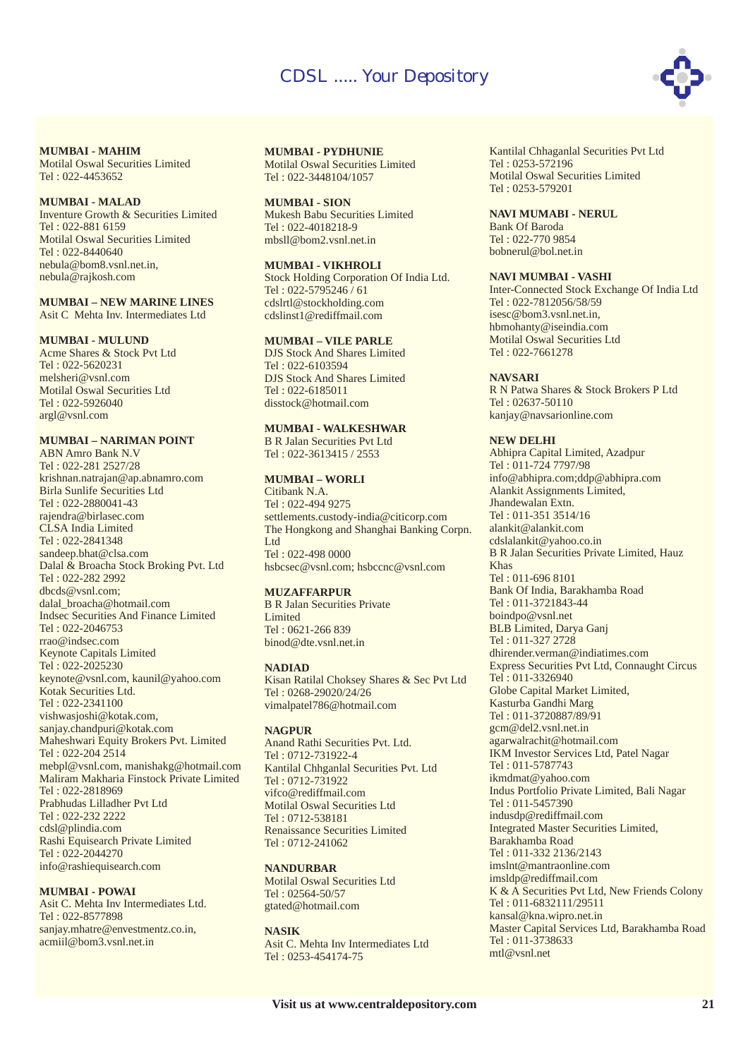**MUMBAI - MAHIM**
Motilal Oswal Securities Limited
Tel : 022-4453652

**MUMBAI - MALAD**
Inventure Growth & Securities Limited
Tel : 022-881 6159
Motilal Oswal Securities Limited
Tel : 022-8440640
nebula@bom8.vsnl.net.in,
nebula@rajkosh.com

**MUMBAI – NEW MARINE LINES**
Asit C Mehta Inv. Intermediates Ltd

**MUMBAI - MULUND**
Acme Shares & Stock Pvt Ltd
Tel : 022-5620231
melsheri@vsnl.com
Motilal Oswal Securities Ltd
Tel : 022-5926040
argl@vsnl.com

**MUMBAI – NARIMAN POINT**
ABN Amro Bank N.V
Tel : 022-281 2527/28
krishnan.natrajan@ap.abnamro.com
Birla Sunlife Securities Ltd
Tel : 022-2880041-43
rajendra@birlasec.com
CLSA India Limited
Tel : 022-2841348
sandeep.bhat@clsa.com
Dalal & Broacha Stock Broking Pvt. Ltd
Tel : 022-282 2992
dbcds@vsnl.com;
dalal_broacha@hotmail.com
Indsec Securities And Finance Limited
Tel : 022-2046753
rrao@indsec.com
Keynote Capitals Limited
Tel : 022-2025230
keynote@vsnl.com, kaunil@yahoo.com
Kotak Securities Ltd.
Tel : 022-2341100
vishwasjoshi@kotak.com,
sanjay.chandpuri@kotak.com
Maheshwari Equity Brokers Pvt. Limited
Tel : 022-204 2514
mebpl@vsnl.com, manishakg@hotmail.com
Maliram Makharia Finstock Private Limited
Tel : 022-2818969
Prabhudas Lilladher Pvt Ltd
Tel : 022-232 2222
cdsl@plindia.com
Rashi Equisearch Private Limited
Tel : 022-2044270
info@rashiequisearch.com

**MUMBAI - POWAI**
Asit C. Mehta Inv Intermediates Ltd.
Tel : 022-8577898
sanjay.mhatre@envestmentz.co.in,
acmiil@bom3.vsnl.net.in

**MUMBAI - PYDHUNIE**
Motilal Oswal Securities Limited
Tel : 022-3448104/1057

**MUMBAI - SION**
Mukesh Babu Securities Limited
Tel : 022-4018218-9
mbsll@bom2.vsnl.net.in

**MUMBAI - VIKHROLI**
Stock Holding Corporation Of India Ltd.
Tel : 022-5795246 / 61
cdslrtl@stockholding.com
cdslinst1@rediffmail.com

**MUMBAI – VILE PARLE**
DJS Stock And Shares Limited
Tel : 022-6103594
DJS Stock And Shares Limited
Tel : 022-6185011
disstock@hotmail.com

**MUMBAI - WALKESHWAR**
B R Jalan Securities Pvt Ltd
Tel : 022-3613415 / 2553

**MUMBAI – WORLI**
Citibank N.A.
Tel : 022-494 9275
settlements.custody-india@citicorp.com
The Hongkong and Shanghai Banking Corpn. Ltd
Tel : 022-498 0000
hsbcsec@vsnl.com; hsbccnc@vsnl.com

**MUZAFFARPUR**
B R Jalan Securities Private Limited
Tel : 0621-266 839
binod@dte.vsnl.net.in

**NADIAD**
Kisan Ratilal Choksey Shares & Sec Pvt Ltd
Tel : 0268-29020/24/26
vimalpatel786@hotmail.com

**NAGPUR**
Anand Rathi Securities Pvt. Ltd.
Tel : 0712-731922-4
Kantilal Chhganlal Securities Pvt. Ltd
Tel : 0712-731922
vifco@rediffmail.com
Motilal Oswal Securities Ltd
Tel : 0712-538181
Renaissance Securities Limited
Tel : 0712-241062

**NANDURBAR**
Motilal Oswal Securities Ltd
Tel : 02564-50/57
gtated@hotmail.com

**NASIK**
Asit C. Mehta Inv Intermediates Ltd
Tel : 0253-454174-75
Kantilal Chhaganlal Securities Pvt Ltd
Tel : 0253-572196
Motilal Oswal Securities Limited
Tel : 0253-579201

**NAVI MUMABI - NERUL**
Bank Of Baroda
Tel : 022-770 9854
bobnerul@bol.net.in

**NAVI MUMBAI - VASHI**
Inter-Connected Stock Exchange Of India Ltd
Tel : 022-7812056/58/59
isesc@bom3.vsnl.net.in,
hbmohanty@iseindia.com
Motilal Oswal Securities Ltd
Tel : 022-7661278

**NAVSARI**
R N Patwa Shares & Stock Brokers P Ltd
Tel : 02637-50110
kanjay@navsarionline.com

**NEW DELHI**
Abhipra Capital Limited, Azadpur
Tel : 011-724 7797/98
info@abhipra.com;ddp@abhipra.com
Alankit Assignments Limited, Jhandewalan Extn.
Tel : 011-351 3514/16
alankit@alankit.com
cdslalankit@yahoo.co.in
B R Jalan Securities Private Limited, Hauz Khas
Tel : 011-696 8101
Bank Of India, Barakhamba Road
Tel : 011-3721843-44
boindpo@vsnl.net
BLB Limited, Darya Ganj
Tel : 011-327 2728
dhirender.verman@indiatimes.com
Express Securities Pvt Ltd, Connaught Circus
Tel : 011-3326940
Globe Capital Market Limited, Kasturba Gandhi Marg
Tel : 011-3720887/89/91
gcm@del2.vsnl.net.in
agarwalrachit@hotmail.com
IKM Investor Services Ltd, Patel Nagar
Tel : 011-5787743
ikmdmat@yahoo.com
Indus Portfolio Private Limited, Bali Nagar
Tel : 011-5457390
indusdp@rediffmail.com
Integrated Master Securities Limited, Barakhamba Road
Tel : 011-332 2136/2143
imslnt@mantraonline.com
imsldp@rediffmail.com
K & A Securities Pvt Ltd, New Friends Colony
Tel : 011-6832111/29511
kansal@kna.wipro.net.in
Master Capital Services Ltd, Barakhamba Road
Tel : 011-3738633
mtl@vsnl.net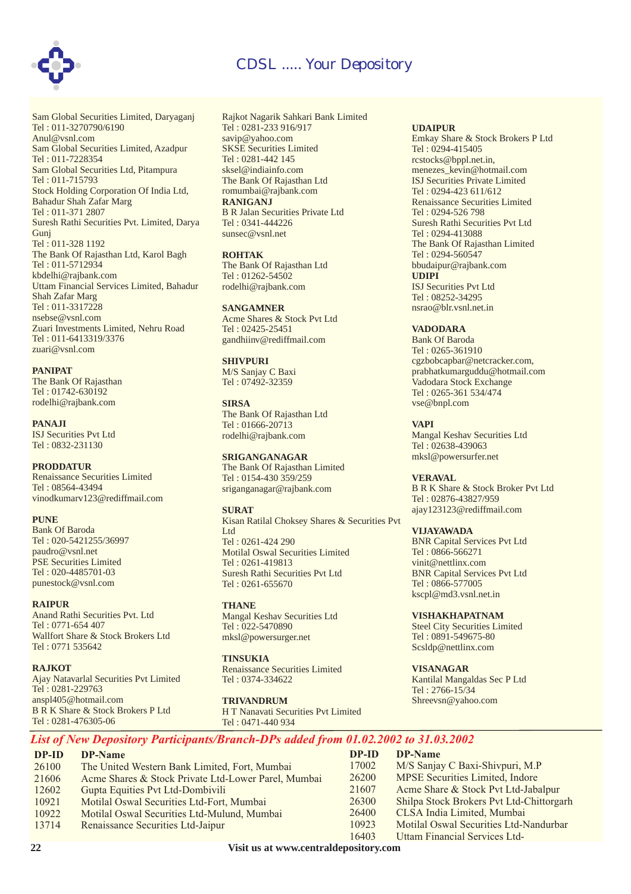Sam Global Securities Limited, Daryaganj
Tel : 011-3270790/6190
Anul@vsnl.com
Sam Global Securities Limited, Azadpur
Tel : 011-7228354
Sam Global Securities Ltd, Pitampura
Tel : 011-715793
Stock Holding Corporation Of India Ltd, Bahadur Shah Zafar Marg
Tel : 011-371 2807
Suresh Rathi Securities Pvt. Limited, Darya Gunj
Tel : 011-328 1192
The Bank Of Rajasthan Ltd, Karol Bagh
Tel : 011-5712934
kbdelhi@rajbank.com
Uttam Financial Services Limited, Bahadur Shah Zafar Marg
Tel : 011-3317228
nsebse@vsnl.com
Zuari Investments Limited, Nehru Road
Tel : 011-6413319/3376
zuari@vsnl.com

**PANIPAT**
The Bank Of Rajasthan
Tel : 01742-630192
rodelhi@rajbank.com

**PANAJI**
ISJ Securities Pvt Ltd
Tel : 0832-231130

**PRODDATUR**
Renaissance Securities Limited
Tel : 08564-43494
vinodkumarv123@rediffmail.com

**PUNE**
Bank Of Baroda
Tel : 020-5421255/36997
paudro@vsnl.net
PSE Securities Limited
Tel : 020-4485701-03
punestock@vsnl.com

**RAIPUR**
Anand Rathi Securities Pvt. Ltd
Tel : 0771-654 407
Wallfort Share & Stock Brokers Ltd
Tel : 0771 535642

**RAJKOT**
Ajay Natavarlal Securities Pvt Limited
Tel : 0281-229763
anspl405@hotmail.com
B R K Share & Stock Brokers P Ltd
Tel : 0281-476305-06
Rajkot Nagarik Sahkari Bank Limited
Tel : 0281-233 916/917
savip@yahoo.com
SKSE Securities Limited
Tel : 0281-442 145
sksel@indiainfo.com
The Bank Of Rajasthan Ltd
romumbai@rajbank.com

**RANIGANJ**
B R Jalan Securities Private Ltd
Tel : 0341-444226
sunsec@vsnl.net

**ROHTAK**
The Bank Of Rajasthan Ltd
Tel : 01262-54502
rodelhi@rajbank.com

**SANGAMNER**
Acme Shares & Stock Pvt Ltd
Tel : 02425-25451
gandhiinv@rediffmail.com

**SHIVPURI**
M/S Sanjay C Baxi
Tel : 07492-32359

**SIRSA**
The Bank Of Rajasthan Ltd
Tel : 01666-20713
rodelhi@rajbank.com

**SRIGANGANAGAR**
The Bank Of Rajasthan Limited
Tel : 0154-430 359/259
sriganganagar@rajbank.com

**SURAT**
Kisan Ratilal Choksey Shares & Securities Pvt Ltd
Tel : 0261-424 290
Motilal Oswal Securities Limited
Tel : 0261-419813
Suresh Rathi Securities Pvt Ltd
Tel : 0261-655670

**THANE**
Mangal Keshav Securities Ltd
Tel : 022-5470890
mksl@powersurger.net

**TINSUKIA**
Renaissance Securities Limited
Tel : 0374-334622

**TRIVANDRUM**
H T Nanavati Securities Pvt Limited
Tel : 0471-440 934

**UDAIPUR**
Emkay Share & Stock Brokers P Ltd
Tel : 0294-415405
rcstocks@bppl.net.in, menezes_kevin@hotmail.com
ISJ Securities Private Limited
Tel : 0294-423 611/612
Renaissance Securities Limited
Tel : 0294-526 798
Suresh Rathi Securities Pvt Ltd
Tel : 0294-413088
The Bank Of Rajasthan Limited
Tel : 0294-560547
bbudaipur@rajbank.com

**UDIPI**
ISJ Securities Pvt Ltd
Tel : 08252-34295
nsrao@blr.vsnl.net.in

**VADODARA**
Bank Of Baroda
Tel : 0265-361910
cgzbobcapbar@netcracker.com, prabhatkumarguddu@hotmail.com
Vadodara Stock Exchange
Tel : 0265-361 534/474
vse@bnpl.com

**VAPI**
Mangal Keshav Securities Ltd
Tel : 02638-439063
mksl@powersurfer.net

**VERAVAL**
B R K Share & Stock Broker Pvt Ltd
Tel : 02876-43827/959
ajay123123@rediffmail.com

**VIJAYAWADA**
BNR Capital Services Pvt Ltd
Tel : 0866-566271
vinit@nettlinx.com
BNR Capital Services Pvt Ltd
Tel : 0866-577005
kscpl@md3.vsnl.net.in

**VISHAKHAPATNAM**
Steel City Securities Limited
Tel : 0891-549675-80
Scsldp@nettlinx.com

**VISANAGAR**
Kantilal Mangaldas Sec P Ltd
Tel : 2766-15/34
Shreevsn@yahoo.com

## *List of New Depository Participants/Branch-DPs added from 01.02.2002 to 31.03.2002*

| DP-ID | DP-Name |
|---|---|
| 26100 | The United Western Bank Limited, Fort, Mumbai |
| 21606 | Acme Shares & Stock Private Ltd-Lower Parel, Mumbai |
| 12602 | Gupta Equities Pvt Ltd-Dombivili |
| 10921 | Motilal Oswal Securities Ltd-Fort, Mumbai |
| 10922 | Motilal Oswal Securities Ltd-Mulund, Mumbai |
| 13714 | Renaissance Securities Ltd-Jaipur |
| 17002 | M/S Sanjay C Baxi-Shivpuri, M.P |
| 26200 | MPSE Securities Limited, Indore |
| 21607 | Acme Share & Stock Pvt Ltd-Jabalpur |
| 26300 | Shilpa Stock Brokers Pvt Ltd-Chittorgarh |
| 26400 | CLSA India Limited, Mumbai |
| 10923 | Motilal Oswal Securities Ltd-Nandurbar |
| 16403 | Uttam Financial Services Ltd- |

Visit us at www.centraldepository.com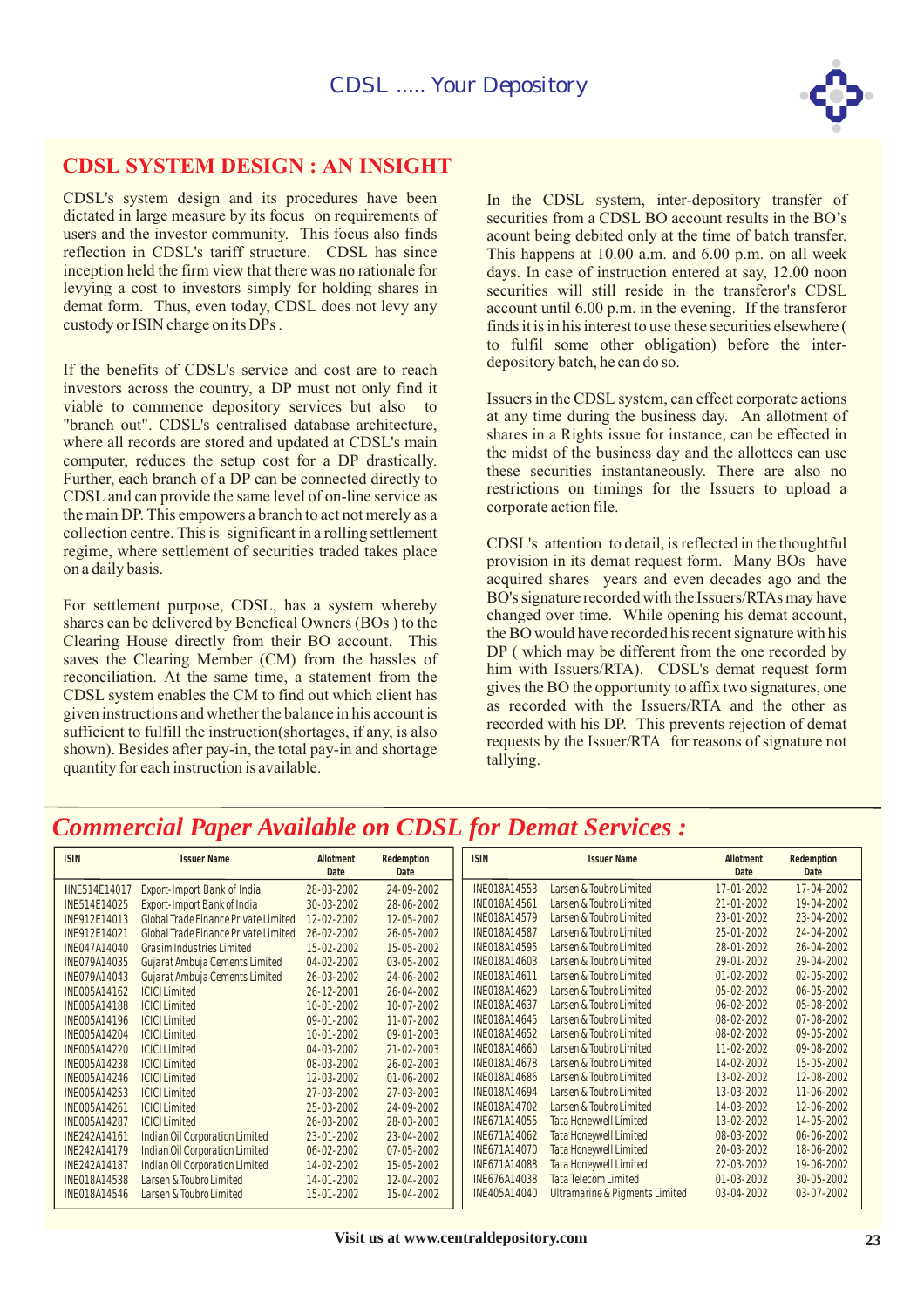## CDSL SYSTEM DESIGN : AN INSIGHT

CDSL's system design and its procedures have been dictated in large measure by its focus on requirements of users and the investor community. This focus also finds reflection in CDSL's tariff structure. CDSL has since inception held the firm view that there was no rationale for levying a cost to investors simply for holding shares in demat form. Thus, even today, CDSL does not levy any custody or ISIN charge on its DPs .

If the benefits of CDSL's service and cost are to reach investors across the country, a DP must not only find it viable to commence depository services but also to "branch out". CDSL's centralised database architecture, where all records are stored and updated at CDSL's main computer, reduces the setup cost for a DP drastically. Further, each branch of a DP can be connected directly to CDSL and can provide the same level of on-line service as the main DP. This empowers a branch to act not merely as a collection centre. This is significant in a rolling settlement regime, where settlement of securities traded takes place on a daily basis.

For settlement purpose, CDSL, has a system whereby shares can be delivered by Benefical Owners (BOs ) to the Clearing House directly from their BO account. This saves the Clearing Member (CM) from the hassles of reconciliation. At the same time, a statement from the CDSL system enables the CM to find out which client has given instructions and whether the balance in his account is sufficient to fulfill the instruction(shortages, if any, is also shown). Besides after pay-in, the total pay-in and shortage quantity for each instruction is available.

In the CDSL system, inter-depository transfer of securities from a CDSL BO account results in the BO's acount being debited only at the time of batch transfer. This happens at 10.00 a.m. and 6.00 p.m. on all week days. In case of instruction entered at say, 12.00 noon securities will still reside in the transferor's CDSL account until 6.00 p.m. in the evening. If the transferor finds it is in his interest to use these securities elsewhere ( to fulfil some other obligation) before the inter-depository batch, he can do so.

Issuers in the CDSL system, can effect corporate actions at any time during the business day. An allotment of shares in a Rights issue for instance, can be effected in the midst of the business day and the allottees can use these securities instantaneously. There are also no restrictions on timings for the Issuers to upload a corporate action file.

CDSL's attention to detail, is reflected in the thoughtful provision in its demat request form. Many BOs have acquired shares years and even decades ago and the BO's signature recorded with the Issuers/RTAs may have changed over time. While opening his demat account, the BO would have recorded his recent signature with his DP ( which may be different from the one recorded by him with Issuers/RTA). CDSL's demat request form gives the BO the opportunity to affix two signatures, one as recorded with the Issuers/RTA and the other as recorded with his DP. This prevents rejection of demat requests by the Issuer/RTA for reasons of signature not tallying.

## *Commercial Paper Available on CDSL for Demat Services :*

| ISIN | Issuer Name | Allotment Date | Redemption Date |
|---|---|---|---|
| IINE514E14017 | Export-Import Bank of India | 28-03-2002 | 24-09-2002 |
| INE514E14025 | Export-Import Bank of India | 30-03-2002 | 28-06-2002 |
| INE912E14013 | Global Trade Finance Private Limited | 12-02-2002 | 12-05-2002 |
| INE912E14021 | Global Trade Finance Private Limited | 26-02-2002 | 26-05-2002 |
| INE047A14040 | Grasim Industries Limited | 15-02-2002 | 15-05-2002 |
| INE079A14035 | Gujarat Ambuja Cements Limited | 04-02-2002 | 03-05-2002 |
| INE079A14043 | Gujarat Ambuja Cements Limited | 26-03-2002 | 24-06-2002 |
| INE005A14162 | ICICI Limited | 26-12-2001 | 26-04-2002 |
| INE005A14188 | ICICI Limited | 10-01-2002 | 10-07-2002 |
| INE005A14196 | ICICI Limited | 09-01-2002 | 11-07-2002 |
| INE005A14204 | ICICI Limited | 10-01-2002 | 09-01-2003 |
| INE005A14220 | ICICI Limited | 04-03-2002 | 21-02-2003 |
| INE005A14238 | ICICI Limited | 08-03-2002 | 26-02-2003 |
| INE005A14246 | ICICI Limited | 12-03-2002 | 01-06-2002 |
| INE005A14253 | ICICI Limited | 27-03-2002 | 27-03-2003 |
| INE005A14261 | ICICI Limited | 25-03-2002 | 24-09-2002 |
| INE005A14287 | ICICI Limited | 26-03-2002 | 28-03-2003 |
| INE242A14161 | Indian Oil Corporation Limited | 23-01-2002 | 23-04-2002 |
| INE242A14179 | Indian Oil Corporation Limited | 06-02-2002 | 07-05-2002 |
| INE242A14187 | Indian Oil Corporation Limited | 14-02-2002 | 15-05-2002 |
| INE018A14538 | Larsen & Toubro Limited | 14-01-2002 | 12-04-2002 |
| INE018A14546 | Larsen & Toubro Limited | 15-01-2002 | 15-04-2002 |
| INE018A14553 | Larsen & Toubro Limited | 17-01-2002 | 17-04-2002 |
| INE018A14561 | Larsen & Toubro Limited | 21-01-2002 | 19-04-2002 |
| INE018A14579 | Larsen & Toubro Limited | 23-01-2002 | 23-04-2002 |
| INE018A14587 | Larsen & Toubro Limited | 25-01-2002 | 24-04-2002 |
| INE018A14595 | Larsen & Toubro Limited | 28-01-2002 | 26-04-2002 |
| INE018A14603 | Larsen & Toubro Limited | 29-01-2002 | 29-04-2002 |
| INE018A14611 | Larsen & Toubro Limited | 01-02-2002 | 02-05-2002 |
| INE018A14629 | Larsen & Toubro Limited | 05-02-2002 | 06-05-2002 |
| INE018A14637 | Larsen & Toubro Limited | 06-02-2002 | 05-08-2002 |
| INE018A14645 | Larsen & Toubro Limited | 08-02-2002 | 07-08-2002 |
| INE018A14652 | Larsen & Toubro Limited | 08-02-2002 | 09-05-2002 |
| INE018A14660 | Larsen & Toubro Limited | 11-02-2002 | 09-08-2002 |
| INE018A14678 | Larsen & Toubro Limited | 14-02-2002 | 15-05-2002 |
| INE018A14686 | Larsen & Toubro Limited | 13-02-2002 | 12-08-2002 |
| INE018A14694 | Larsen & Toubro Limited | 13-03-2002 | 11-06-2002 |
| INE018A14702 | Larsen & Toubro Limited | 14-03-2002 | 12-06-2002 |
| INE671A14055 | Tata Honeywell Limited | 13-02-2002 | 14-05-2002 |
| INE671A14062 | Tata Honeywell Limited | 08-03-2002 | 06-06-2002 |
| INE671A14070 | Tata Honeywell Limited | 20-03-2002 | 18-06-2002 |
| INE671A14088 | Tata Honeywell Limited | 22-03-2002 | 19-06-2002 |
| INE676A14038 | Tata Telecom Limited | 01-03-2002 | 30-05-2002 |
| INE405A14040 | Ultramarine & Pigments Limited | 03-04-2002 | 03-07-2002 |

**Visit us at www.centraldepository.com**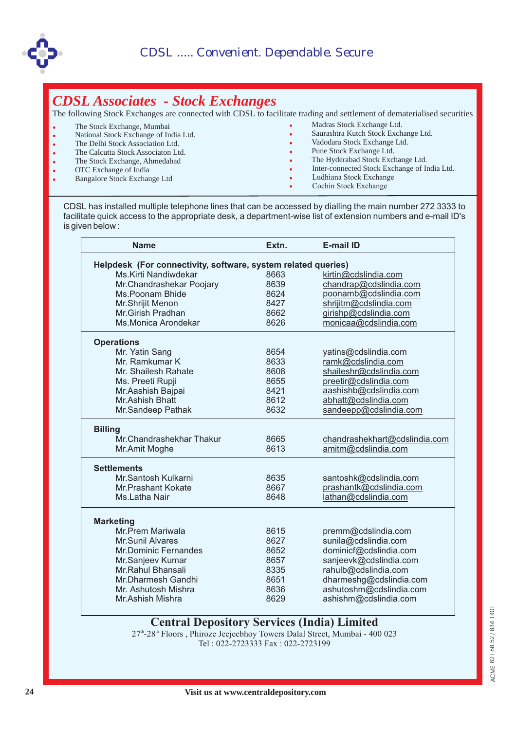## *CDSL Associates - Stock Exchanges*

The following Stock Exchanges are connected with CDSL to facilitate trading and settlement of dematerialised securities

- The Stock Exchange, Mumbai
- National Stock Exchange of India Ltd.
- The Delhi Stock Association Ltd.
- The Calcutta Stock Associaton Ltd.
- The Stock Exchange, Ahmedabad
- OTC Exchange of India
- Bangalore Stock Exchange Ltd
- Madras Stock Exchange Ltd.
- Saurashtra Kutch Stock Exchange Ltd.
- Vadodara Stock Exchange Ltd.
- Pune Stock Exchange Ltd.
- The Hyderabad Stock Exchange Ltd.
- Inter-connected Stock Exchange of India Ltd.
- Ludhiana Stock Exchange
- Cochin Stock Exchange

CDSL has installed multiple telephone lines that can be accessed by dialling the main number 272 3333 to facilitate quick access to the appropriate desk, a department-wise list of extension numbers and e-mail ID's is given below :

| Name | Extn. | E-mail ID |
|---|---|---|
| **Helpdesk (For connectivity, software, system related queries)** | | |
| Ms.Kirti Nandiwdekar | 8663 | kirtin@cdslindia.com |
| Mr.Chandrashekar Poojary | 8639 | chandrap@cdslindia.com |
| Ms.Poonam Bhide | 8624 | poonamb@cdslindia.com |
| Mr.Shrijit Menon | 8427 | shrijitm@cdslindia.com |
| Mr.Girish Pradhan | 8662 | girishp@cdslindia.com |
| Ms.Monica Arondekar | 8626 | monicaa@cdslindia.com |
| **Operations** | | |
| Mr. Yatin Sang | 8654 | yatins@cdslindia.com |
| Mr. Ramkumar K | 8633 | ramk@cdslindia.com |
| Mr. Shailesh Rahate | 8608 | shaileshr@cdslindia.com |
| Ms. Preeti Rupji | 8655 | preetir@cdslindia.com |
| Mr.Aashish Bajpai | 8421 | aashishb@cdslindia.com |
| Mr.Ashish Bhatt | 8612 | abhatt@cdslindia.com |
| Mr.Sandeep Pathak | 8632 | sandeepp@cdslindia.com |
| **Billing** | | |
| Mr.Chandrashekhar Thakur | 8665 | chandrashekhart@cdslindia.com |
| Mr.Amit Moghe | 8613 | amitm@cdslindia.com |
| **Settlements** | | |
| Mr.Santosh Kulkarni | 8635 | santoshk@cdslindia.com |
| Mr.Prashant Kokate | 8667 | prashantk@cdslindia.com |
| Ms.Latha Nair | 8648 | lathan@cdslindia.com |
| **Marketing** | | |
| Mr.Prem Mariwala | 8615 | premm@cdslindia.com |
| Mr.Sunil Alvares | 8627 | sunila@cdslindia.com |
| Mr.Dominic Fernandes | 8652 | dominicf@cdslindia.com |
| Mr.Sanjeev Kumar | 8657 | sanjeevk@cdslindia.com |
| Mr.Rahul Bhansali | 8335 | rahulb@cdslindia.com |
| Mr.Dharmesh Gandhi | 8651 | dharmeshg@cdslindia.com |
| Mr. Ashutosh Mishra | 8636 | ashutoshm@cdslindia.com |
| Mr.Ashish Mishra | 8629 | ashishm@cdslindia.com |

**Central Depository Services (India) Limited**

27th-28th Floors , Phiroze Jeejeebhoy Towers Dalal Street, Mumbai - 400 023

Tel : 022-2723333 Fax : 022-2723199

**Visit us at www.centraldepository.com**

ACME 821 68 52 / 834 1401